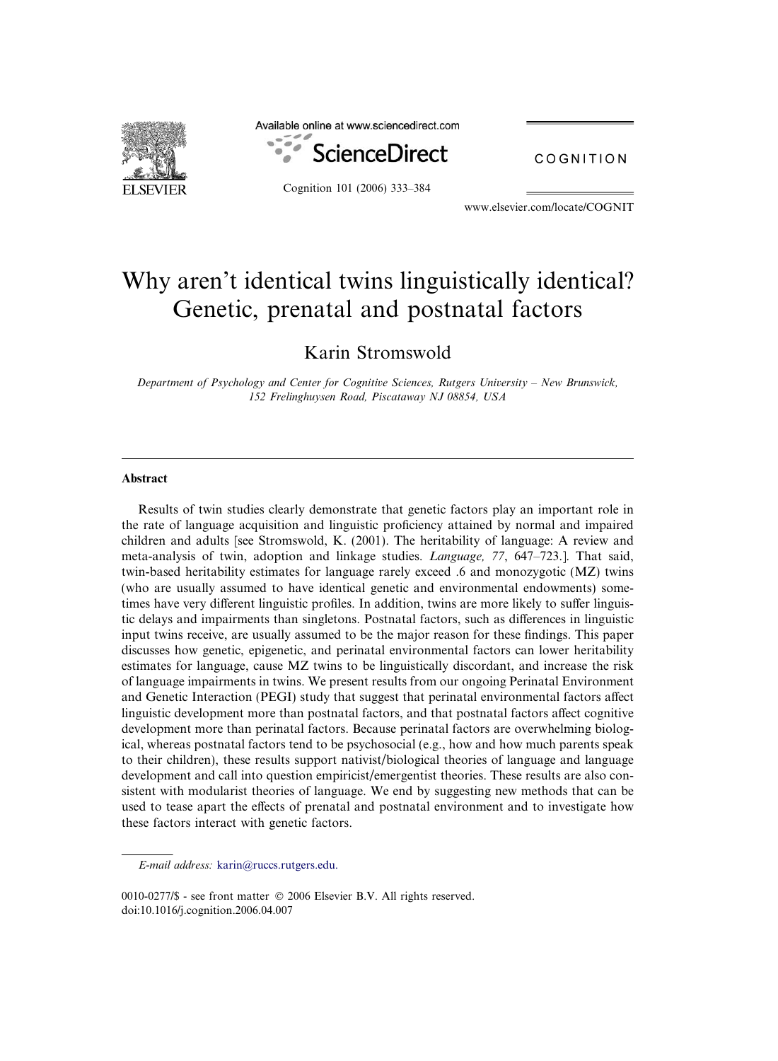# Why aren't identical twins linguistically identical? Genetic, prenatal and postnatal factors

Karin Stromswold

*Department of Psychology and Center for Cognitive Sciences, Rutgers University – New Brunswick, 152 Frelinghuysen Road, Piscataway NJ 08854, USA*

## Abstract

Results of twin studies clearly demonstrate that genetic factors play an important role in the rate of language acquisition and linguistic proficiency attained by normal and impaired children and adults [see Stromswold, K. (2001). The heritability of language: A review and meta-analysis of twin, adoption and linkage studies. *Language, 77*, 647–723.]. That said, twin-based heritability estimates for language rarely exceed .6 and monozygotic (MZ) twins (who are usually assumed to have identical genetic and environmental endowments) sometimes have very different linguistic profiles. In addition, twins are more likely to suffer linguistic delays and impairments than singletons. Postnatal factors, such as differences in linguistic input twins receive, are usually assumed to be the major reason for these findings. This paper discusses how genetic, epigenetic, and perinatal environmental factors can lower heritability estimates for language, cause MZ twins to be linguistically discordant, and increase the risk of language impairments in twins. We present results from our ongoing Perinatal Environment and Genetic Interaction (PEGI) study that suggest that perinatal environmental factors affect linguistic development more than postnatal factors, and that postnatal factors affect cognitive development more than perinatal factors. Because perinatal factors are overwhelming biological, whereas postnatal factors tend to be psychosocial (e.g., how and how much parents speak to their children), these results support nativist/biological theories of language and language development and call into question empiricist/emergentist theories. These results are also consistent with modularist theories of language. We end by suggesting new methods that can be used to tease apart the effects of prenatal and postnatal environment and to investigate how these factors interact with genetic factors.

*E-mail address:* karin@ruccs.rutgers.edu.

0010-0277/$ - see front matter © 2006 Elsevier B.V. All rights reserved.
doi:10.1016/j.cognition.2006.04.007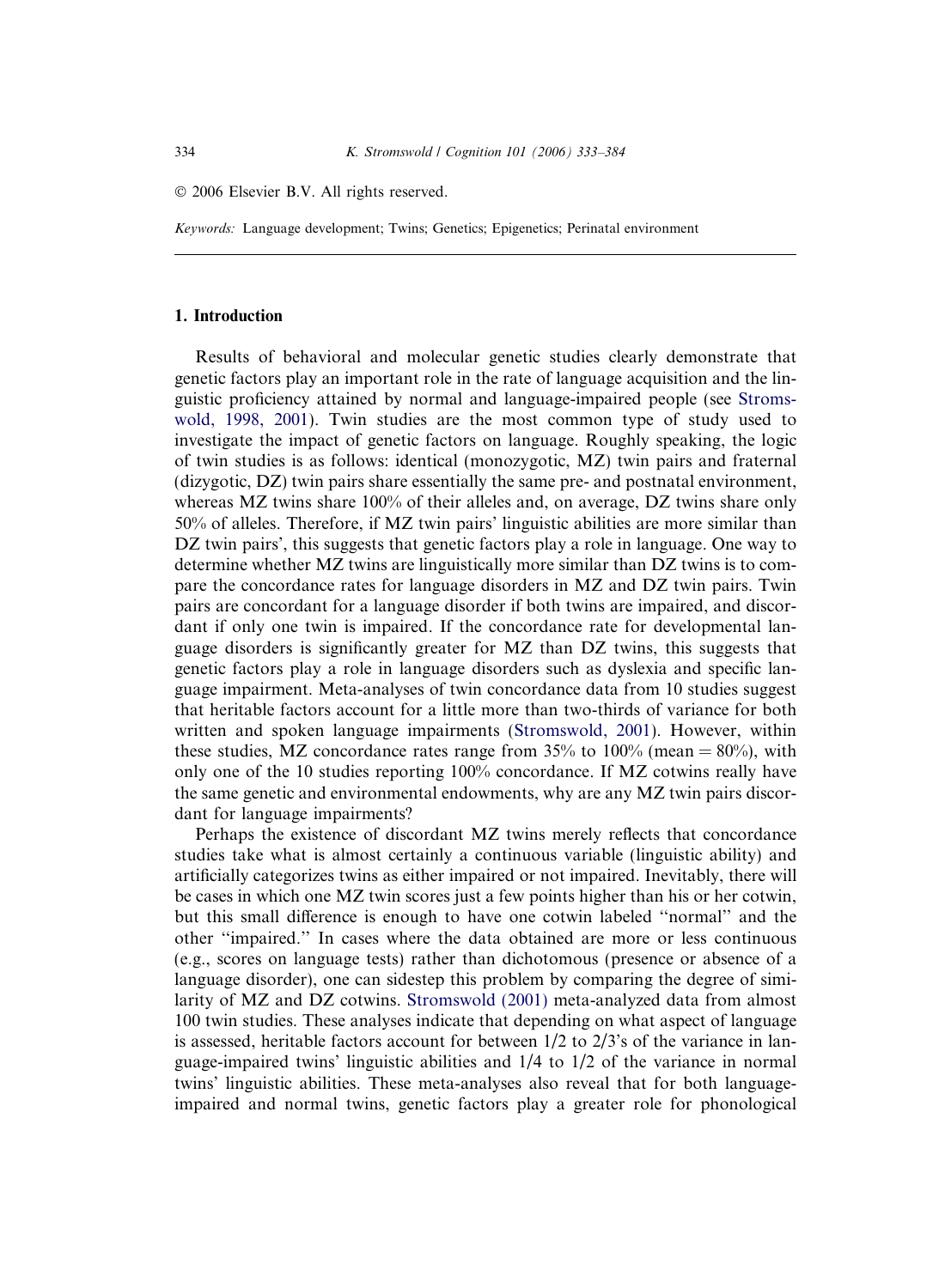© 2006 Elsevier B.V. All rights reserved.

*Keywords:* Language development; Twins; Genetics; Epigenetics; Perinatal environment

## 1. Introduction

Results of behavioral and molecular genetic studies clearly demonstrate that genetic factors play an important role in the rate of language acquisition and the linguistic proficiency attained by normal and language-impaired people (see Stromswold, 1998, 2001). Twin studies are the most common type of study used to investigate the impact of genetic factors on language. Roughly speaking, the logic of twin studies is as follows: identical (monozygotic, MZ) twin pairs and fraternal (dizygotic, DZ) twin pairs share essentially the same pre- and postnatal environment, whereas MZ twins share 100% of their alleles and, on average, DZ twins share only 50% of alleles. Therefore, if MZ twin pairs' linguistic abilities are more similar than DZ twin pairs', this suggests that genetic factors play a role in language. One way to determine whether MZ twins are linguistically more similar than DZ twins is to compare the concordance rates for language disorders in MZ and DZ twin pairs. Twin pairs are concordant for a language disorder if both twins are impaired, and discordant if only one twin is impaired. If the concordance rate for developmental language disorders is significantly greater for MZ than DZ twins, this suggests that genetic factors play a role in language disorders such as dyslexia and specific language impairment. Meta-analyses of twin concordance data from 10 studies suggest that heritable factors account for a little more than two-thirds of variance for both written and spoken language impairments (Stromswold, 2001). However, within these studies, MZ concordance rates range from 35% to 100% (mean = 80%), with only one of the 10 studies reporting 100% concordance. If MZ cotwins really have the same genetic and environmental endowments, why are any MZ twin pairs discordant for language impairments?

Perhaps the existence of discordant MZ twins merely reflects that concordance studies take what is almost certainly a continuous variable (linguistic ability) and artificially categorizes twins as either impaired or not impaired. Inevitably, there will be cases in which one MZ twin scores just a few points higher than his or her cotwin, but this small difference is enough to have one cotwin labeled "normal" and the other "impaired." In cases where the data obtained are more or less continuous (e.g., scores on language tests) rather than dichotomous (presence or absence of a language disorder), one can sidestep this problem by comparing the degree of similarity of MZ and DZ cotwins. Stromswold (2001) meta-analyzed data from almost 100 twin studies. These analyses indicate that depending on what aspect of language is assessed, heritable factors account for between 1/2 to 2/3's of the variance in language-impaired twins' linguistic abilities and 1/4 to 1/2 of the variance in normal twins' linguistic abilities. These meta-analyses also reveal that for both language-impaired and normal twins, genetic factors play a greater role for phonological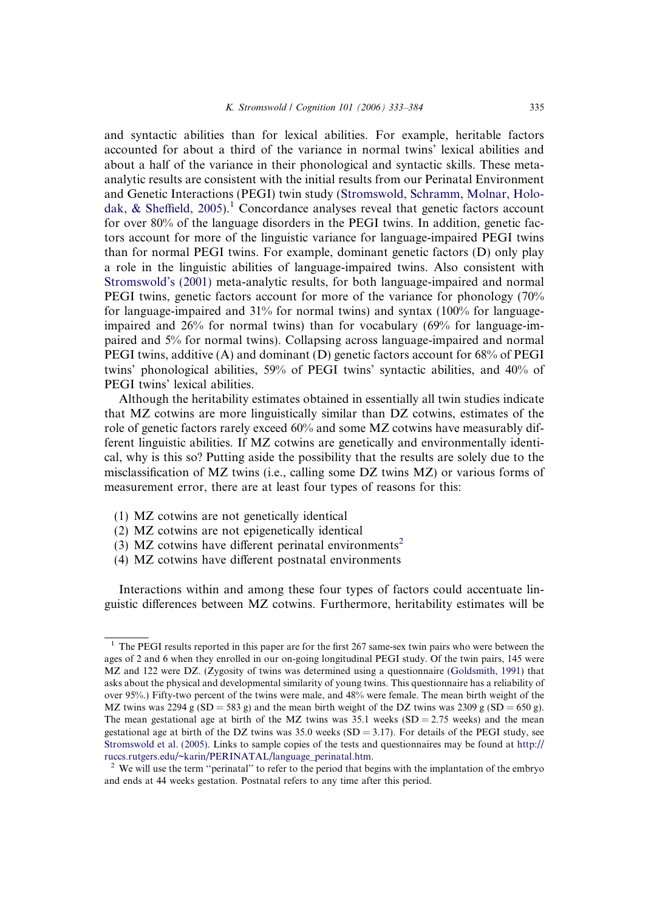and syntactic abilities than for lexical abilities. For example, heritable factors accounted for about a third of the variance in normal twins' lexical abilities and about a half of the variance in their phonological and syntactic skills. These meta-analytic results are consistent with the initial results from our Perinatal Environment and Genetic Interactions (PEGI) twin study (Stromswold, Schramm, Molnar, Holodak, & Sheffield, 2005).[1] Concordance analyses reveal that genetic factors account for over 80% of the language disorders in the PEGI twins. In addition, genetic factors account for more of the linguistic variance for language-impaired PEGI twins than for normal PEGI twins. For example, dominant genetic factors (D) only play a role in the linguistic abilities of language-impaired twins. Also consistent with Stromswold's (2001) meta-analytic results, for both language-impaired and normal PEGI twins, genetic factors account for more of the variance for phonology (70% for language-impaired and 31% for normal twins) and syntax (100% for language-impaired and 26% for normal twins) than for vocabulary (69% for language-impaired and 5% for normal twins). Collapsing across language-impaired and normal PEGI twins, additive (A) and dominant (D) genetic factors account for 68% of PEGI twins' phonological abilities, 59% of PEGI twins' syntactic abilities, and 40% of PEGI twins' lexical abilities.

Although the heritability estimates obtained in essentially all twin studies indicate that MZ cotwins are more linguistically similar than DZ cotwins, estimates of the role of genetic factors rarely exceed 60% and some MZ cotwins have measurably different linguistic abilities. If MZ cotwins are genetically and environmentally identical, why is this so? Putting aside the possibility that the results are solely due to the misclassification of MZ twins (i.e., calling some DZ twins MZ) or various forms of measurement error, there are at least four types of reasons for this:

(1) MZ cotwins are not genetically identical
(2) MZ cotwins are not epigenetically identical
(3) MZ cotwins have different perinatal environments[2]
(4) MZ cotwins have different postnatal environments

Interactions within and among these four types of factors could accentuate linguistic differences between MZ cotwins. Furthermore, heritability estimates will be

---

[1] The PEGI results reported in this paper are for the first 267 same-sex twin pairs who were between the ages of 2 and 6 when they enrolled in our on-going longitudinal PEGI study. Of the twin pairs, 145 were MZ and 122 were DZ. (Zygosity of twins was determined using a questionnaire (Goldsmith, 1991) that asks about the physical and developmental similarity of young twins. This questionnaire has a reliability of over 95%.) Fifty-two percent of the twins were male, and 48% were female. The mean birth weight of the MZ twins was 2294 g (SD = 583 g) and the mean birth weight of the DZ twins was 2309 g (SD = 650 g). The mean gestational age at birth of the MZ twins was 35.1 weeks (SD = 2.75 weeks) and the mean gestational age at birth of the DZ twins was 35.0 weeks (SD = 3.17). For details of the PEGI study, see Stromswold et al. (2005). Links to sample copies of the tests and questionnaires may be found at http://ruccs.rutgers.edu/~karin/PERINATAL/language_perinatal.htm.

[2] We will use the term "perinatal" to refer to the period that begins with the implantation of the embryo and ends at 44 weeks gestation. Postnatal refers to any time after this period.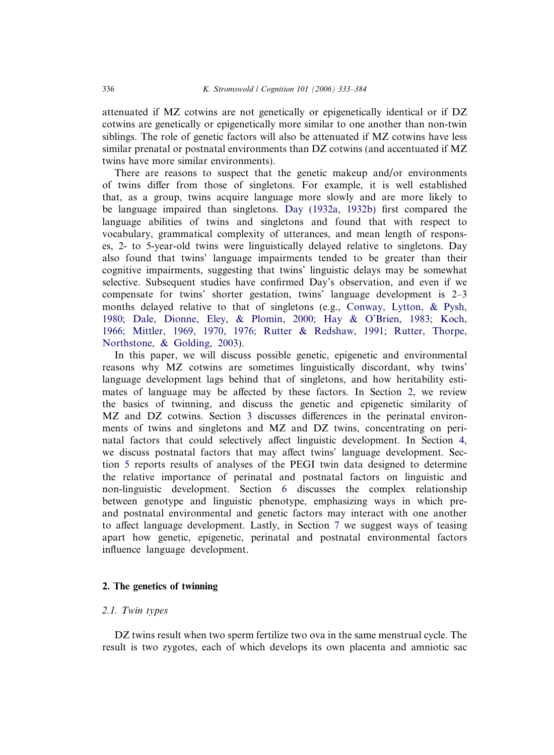attenuated if MZ cotwins are not genetically or epigenetically identical or if DZ cotwins are genetically or epigenetically more similar to one another than non-twin siblings. The role of genetic factors will also be attenuated if MZ cotwins have less similar prenatal or postnatal environments than DZ cotwins (and accentuated if MZ twins have more similar environments).

There are reasons to suspect that the genetic makeup and/or environments of twins differ from those of singletons. For example, it is well established that, as a group, twins acquire language more slowly and are more likely to be language impaired than singletons. Day (1932a, 1932b) first compared the language abilities of twins and singletons and found that with respect to vocabulary, grammatical complexity of utterances, and mean length of responses, 2- to 5-year-old twins were linguistically delayed relative to singletons. Day also found that twins' language impairments tended to be greater than their cognitive impairments, suggesting that twins' linguistic delays may be somewhat selective. Subsequent studies have confirmed Day's observation, and even if we compensate for twins' shorter gestation, twins' language development is 2–3 months delayed relative to that of singletons (e.g., Conway, Lytton, & Pysh, 1980; Dale, Dionne, Eley, & Plomin, 2000; Hay & O'Brien, 1983; Koch, 1966; Mittler, 1969, 1970, 1976; Rutter & Redshaw, 1991; Rutter, Thorpe, Northstone, & Golding, 2003).

In this paper, we will discuss possible genetic, epigenetic and environmental reasons why MZ cotwins are sometimes linguistically discordant, why twins' language development lags behind that of singletons, and how heritability estimates of language may be affected by these factors. In Section 2, we review the basics of twinning, and discuss the genetic and epigenetic similarity of MZ and DZ cotwins. Section 3 discusses differences in the perinatal environments of twins and singletons and MZ and DZ twins, concentrating on perinatal factors that could selectively affect linguistic development. In Section 4, we discuss postnatal factors that may affect twins' language development. Section 5 reports results of analyses of the PEGI twin data designed to determine the relative importance of perinatal and postnatal factors on linguistic and non-linguistic development. Section 6 discusses the complex relationship between genotype and linguistic phenotype, emphasizing ways in which pre- and postnatal environmental and genetic factors may interact with one another to affect language development. Lastly, in Section 7 we suggest ways of teasing apart how genetic, epigenetic, perinatal and postnatal environmental factors influence language development.

## 2. The genetics of twinning

### *2.1. Twin types*

DZ twins result when two sperm fertilize two ova in the same menstrual cycle. The result is two zygotes, each of which develops its own placenta and amniotic sac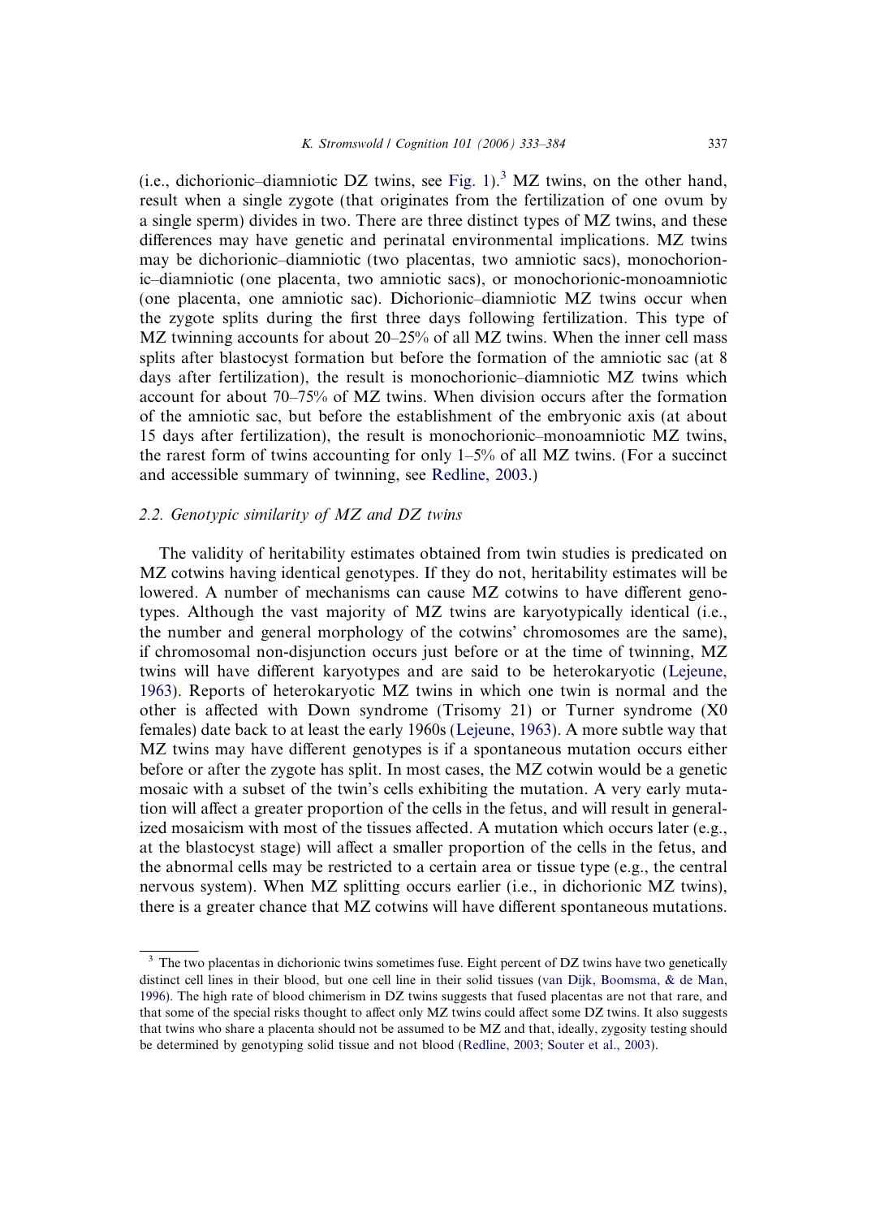(i.e., dichorionic–diamniotic DZ twins, see Fig. 1).[3] MZ twins, on the other hand, result when a single zygote (that originates from the fertilization of one ovum by a single sperm) divides in two. There are three distinct types of MZ twins, and these differences may have genetic and perinatal environmental implications. MZ twins may be dichorionic–diamniotic (two placentas, two amniotic sacs), monochorionic–diamniotic (one placenta, two amniotic sacs), or monochorionic-monoamniotic (one placenta, one amniotic sac). Dichorionic–diamniotic MZ twins occur when the zygote splits during the first three days following fertilization. This type of MZ twinning accounts for about 20–25% of all MZ twins. When the inner cell mass splits after blastocyst formation but before the formation of the amniotic sac (at 8 days after fertilization), the result is monochorionic–diamniotic MZ twins which account for about 70–75% of MZ twins. When division occurs after the formation of the amniotic sac, but before the establishment of the embryonic axis (at about 15 days after fertilization), the result is monochorionic–monoamniotic MZ twins, the rarest form of twins accounting for only 1–5% of all MZ twins. (For a succinct and accessible summary of twinning, see Redline, 2003.)

### 2.2. Genotypic similarity of MZ and DZ twins

The validity of heritability estimates obtained from twin studies is predicated on MZ cotwins having identical genotypes. If they do not, heritability estimates will be lowered. A number of mechanisms can cause MZ cotwins to have different genotypes. Although the vast majority of MZ twins are karyotypically identical (i.e., the number and general morphology of the cotwins' chromosomes are the same), if chromosomal non-disjunction occurs just before or at the time of twinning, MZ twins will have different karyotypes and are said to be heterokaryotic (Lejeune, 1963). Reports of heterokaryotic MZ twins in which one twin is normal and the other is affected with Down syndrome (Trisomy 21) or Turner syndrome (X0 females) date back to at least the early 1960s (Lejeune, 1963). A more subtle way that MZ twins may have different genotypes is if a spontaneous mutation occurs either before or after the zygote has split. In most cases, the MZ cotwin would be a genetic mosaic with a subset of the twin's cells exhibiting the mutation. A very early mutation will affect a greater proportion of the cells in the fetus, and will result in generalized mosaicism with most of the tissues affected. A mutation which occurs later (e.g., at the blastocyst stage) will affect a smaller proportion of the cells in the fetus, and the abnormal cells may be restricted to a certain area or tissue type (e.g., the central nervous system). When MZ splitting occurs earlier (i.e., in dichorionic MZ twins), there is a greater chance that MZ cotwins will have different spontaneous mutations.

[3] The two placentas in dichorionic twins sometimes fuse. Eight percent of DZ twins have two genetically distinct cell lines in their blood, but one cell line in their solid tissues (van Dijk, Boomsma, & de Man, 1996). The high rate of blood chimerism in DZ twins suggests that fused placentas are not that rare, and that some of the special risks thought to affect only MZ twins could affect some DZ twins. It also suggests that twins who share a placenta should not be assumed to be MZ and that, ideally, zygosity testing should be determined by genotyping solid tissue and not blood (Redline, 2003; Souter et al., 2003).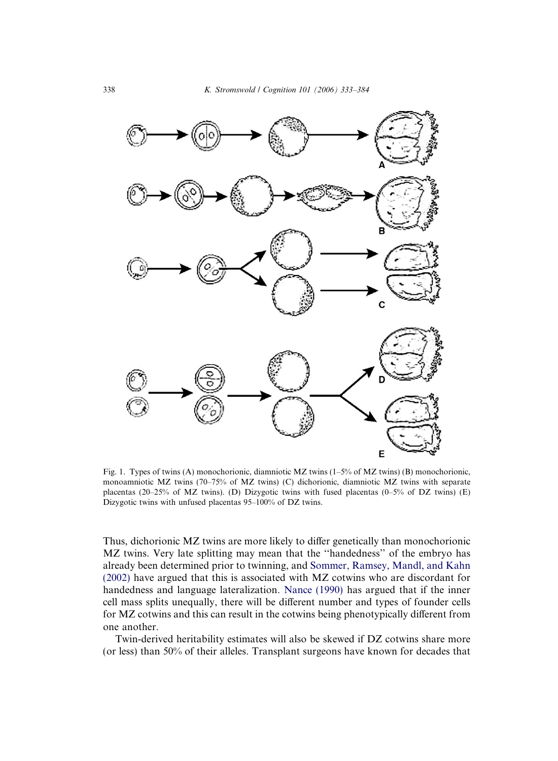Fig. 1. Types of twins (A) monochorionic, diamniotic MZ twins (1–5% of MZ twins) (B) monochorionic, monoamniotic MZ twins (70–75% of MZ twins) (C) dichorionic, diamniotic MZ twins with separate placentas (20–25% of MZ twins). (D) Dizygotic twins with fused placentas (0–5% of DZ twins) (E) Dizygotic twins with unfused placentas 95–100% of DZ twins.

Thus, dichorionic MZ twins are more likely to differ genetically than monochorionic MZ twins. Very late splitting may mean that the ''handedness'' of the embryo has already been determined prior to twinning, and Sommer, Ramsey, Mandl, and Kahn (2002) have argued that this is associated with MZ cotwins who are discordant for handedness and language lateralization. Nance (1990) has argued that if the inner cell mass splits unequally, there will be different number and types of founder cells for MZ cotwins and this can result in the cotwins being phenotypically different from one another.

Twin-derived heritability estimates will also be skewed if DZ cotwins share more (or less) than 50% of their alleles. Transplant surgeons have known for decades that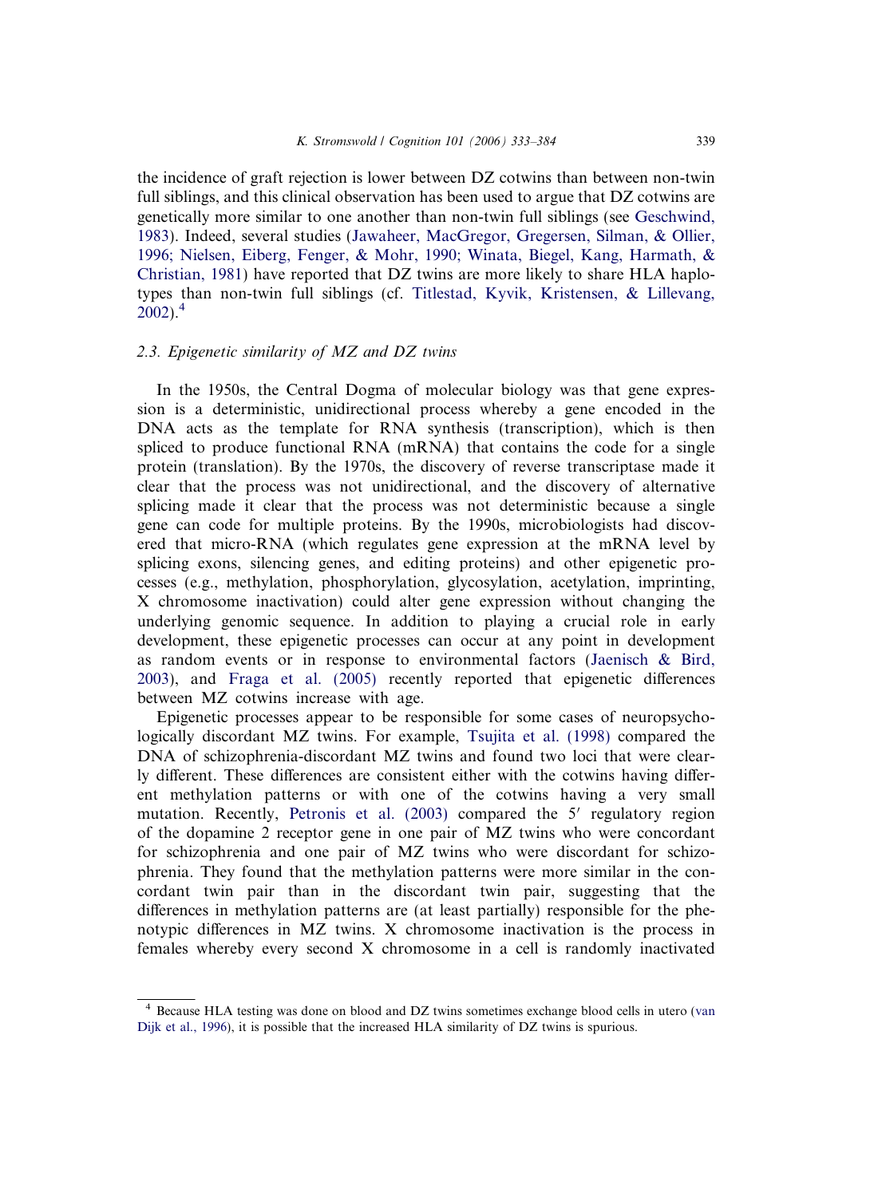the incidence of graft rejection is lower between DZ cotwins than between non-twin full siblings, and this clinical observation has been used to argue that DZ cotwins are genetically more similar to one another than non-twin full siblings (see Geschwind, 1983). Indeed, several studies (Jawaheer, MacGregor, Gregersen, Silman, & Ollier, 1996; Nielsen, Eiberg, Fenger, & Mohr, 1990; Winata, Biegel, Kang, Harmath, & Christian, 1981) have reported that DZ twins are more likely to share HLA haplotypes than non-twin full siblings (cf. Titlestad, Kyvik, Kristensen, & Lillevang, 2002).[4]

### 2.3. Epigenetic similarity of MZ and DZ twins

In the 1950s, the Central Dogma of molecular biology was that gene expression is a deterministic, unidirectional process whereby a gene encoded in the DNA acts as the template for RNA synthesis (transcription), which is then spliced to produce functional RNA (mRNA) that contains the code for a single protein (translation). By the 1970s, the discovery of reverse transcriptase made it clear that the process was not unidirectional, and the discovery of alternative splicing made it clear that the process was not deterministic because a single gene can code for multiple proteins. By the 1990s, microbiologists had discovered that micro-RNA (which regulates gene expression at the mRNA level by splicing exons, silencing genes, and editing proteins) and other epigenetic processes (e.g., methylation, phosphorylation, glycosylation, acetylation, imprinting, X chromosome inactivation) could alter gene expression without changing the underlying genomic sequence. In addition to playing a crucial role in early development, these epigenetic processes can occur at any point in development as random events or in response to environmental factors (Jaenisch & Bird, 2003), and Fraga et al. (2005) recently reported that epigenetic differences between MZ cotwins increase with age.

Epigenetic processes appear to be responsible for some cases of neuropsychologically discordant MZ twins. For example, Tsujita et al. (1998) compared the DNA of schizophrenia-discordant MZ twins and found two loci that were clearly different. These differences are consistent either with the cotwins having different methylation patterns or with one of the cotwins having a very small mutation. Recently, Petronis et al. (2003) compared the 5′ regulatory region of the dopamine 2 receptor gene in one pair of MZ twins who were concordant for schizophrenia and one pair of MZ twins who were discordant for schizophrenia. They found that the methylation patterns were more similar in the concordant twin pair than in the discordant twin pair, suggesting that the differences in methylation patterns are (at least partially) responsible for the phenotypic differences in MZ twins. X chromosome inactivation is the process in females whereby every second X chromosome in a cell is randomly inactivated

---

[4] Because HLA testing was done on blood and DZ twins sometimes exchange blood cells in utero (van Dijk et al., 1996), it is possible that the increased HLA similarity of DZ twins is spurious.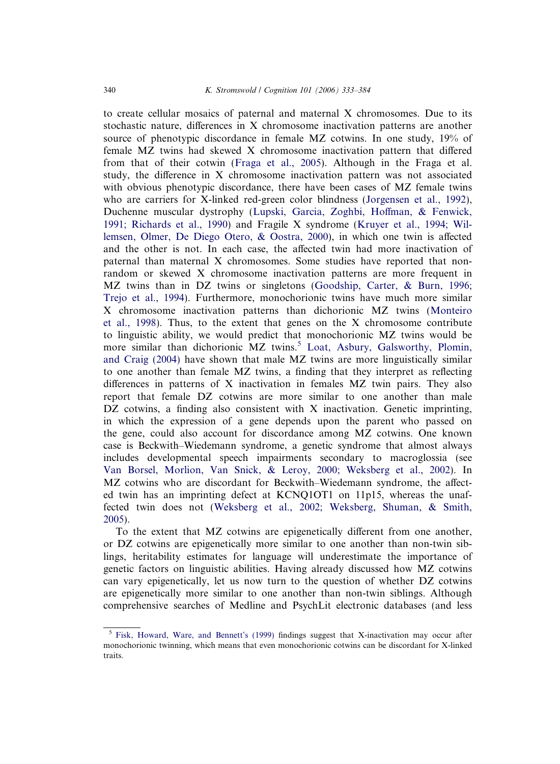to create cellular mosaics of paternal and maternal X chromosomes. Due to its stochastic nature, differences in X chromosome inactivation patterns are another source of phenotypic discordance in female MZ cotwins. In one study, 19% of female MZ twins had skewed X chromosome inactivation pattern that differed from that of their cotwin (Fraga et al., 2005). Although in the Fraga et al. study, the difference in X chromosome inactivation pattern was not associated with obvious phenotypic discordance, there have been cases of MZ female twins who are carriers for X-linked red-green color blindness (Jorgensen et al., 1992), Duchenne muscular dystrophy (Lupski, Garcia, Zoghbi, Hoffman, & Fenwick, 1991; Richards et al., 1990) and Fragile X syndrome (Kruyer et al., 1994; Willemsen, Olmer, De Diego Otero, & Oostra, 2000), in which one twin is affected and the other is not. In each case, the affected twin had more inactivation of paternal than maternal X chromosomes. Some studies have reported that non-random or skewed X chromosome inactivation patterns are more frequent in MZ twins than in DZ twins or singletons (Goodship, Carter, & Burn, 1996; Trejo et al., 1994). Furthermore, monochorionic twins have much more similar X chromosome inactivation patterns than dichorionic MZ twins (Monteiro et al., 1998). Thus, to the extent that genes on the X chromosome contribute to linguistic ability, we would predict that monochorionic MZ twins would be more similar than dichorionic MZ twins.[5] Loat, Asbury, Galsworthy, Plomin, and Craig (2004) have shown that male MZ twins are more linguistically similar to one another than female MZ twins, a finding that they interpret as reflecting differences in patterns of X inactivation in females MZ twin pairs. They also report that female DZ cotwins are more similar to one another than male DZ cotwins, a finding also consistent with X inactivation. Genetic imprinting, in which the expression of a gene depends upon the parent who passed on the gene, could also account for discordance among MZ cotwins. One known case is Beckwith–Wiedemann syndrome, a genetic syndrome that almost always includes developmental speech impairments secondary to macroglossia (see Van Borsel, Morlion, Van Snick, & Leroy, 2000; Weksberg et al., 2002). In MZ cotwins who are discordant for Beckwith–Wiedemann syndrome, the affected twin has an imprinting defect at KCNQ1OT1 on 11p15, whereas the unaffected twin does not (Weksberg et al., 2002; Weksberg, Shuman, & Smith, 2005).

To the extent that MZ cotwins are epigenetically different from one another, or DZ cotwins are epigenetically more similar to one another than non-twin siblings, heritability estimates for language will underestimate the importance of genetic factors on linguistic abilities. Having already discussed how MZ cotwins can vary epigenetically, let us now turn to the question of whether DZ cotwins are epigenetically more similar to one another than non-twin siblings. Although comprehensive searches of Medline and PsychLit electronic databases (and less

[5] Fisk, Howard, Ware, and Bennett's (1999) findings suggest that X-inactivation may occur after monochorionic twinning, which means that even monochorionic cotwins can be discordant for X-linked traits.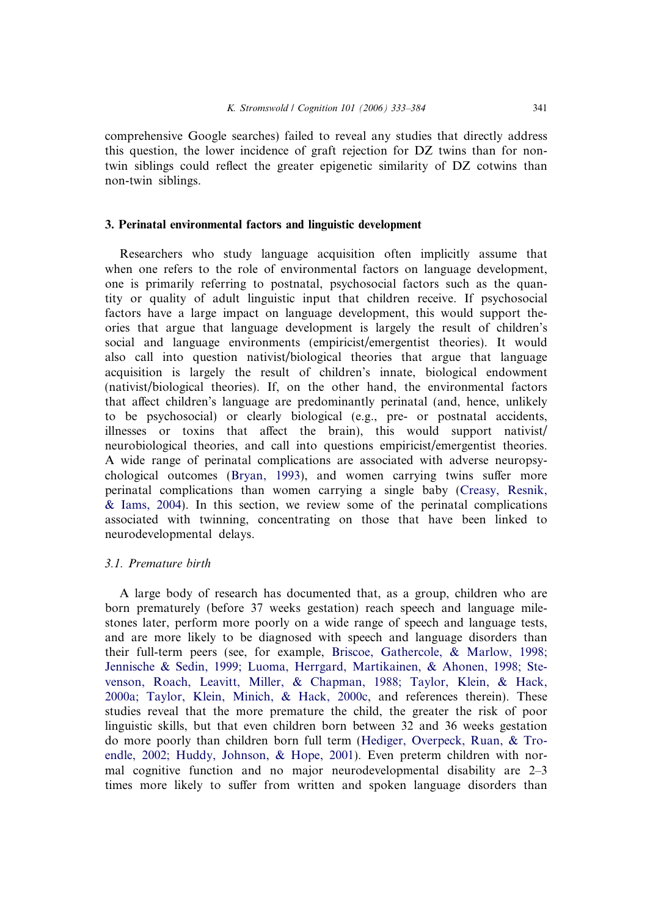comprehensive Google searches) failed to reveal any studies that directly address this question, the lower incidence of graft rejection for DZ twins than for non-twin siblings could reflect the greater epigenetic similarity of DZ cotwins than non-twin siblings.

## 3. Perinatal environmental factors and linguistic development

Researchers who study language acquisition often implicitly assume that when one refers to the role of environmental factors on language development, one is primarily referring to postnatal, psychosocial factors such as the quantity or quality of adult linguistic input that children receive. If psychosocial factors have a large impact on language development, this would support theories that argue that language development is largely the result of children's social and language environments (empiricist/emergentist theories). It would also call into question nativist/biological theories that argue that language acquisition is largely the result of children's innate, biological endowment (nativist/biological theories). If, on the other hand, the environmental factors that affect children's language are predominantly perinatal (and, hence, unlikely to be psychosocial) or clearly biological (e.g., pre- or postnatal accidents, illnesses or toxins that affect the brain), this would support nativist/neurobiological theories, and call into questions empiricist/emergentist theories. A wide range of perinatal complications are associated with adverse neuropsychological outcomes (Bryan, 1993), and women carrying twins suffer more perinatal complications than women carrying a single baby (Creasy, Resnik, & Iams, 2004). In this section, we review some of the perinatal complications associated with twinning, concentrating on those that have been linked to neurodevelopmental delays.

### *3.1. Premature birth*

A large body of research has documented that, as a group, children who are born prematurely (before 37 weeks gestation) reach speech and language milestones later, perform more poorly on a wide range of speech and language tests, and are more likely to be diagnosed with speech and language disorders than their full-term peers (see, for example, Briscoe, Gathercole, & Marlow, 1998; Jennische & Sedin, 1999; Luoma, Herrgard, Martikainen, & Ahonen, 1998; Stevenson, Roach, Leavitt, Miller, & Chapman, 1988; Taylor, Klein, & Hack, 2000a; Taylor, Klein, Minich, & Hack, 2000c, and references therein). These studies reveal that the more premature the child, the greater the risk of poor linguistic skills, but that even children born between 32 and 36 weeks gestation do more poorly than children born full term (Hediger, Overpeck, Ruan, & Troendle, 2002; Huddy, Johnson, & Hope, 2001). Even preterm children with normal cognitive function and no major neurodevelopmental disability are 2–3 times more likely to suffer from written and spoken language disorders than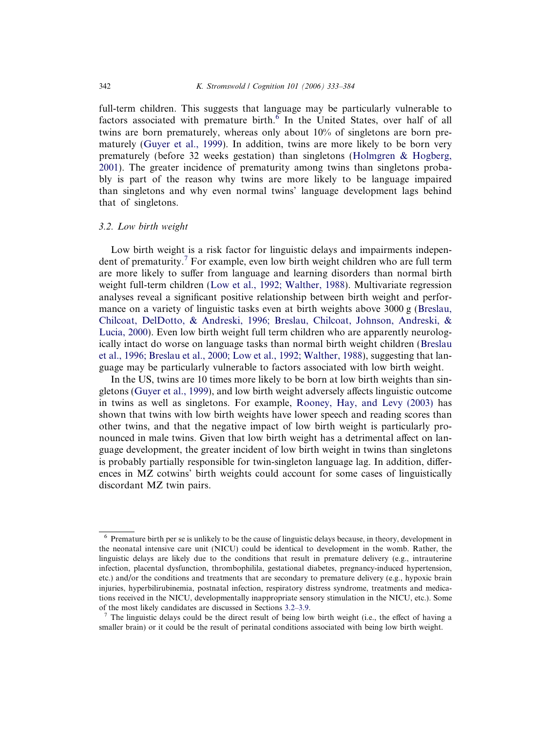full-term children. This suggests that language may be particularly vulnerable to factors associated with premature birth.[6] In the United States, over half of all twins are born prematurely, whereas only about 10% of singletons are born prematurely (Guyer et al., 1999). In addition, twins are more likely to be born very prematurely (before 32 weeks gestation) than singletons (Holmgren & Hogberg, 2001). The greater incidence of prematurity among twins than singletons probably is part of the reason why twins are more likely to be language impaired than singletons and why even normal twins' language development lags behind that of singletons.

### 3.2. Low birth weight

Low birth weight is a risk factor for linguistic delays and impairments independent of prematurity.[7] For example, even low birth weight children who are full term are more likely to suffer from language and learning disorders than normal birth weight full-term children (Low et al., 1992; Walther, 1988). Multivariate regression analyses reveal a significant positive relationship between birth weight and performance on a variety of linguistic tasks even at birth weights above 3000 g (Breslau, Chilcoat, DelDotto, & Andreski, 1996; Breslau, Chilcoat, Johnson, Andreski, & Lucia, 2000). Even low birth weight full term children who are apparently neurologically intact do worse on language tasks than normal birth weight children (Breslau et al., 1996; Breslau et al., 2000; Low et al., 1992; Walther, 1988), suggesting that language may be particularly vulnerable to factors associated with low birth weight.

In the US, twins are 10 times more likely to be born at low birth weights than singletons (Guyer et al., 1999), and low birth weight adversely affects linguistic outcome in twins as well as singletons. For example, Rooney, Hay, and Levy (2003) has shown that twins with low birth weights have lower speech and reading scores than other twins, and that the negative impact of low birth weight is particularly pronounced in male twins. Given that low birth weight has a detrimental affect on language development, the greater incident of low birth weight in twins than singletons is probably partially responsible for twin-singleton language lag. In addition, differences in MZ cotwins' birth weights could account for some cases of linguistically discordant MZ twin pairs.

---

[6] Premature birth per se is unlikely to be the cause of linguistic delays because, in theory, development in the neonatal intensive care unit (NICU) could be identical to development in the womb. Rather, the linguistic delays are likely due to the conditions that result in premature delivery (e.g., intrauterine infection, placental dysfunction, thrombophilila, gestational diabetes, pregnancy-induced hypertension, etc.) and/or the conditions and treatments that are secondary to premature delivery (e.g., hypoxic brain injuries, hyperbilirubinemia, postnatal infection, respiratory distress syndrome, treatments and medications received in the NICU, developmentally inappropriate sensory stimulation in the NICU, etc.). Some of the most likely candidates are discussed in Sections 3.2–3.9.

[7] The linguistic delays could be the direct result of being low birth weight (i.e., the effect of having a smaller brain) or it could be the result of perinatal conditions associated with being low birth weight.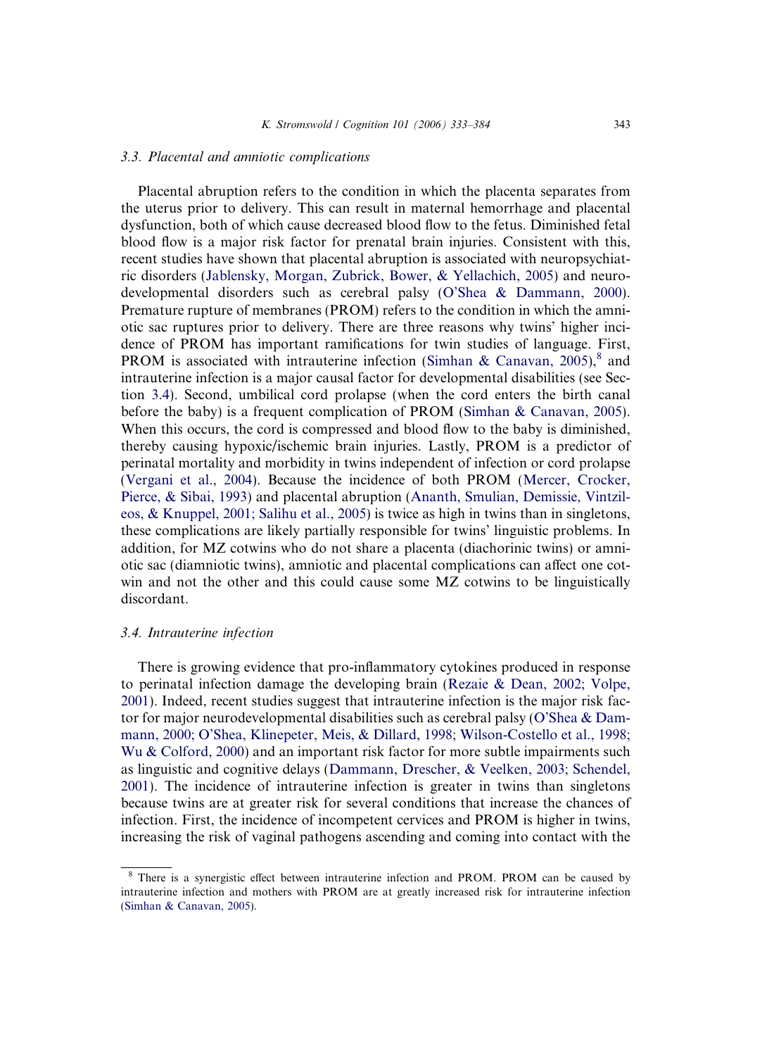### 3.3. Placental and amniotic complications

Placental abruption refers to the condition in which the placenta separates from the uterus prior to delivery. This can result in maternal hemorrhage and placental dysfunction, both of which cause decreased blood flow to the fetus. Diminished fetal blood flow is a major risk factor for prenatal brain injuries. Consistent with this, recent studies have shown that placental abruption is associated with neuropsychiatric disorders (Jablensky, Morgan, Zubrick, Bower, & Yellachich, 2005) and neurodevelopmental disorders such as cerebral palsy (O'Shea & Dammann, 2000). Premature rupture of membranes (PROM) refers to the condition in which the amniotic sac ruptures prior to delivery. There are three reasons why twins' higher incidence of PROM has important ramifications for twin studies of language. First, PROM is associated with intrauterine infection (Simhan & Canavan, 2005),[8] and intrauterine infection is a major causal factor for developmental disabilities (see Section 3.4). Second, umbilical cord prolapse (when the cord enters the birth canal before the baby) is a frequent complication of PROM (Simhan & Canavan, 2005). When this occurs, the cord is compressed and blood flow to the baby is diminished, thereby causing hypoxic/ischemic brain injuries. Lastly, PROM is a predictor of perinatal mortality and morbidity in twins independent of infection or cord prolapse (Vergani et al., 2004). Because the incidence of both PROM (Mercer, Crocker, Pierce, & Sibai, 1993) and placental abruption (Ananth, Smulian, Demissie, Vintzileos, & Knuppel, 2001; Salihu et al., 2005) is twice as high in twins than in singletons, these complications are likely partially responsible for twins' linguistic problems. In addition, for MZ cotwins who do not share a placenta (diachorinic twins) or amniotic sac (diamniotic twins), amniotic and placental complications can affect one cotwin and not the other and this could cause some MZ cotwins to be linguistically discordant.

### 3.4. Intrauterine infection

There is growing evidence that pro-inflammatory cytokines produced in response to perinatal infection damage the developing brain (Rezaie & Dean, 2002; Volpe, 2001). Indeed, recent studies suggest that intrauterine infection is the major risk factor for major neurodevelopmental disabilities such as cerebral palsy (O'Shea & Dammann, 2000; O'Shea, Klinepeter, Meis, & Dillard, 1998; Wilson-Costello et al., 1998; Wu & Colford, 2000) and an important risk factor for more subtle impairments such as linguistic and cognitive delays (Dammann, Drescher, & Veelken, 2003; Schendel, 2001). The incidence of intrauterine infection is greater in twins than singletons because twins are at greater risk for several conditions that increase the chances of infection. First, the incidence of incompetent cervices and PROM is higher in twins, increasing the risk of vaginal pathogens ascending and coming into contact with the

[8] There is a synergistic effect between intrauterine infection and PROM. PROM can be caused by intrauterine infection and mothers with PROM are at greatly increased risk for intrauterine infection (Simhan & Canavan, 2005).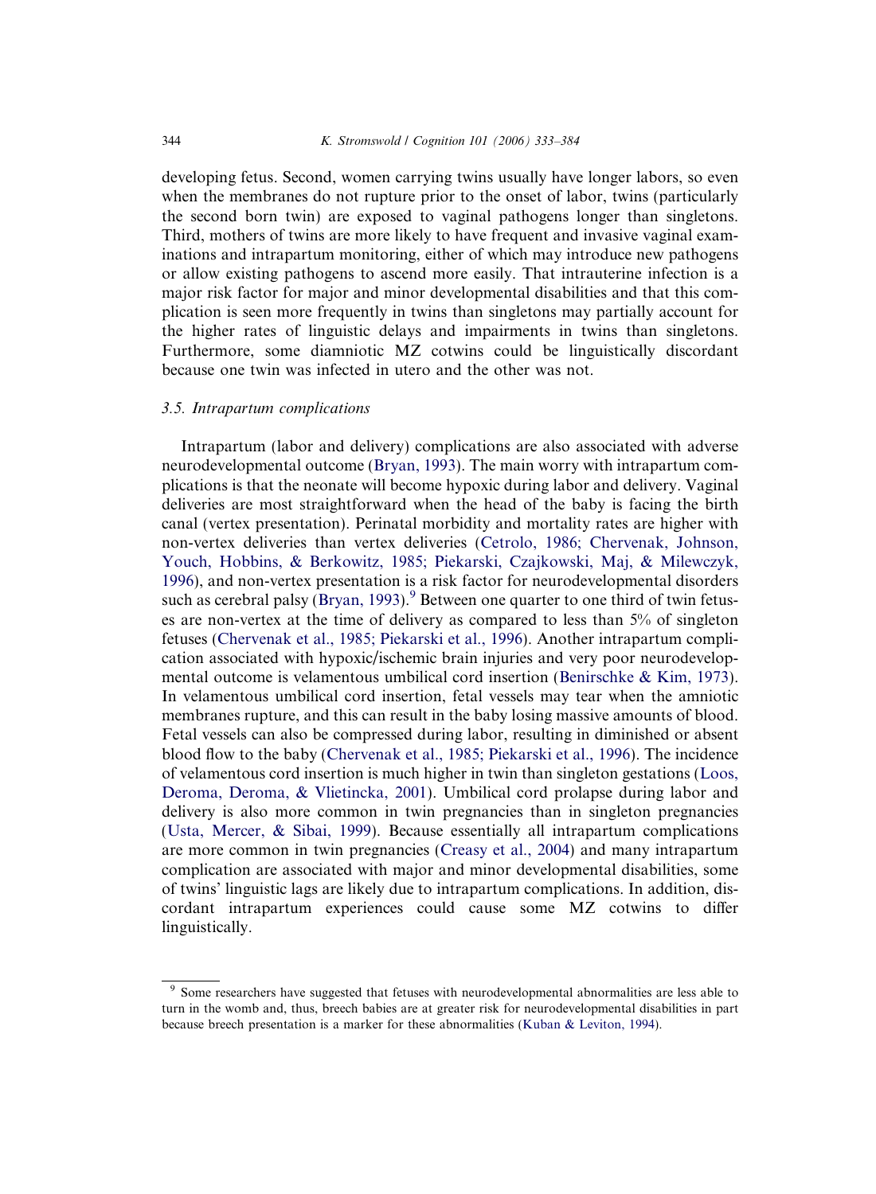developing fetus. Second, women carrying twins usually have longer labors, so even when the membranes do not rupture prior to the onset of labor, twins (particularly the second born twin) are exposed to vaginal pathogens longer than singletons. Third, mothers of twins are more likely to have frequent and invasive vaginal examinations and intrapartum monitoring, either of which may introduce new pathogens or allow existing pathogens to ascend more easily. That intrauterine infection is a major risk factor for major and minor developmental disabilities and that this complication is seen more frequently in twins than singletons may partially account for the higher rates of linguistic delays and impairments in twins than singletons. Furthermore, some diamniotic MZ cotwins could be linguistically discordant because one twin was infected in utero and the other was not.

### 3.5. *Intrapartum complications*

Intrapartum (labor and delivery) complications are also associated with adverse neurodevelopmental outcome (Bryan, 1993). The main worry with intrapartum complications is that the neonate will become hypoxic during labor and delivery. Vaginal deliveries are most straightforward when the head of the baby is facing the birth canal (vertex presentation). Perinatal morbidity and mortality rates are higher with non-vertex deliveries than vertex deliveries (Cetrolo, 1986; Chervenak, Johnson, Youch, Hobbins, & Berkowitz, 1985; Piekarski, Czajkowski, Maj, & Milewczyk, 1996), and non-vertex presentation is a risk factor for neurodevelopmental disorders such as cerebral palsy (Bryan, 1993).[9] Between one quarter to one third of twin fetuses are non-vertex at the time of delivery as compared to less than 5% of singleton fetuses (Chervenak et al., 1985; Piekarski et al., 1996). Another intrapartum complication associated with hypoxic/ischemic brain injuries and very poor neurodevelopmental outcome is velamentous umbilical cord insertion (Benirschke & Kim, 1973). In velamentous umbilical cord insertion, fetal vessels may tear when the amniotic membranes rupture, and this can result in the baby losing massive amounts of blood. Fetal vessels can also be compressed during labor, resulting in diminished or absent blood flow to the baby (Chervenak et al., 1985; Piekarski et al., 1996). The incidence of velamentous cord insertion is much higher in twin than singleton gestations (Loos, Deroma, Deroma, & Vlietincka, 2001). Umbilical cord prolapse during labor and delivery is also more common in twin pregnancies than in singleton pregnancies (Usta, Mercer, & Sibai, 1999). Because essentially all intrapartum complications are more common in twin pregnancies (Creasy et al., 2004) and many intrapartum complication are associated with major and minor developmental disabilities, some of twins' linguistic lags are likely due to intrapartum complications. In addition, discordant intrapartum experiences could cause some MZ cotwins to differ linguistically.

[9] Some researchers have suggested that fetuses with neurodevelopmental abnormalities are less able to turn in the womb and, thus, breech babies are at greater risk for neurodevelopmental disabilities in part because breech presentation is a marker for these abnormalities (Kuban & Leviton, 1994).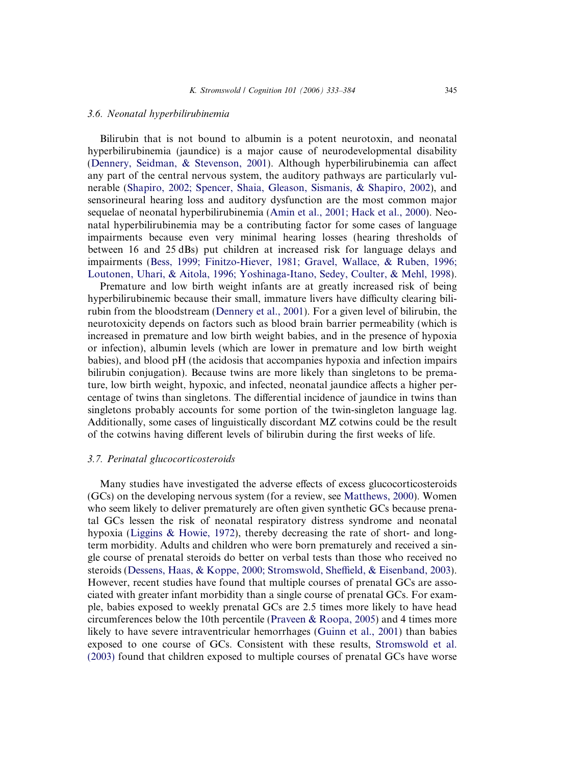### 3.6. Neonatal hyperbilirubinemia

Bilirubin that is not bound to albumin is a potent neurotoxin, and neonatal hyperbilirubinemia (jaundice) is a major cause of neurodevelopmental disability (Dennery, Seidman, & Stevenson, 2001). Although hyperbilirubinemia can affect any part of the central nervous system, the auditory pathways are particularly vulnerable (Shapiro, 2002; Spencer, Shaia, Gleason, Sismanis, & Shapiro, 2002), and sensorineural hearing loss and auditory dysfunction are the most common major sequelae of neonatal hyperbilirubinemia (Amin et al., 2001; Hack et al., 2000). Neonatal hyperbilirubinemia may be a contributing factor for some cases of language impairments because even very minimal hearing losses (hearing thresholds of between 16 and 25 dBs) put children at increased risk for language delays and impairments (Bess, 1999; Finitzo-Hiever, 1981; Gravel, Wallace, & Ruben, 1996; Loutonen, Uhari, & Aitola, 1996; Yoshinaga-Itano, Sedey, Coulter, & Mehl, 1998).

Premature and low birth weight infants are at greatly increased risk of being hyperbilirubinemic because their small, immature livers have difficulty clearing bilirubin from the bloodstream (Dennery et al., 2001). For a given level of bilirubin, the neurotoxicity depends on factors such as blood brain barrier permeability (which is increased in premature and low birth weight babies, and in the presence of hypoxia or infection), albumin levels (which are lower in premature and low birth weight babies), and blood pH (the acidosis that accompanies hypoxia and infection impairs bilirubin conjugation). Because twins are more likely than singletons to be premature, low birth weight, hypoxic, and infected, neonatal jaundice affects a higher percentage of twins than singletons. The differential incidence of jaundice in twins than singletons probably accounts for some portion of the twin-singleton language lag. Additionally, some cases of linguistically discordant MZ cotwins could be the result of the cotwins having different levels of bilirubin during the first weeks of life.

### 3.7. Perinatal glucocorticosteroids

Many studies have investigated the adverse effects of excess glucocorticosteroids (GCs) on the developing nervous system (for a review, see Matthews, 2000). Women who seem likely to deliver prematurely are often given synthetic GCs because prenatal GCs lessen the risk of neonatal respiratory distress syndrome and neonatal hypoxia (Liggins & Howie, 1972), thereby decreasing the rate of short- and long-term morbidity. Adults and children who were born prematurely and received a single course of prenatal steroids do better on verbal tests than those who received no steroids (Dessens, Haas, & Koppe, 2000; Stromswold, Sheffield, & Eisenband, 2003). However, recent studies have found that multiple courses of prenatal GCs are associated with greater infant morbidity than a single course of prenatal GCs. For example, babies exposed to weekly prenatal GCs are 2.5 times more likely to have head circumferences below the 10th percentile (Praveen & Roopa, 2005) and 4 times more likely to have severe intraventricular hemorrhages (Guinn et al., 2001) than babies exposed to one course of GCs. Consistent with these results, Stromswold et al. (2003) found that children exposed to multiple courses of prenatal GCs have worse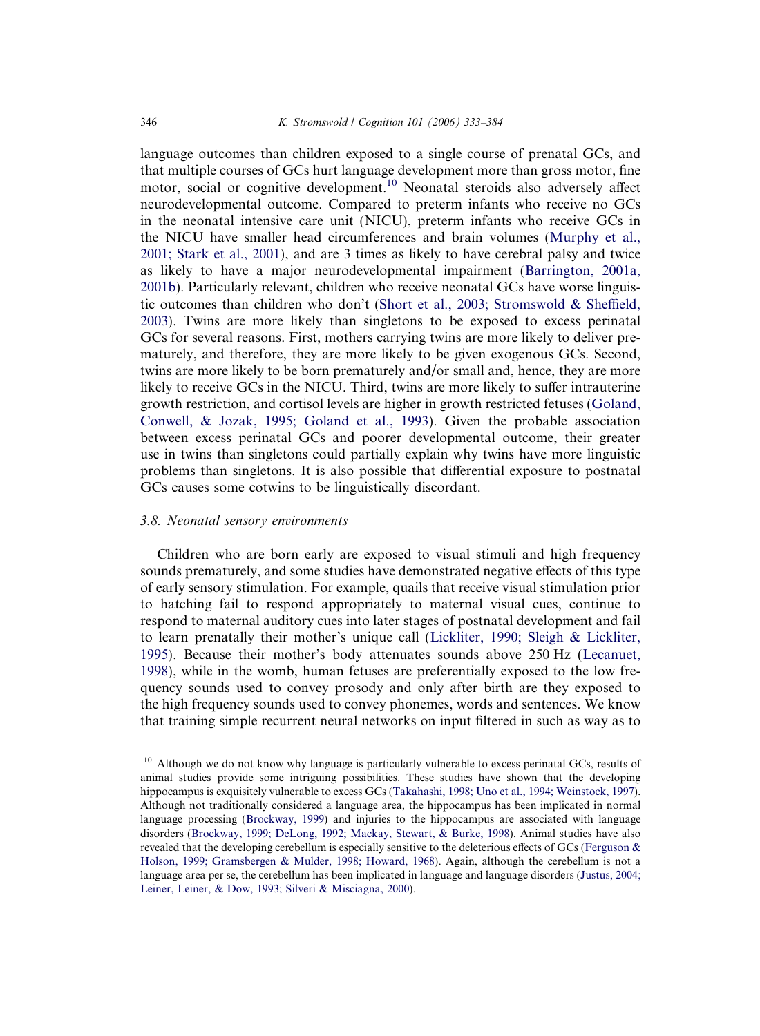language outcomes than children exposed to a single course of prenatal GCs, and that multiple courses of GCs hurt language development more than gross motor, fine motor, social or cognitive development.[10] Neonatal steroids also adversely affect neurodevelopmental outcome. Compared to preterm infants who receive no GCs in the neonatal intensive care unit (NICU), preterm infants who receive GCs in the NICU have smaller head circumferences and brain volumes (Murphy et al., 2001; Stark et al., 2001), and are 3 times as likely to have cerebral palsy and twice as likely to have a major neurodevelopmental impairment (Barrington, 2001a, 2001b). Particularly relevant, children who receive neonatal GCs have worse linguistic outcomes than children who don't (Short et al., 2003; Stromswold & Sheffield, 2003). Twins are more likely than singletons to be exposed to excess perinatal GCs for several reasons. First, mothers carrying twins are more likely to deliver prematurely, and therefore, they are more likely to be given exogenous GCs. Second, twins are more likely to be born prematurely and/or small and, hence, they are more likely to receive GCs in the NICU. Third, twins are more likely to suffer intrauterine growth restriction, and cortisol levels are higher in growth restricted fetuses (Goland, Conwell, & Jozak, 1995; Goland et al., 1993). Given the probable association between excess perinatal GCs and poorer developmental outcome, their greater use in twins than singletons could partially explain why twins have more linguistic problems than singletons. It is also possible that differential exposure to postnatal GCs causes some cotwins to be linguistically discordant.

### 3.8. *Neonatal sensory environments*

Children who are born early are exposed to visual stimuli and high frequency sounds prematurely, and some studies have demonstrated negative effects of this type of early sensory stimulation. For example, quails that receive visual stimulation prior to hatching fail to respond appropriately to maternal visual cues, continue to respond to maternal auditory cues into later stages of postnatal development and fail to learn prenatally their mother's unique call (Lickliter, 1990; Sleigh & Lickliter, 1995). Because their mother's body attenuates sounds above 250 Hz (Lecanuet, 1998), while in the womb, human fetuses are preferentially exposed to the low frequency sounds used to convey prosody and only after birth are they exposed to the high frequency sounds used to convey phonemes, words and sentences. We know that training simple recurrent neural networks on input filtered in such as way as to

[10] Although we do not know why language is particularly vulnerable to excess perinatal GCs, results of animal studies provide some intriguing possibilities. These studies have shown that the developing hippocampus is exquisitely vulnerable to excess GCs (Takahashi, 1998; Uno et al., 1994; Weinstock, 1997). Although not traditionally considered a language area, the hippocampus has been implicated in normal language processing (Brockway, 1999) and injuries to the hippocampus are associated with language disorders (Brockway, 1999; DeLong, 1992; Mackay, Stewart, & Burke, 1998). Animal studies have also revealed that the developing cerebellum is especially sensitive to the deleterious effects of GCs (Ferguson & Holson, 1999; Gramsbergen & Mulder, 1998; Howard, 1968). Again, although the cerebellum is not a language area per se, the cerebellum has been implicated in language and language disorders (Justus, 2004; Leiner, Leiner, & Dow, 1993; Silveri & Misciagna, 2000).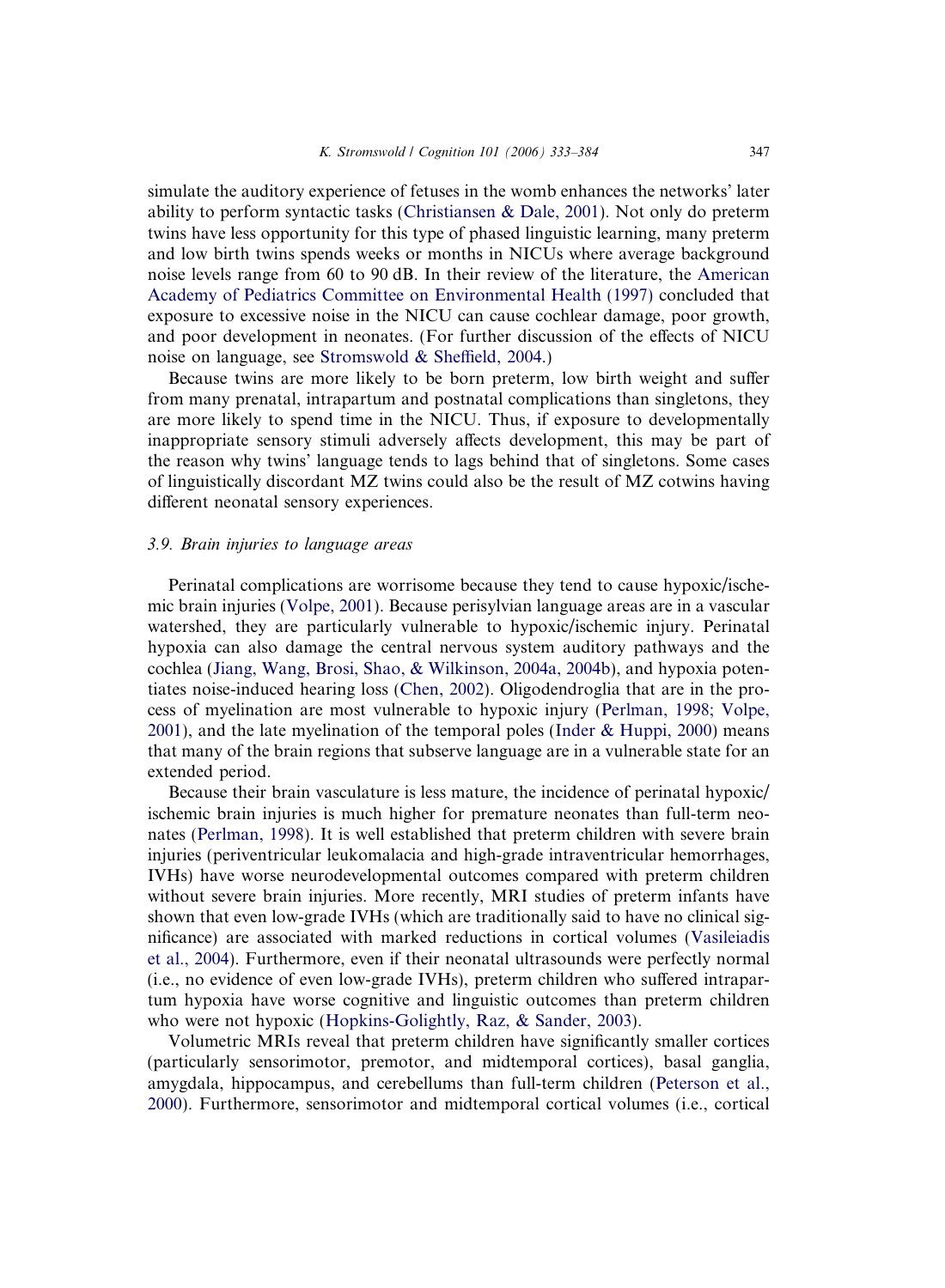simulate the auditory experience of fetuses in the womb enhances the networks' later ability to perform syntactic tasks (Christiansen & Dale, 2001). Not only do preterm twins have less opportunity for this type of phased linguistic learning, many preterm and low birth twins spends weeks or months in NICUs where average background noise levels range from 60 to 90 dB. In their review of the literature, the American Academy of Pediatrics Committee on Environmental Health (1997) concluded that exposure to excessive noise in the NICU can cause cochlear damage, poor growth, and poor development in neonates. (For further discussion of the effects of NICU noise on language, see Stromswold & Sheffield, 2004.)

Because twins are more likely to be born preterm, low birth weight and suffer from many prenatal, intrapartum and postnatal complications than singletons, they are more likely to spend time in the NICU. Thus, if exposure to developmentally inappropriate sensory stimuli adversely affects development, this may be part of the reason why twins' language tends to lags behind that of singletons. Some cases of linguistically discordant MZ twins could also be the result of MZ cotwins having different neonatal sensory experiences.

### *3.9. Brain injuries to language areas*

Perinatal complications are worrisome because they tend to cause hypoxic/ischemic brain injuries (Volpe, 2001). Because perisylvian language areas are in a vascular watershed, they are particularly vulnerable to hypoxic/ischemic injury. Perinatal hypoxia can also damage the central nervous system auditory pathways and the cochlea (Jiang, Wang, Brosi, Shao, & Wilkinson, 2004a, 2004b), and hypoxia potentiates noise-induced hearing loss (Chen, 2002). Oligodendroglia that are in the process of myelination are most vulnerable to hypoxic injury (Perlman, 1998; Volpe, 2001), and the late myelination of the temporal poles (Inder & Huppi, 2000) means that many of the brain regions that subserve language are in a vulnerable state for an extended period.

Because their brain vasculature is less mature, the incidence of perinatal hypoxic/ischemic brain injuries is much higher for premature neonates than full-term neonates (Perlman, 1998). It is well established that preterm children with severe brain injuries (periventricular leukomalacia and high-grade intraventricular hemorrhages, IVHs) have worse neurodevelopmental outcomes compared with preterm children without severe brain injuries. More recently, MRI studies of preterm infants have shown that even low-grade IVHs (which are traditionally said to have no clinical significance) are associated with marked reductions in cortical volumes (Vasileiadis et al., 2004). Furthermore, even if their neonatal ultrasounds were perfectly normal (i.e., no evidence of even low-grade IVHs), preterm children who suffered intrapartum hypoxia have worse cognitive and linguistic outcomes than preterm children who were not hypoxic (Hopkins-Golightly, Raz, & Sander, 2003).

Volumetric MRIs reveal that preterm children have significantly smaller cortices (particularly sensorimotor, premotor, and midtemporal cortices), basal ganglia, amygdala, hippocampus, and cerebellums than full-term children (Peterson et al., 2000). Furthermore, sensorimotor and midtemporal cortical volumes (i.e., cortical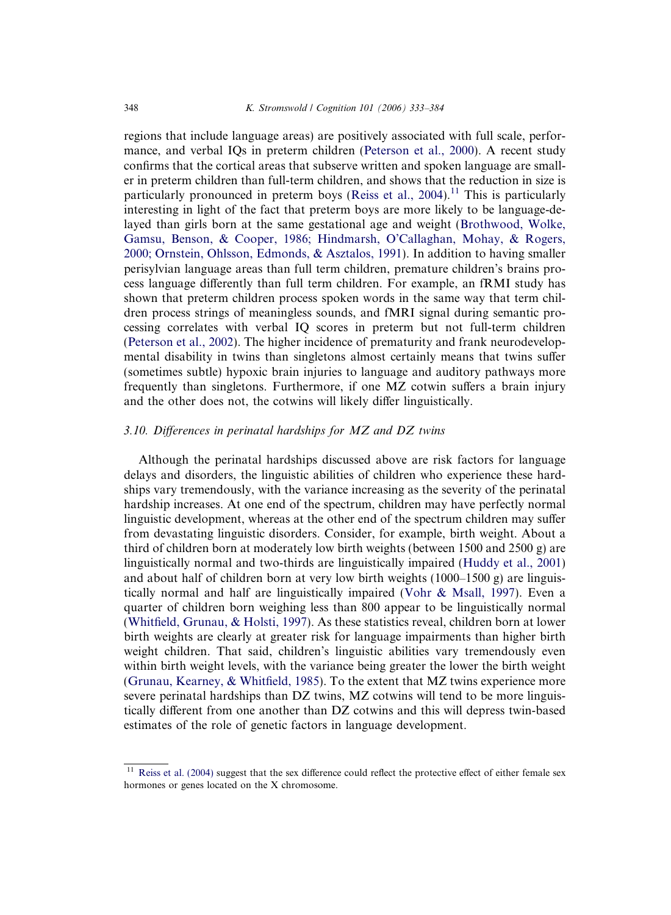regions that include language areas) are positively associated with full scale, performance, and verbal IQs in preterm children (Peterson et al., 2000). A recent study confirms that the cortical areas that subserve written and spoken language are smaller in preterm children than full-term children, and shows that the reduction in size is particularly pronounced in preterm boys (Reiss et al., 2004).[11] This is particularly interesting in light of the fact that preterm boys are more likely to be language-delayed than girls born at the same gestational age and weight (Brothwood, Wolke, Gamsu, Benson, & Cooper, 1986; Hindmarsh, O'Callaghan, Mohay, & Rogers, 2000; Ornstein, Ohlsson, Edmonds, & Asztalos, 1991). In addition to having smaller perisylvian language areas than full term children, premature children's brains process language differently than full term children. For example, an fRMI study has shown that preterm children process spoken words in the same way that term children process strings of meaningless sounds, and fMRI signal during semantic processing correlates with verbal IQ scores in preterm but not full-term children (Peterson et al., 2002). The higher incidence of prematurity and frank neurodevelopmental disability in twins than singletons almost certainly means that twins suffer (sometimes subtle) hypoxic brain injuries to language and auditory pathways more frequently than singletons. Furthermore, if one MZ cotwin suffers a brain injury and the other does not, the cotwins will likely differ linguistically.

### 3.10. *Differences in perinatal hardships for MZ and DZ twins*

Although the perinatal hardships discussed above are risk factors for language delays and disorders, the linguistic abilities of children who experience these hardships vary tremendously, with the variance increasing as the severity of the perinatal hardship increases. At one end of the spectrum, children may have perfectly normal linguistic development, whereas at the other end of the spectrum children may suffer from devastating linguistic disorders. Consider, for example, birth weight. About a third of children born at moderately low birth weights (between 1500 and 2500 g) are linguistically normal and two-thirds are linguistically impaired (Huddy et al., 2001) and about half of children born at very low birth weights (1000–1500 g) are linguistically normal and half are linguistically impaired (Vohr & Msall, 1997). Even a quarter of children born weighing less than 800 appear to be linguistically normal (Whitfield, Grunau, & Holsti, 1997). As these statistics reveal, children born at lower birth weights are clearly at greater risk for language impairments than higher birth weight children. That said, children's linguistic abilities vary tremendously even within birth weight levels, with the variance being greater the lower the birth weight (Grunau, Kearney, & Whitfield, 1985). To the extent that MZ twins experience more severe perinatal hardships than DZ twins, MZ cotwins will tend to be more linguistically different from one another than DZ cotwins and this will depress twin-based estimates of the role of genetic factors in language development.

[11] Reiss et al. (2004) suggest that the sex difference could reflect the protective effect of either female sex hormones or genes located on the X chromosome.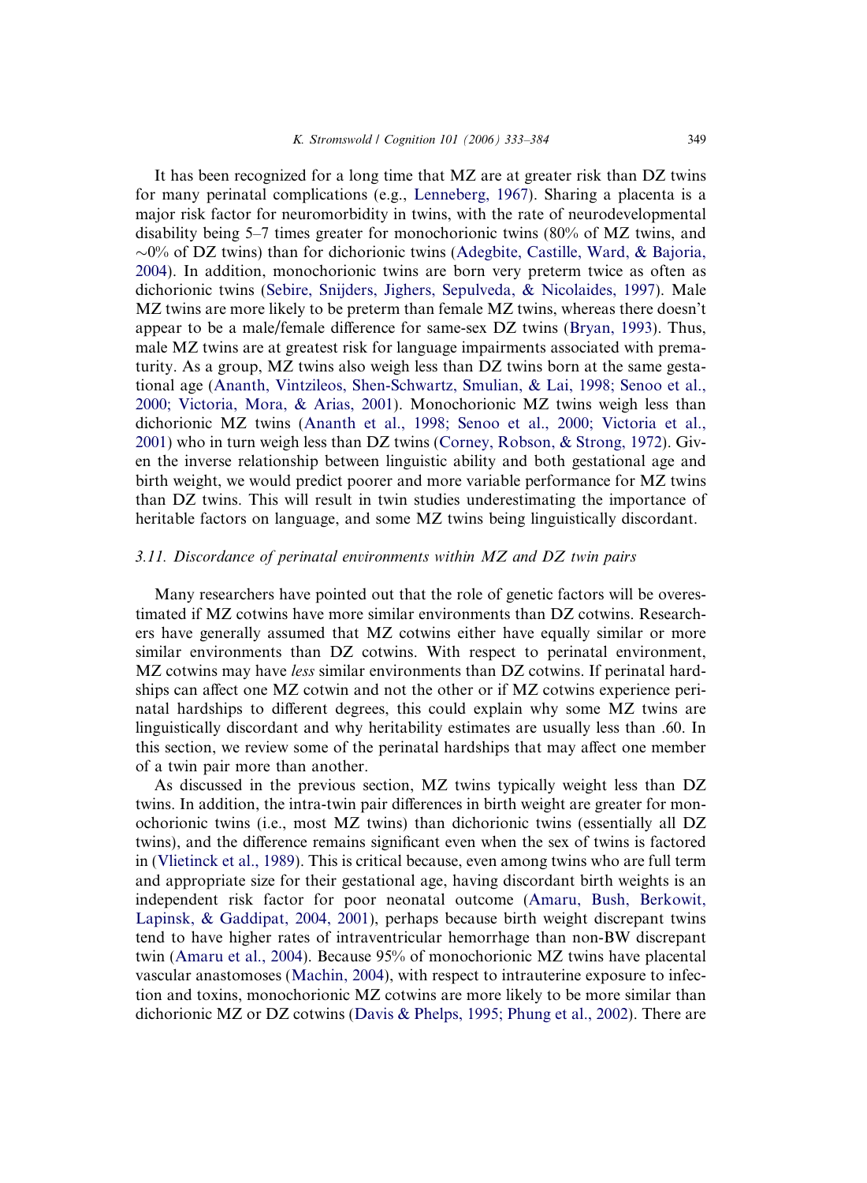It has been recognized for a long time that MZ are at greater risk than DZ twins for many perinatal complications (e.g., Lenneberg, 1967). Sharing a placenta is a major risk factor for neuromorbidity in twins, with the rate of neurodevelopmental disability being 5–7 times greater for monochorionic twins (80% of MZ twins, and ~0% of DZ twins) than for dichorionic twins (Adegbite, Castille, Ward, & Bajoria, 2004). In addition, monochorionic twins are born very preterm twice as often as dichorionic twins (Sebire, Snijders, Jighers, Sepulveda, & Nicolaides, 1997). Male MZ twins are more likely to be preterm than female MZ twins, whereas there doesn't appear to be a male/female difference for same-sex DZ twins (Bryan, 1993). Thus, male MZ twins are at greatest risk for language impairments associated with prematurity. As a group, MZ twins also weigh less than DZ twins born at the same gestational age (Ananth, Vintzileos, Shen-Schwartz, Smulian, & Lai, 1998; Senoo et al., 2000; Victoria, Mora, & Arias, 2001). Monochorionic MZ twins weigh less than dichorionic MZ twins (Ananth et al., 1998; Senoo et al., 2000; Victoria et al., 2001) who in turn weigh less than DZ twins (Corney, Robson, & Strong, 1972). Given the inverse relationship between linguistic ability and both gestational age and birth weight, we would predict poorer and more variable performance for MZ twins than DZ twins. This will result in twin studies underestimating the importance of heritable factors on language, and some MZ twins being linguistically discordant.

### 3.11. Discordance of perinatal environments within MZ and DZ twin pairs

Many researchers have pointed out that the role of genetic factors will be overestimated if MZ cotwins have more similar environments than DZ cotwins. Researchers have generally assumed that MZ cotwins either have equally similar or more similar environments than DZ cotwins. With respect to perinatal environment, MZ cotwins may have *less* similar environments than DZ cotwins. If perinatal hardships can affect one MZ cotwin and not the other or if MZ cotwins experience perinatal hardships to different degrees, this could explain why some MZ twins are linguistically discordant and why heritability estimates are usually less than .60. In this section, we review some of the perinatal hardships that may affect one member of a twin pair more than another.

As discussed in the previous section, MZ twins typically weight less than DZ twins. In addition, the intra-twin pair differences in birth weight are greater for monochorionic twins (i.e., most MZ twins) than dichorionic twins (essentially all DZ twins), and the difference remains significant even when the sex of twins is factored in (Vlietinck et al., 1989). This is critical because, even among twins who are full term and appropriate size for their gestational age, having discordant birth weights is an independent risk factor for poor neonatal outcome (Amaru, Bush, Berkowit, Lapinsk, & Gaddipat, 2004, 2001), perhaps because birth weight discrepant twins tend to have higher rates of intraventricular hemorrhage than non-BW discrepant twin (Amaru et al., 2004). Because 95% of monochorionic MZ twins have placental vascular anastomoses (Machin, 2004), with respect to intrauterine exposure to infection and toxins, monochorionic MZ cotwins are more likely to be more similar than dichorionic MZ or DZ cotwins (Davis & Phelps, 1995; Phung et al., 2002). There are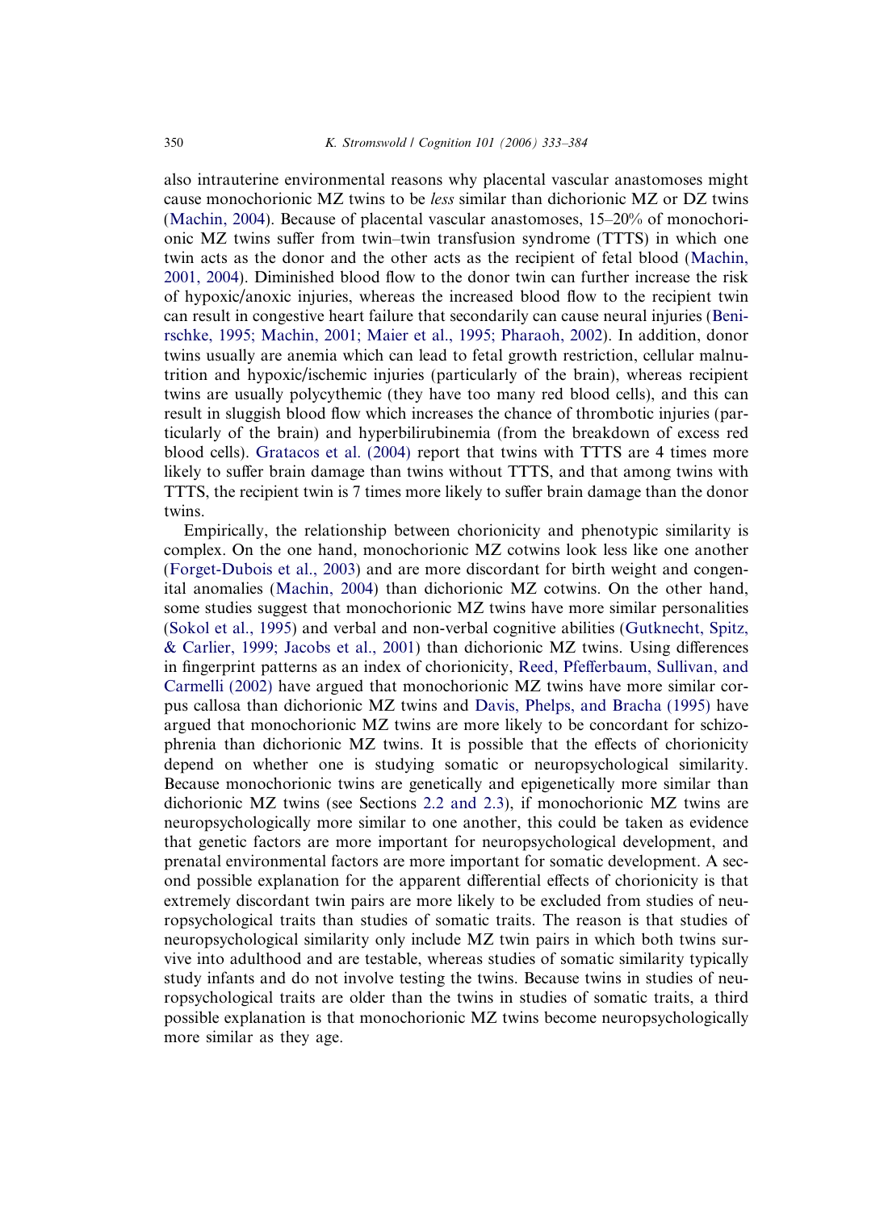also intrauterine environmental reasons why placental vascular anastomoses might cause monochorionic MZ twins to be *less* similar than dichorionic MZ or DZ twins (Machin, 2004). Because of placental vascular anastomoses, 15–20% of monochorionic MZ twins suffer from twin–twin transfusion syndrome (TTTS) in which one twin acts as the donor and the other acts as the recipient of fetal blood (Machin, 2001, 2004). Diminished blood flow to the donor twin can further increase the risk of hypoxic/anoxic injuries, whereas the increased blood flow to the recipient twin can result in congestive heart failure that secondarily can cause neural injuries (Benirschke, 1995; Machin, 2001; Maier et al., 1995; Pharaoh, 2002). In addition, donor twins usually are anemia which can lead to fetal growth restriction, cellular malnutrition and hypoxic/ischemic injuries (particularly of the brain), whereas recipient twins are usually polycythemic (they have too many red blood cells), and this can result in sluggish blood flow which increases the chance of thrombotic injuries (particularly of the brain) and hyperbilirubinemia (from the breakdown of excess red blood cells). Gratacos et al. (2004) report that twins with TTTS are 4 times more likely to suffer brain damage than twins without TTTS, and that among twins with TTTS, the recipient twin is 7 times more likely to suffer brain damage than the donor twins.

Empirically, the relationship between chorionicity and phenotypic similarity is complex. On the one hand, monochorionic MZ cotwins look less like one another (Forget-Dubois et al., 2003) and are more discordant for birth weight and congenital anomalies (Machin, 2004) than dichorionic MZ cotwins. On the other hand, some studies suggest that monochorionic MZ twins have more similar personalities (Sokol et al., 1995) and verbal and non-verbal cognitive abilities (Gutknecht, Spitz, & Carlier, 1999; Jacobs et al., 2001) than dichorionic MZ twins. Using differences in fingerprint patterns as an index of chorionicity, Reed, Pfefferbaum, Sullivan, and Carmelli (2002) have argued that monochorionic MZ twins have more similar corpus callosa than dichorionic MZ twins and Davis, Phelps, and Bracha (1995) have argued that monochorionic MZ twins are more likely to be concordant for schizophrenia than dichorionic MZ twins. It is possible that the effects of chorionicity depend on whether one is studying somatic or neuropsychological similarity. Because monochorionic twins are genetically and epigenetically more similar than dichorionic MZ twins (see Sections 2.2 and 2.3), if monochorionic MZ twins are neuropsychologically more similar to one another, this could be taken as evidence that genetic factors are more important for neuropsychological development, and prenatal environmental factors are more important for somatic development. A second possible explanation for the apparent differential effects of chorionicity is that extremely discordant twin pairs are more likely to be excluded from studies of neuropsychological traits than studies of somatic traits. The reason is that studies of neuropsychological similarity only include MZ twin pairs in which both twins survive into adulthood and are testable, whereas studies of somatic similarity typically study infants and do not involve testing the twins. Because twins in studies of neuropsychological traits are older than the twins in studies of somatic traits, a third possible explanation is that monochorionic MZ twins become neuropsychologically more similar as they age.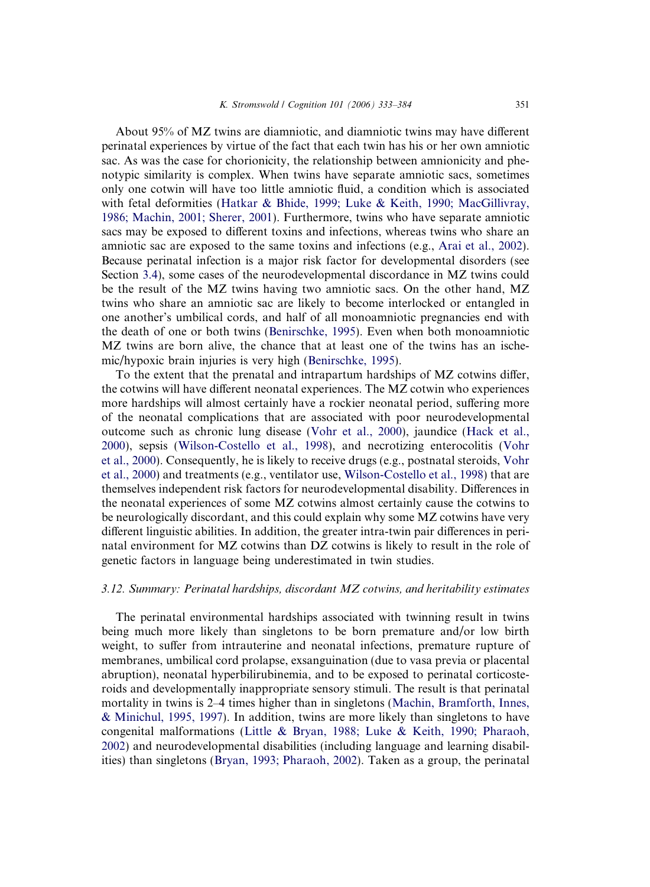About 95% of MZ twins are diamniotic, and diamniotic twins may have different perinatal experiences by virtue of the fact that each twin has his or her own amniotic sac. As was the case for chorionicity, the relationship between amnionicity and phenotypic similarity is complex. When twins have separate amniotic sacs, sometimes only one cotwin will have too little amniotic fluid, a condition which is associated with fetal deformities (Hatkar & Bhide, 1999; Luke & Keith, 1990; MacGillivray, 1986; Machin, 2001; Sherer, 2001). Furthermore, twins who have separate amniotic sacs may be exposed to different toxins and infections, whereas twins who share an amniotic sac are exposed to the same toxins and infections (e.g., Arai et al., 2002). Because perinatal infection is a major risk factor for developmental disorders (see Section 3.4), some cases of the neurodevelopmental discordance in MZ twins could be the result of the MZ twins having two amniotic sacs. On the other hand, MZ twins who share an amniotic sac are likely to become interlocked or entangled in one another's umbilical cords, and half of all monoamniotic pregnancies end with the death of one or both twins (Benirschke, 1995). Even when both monoamniotic MZ twins are born alive, the chance that at least one of the twins has an ischemic/hypoxic brain injuries is very high (Benirschke, 1995).

To the extent that the prenatal and intrapartum hardships of MZ cotwins differ, the cotwins will have different neonatal experiences. The MZ cotwin who experiences more hardships will almost certainly have a rockier neonatal period, suffering more of the neonatal complications that are associated with poor neurodevelopmental outcome such as chronic lung disease (Vohr et al., 2000), jaundice (Hack et al., 2000), sepsis (Wilson-Costello et al., 1998), and necrotizing enterocolitis (Vohr et al., 2000). Consequently, he is likely to receive drugs (e.g., postnatal steroids, Vohr et al., 2000) and treatments (e.g., ventilator use, Wilson-Costello et al., 1998) that are themselves independent risk factors for neurodevelopmental disability. Differences in the neonatal experiences of some MZ cotwins almost certainly cause the cotwins to be neurologically discordant, and this could explain why some MZ cotwins have very different linguistic abilities. In addition, the greater intra-twin pair differences in perinatal environment for MZ cotwins than DZ cotwins is likely to result in the role of genetic factors in language being underestimated in twin studies.

### *3.12. Summary: Perinatal hardships, discordant MZ cotwins, and heritability estimates*

The perinatal environmental hardships associated with twinning result in twins being much more likely than singletons to be born premature and/or low birth weight, to suffer from intrauterine and neonatal infections, premature rupture of membranes, umbilical cord prolapse, exsanguination (due to vasa previa or placental abruption), neonatal hyperbilirubinemia, and to be exposed to perinatal corticosteroids and developmentally inappropriate sensory stimuli. The result is that perinatal mortality in twins is 2–4 times higher than in singletons (Machin, Bramforth, Innes, & Minichul, 1995, 1997). In addition, twins are more likely than singletons to have congenital malformations (Little & Bryan, 1988; Luke & Keith, 1990; Pharaoh, 2002) and neurodevelopmental disabilities (including language and learning disabilities) than singletons (Bryan, 1993; Pharaoh, 2002). Taken as a group, the perinatal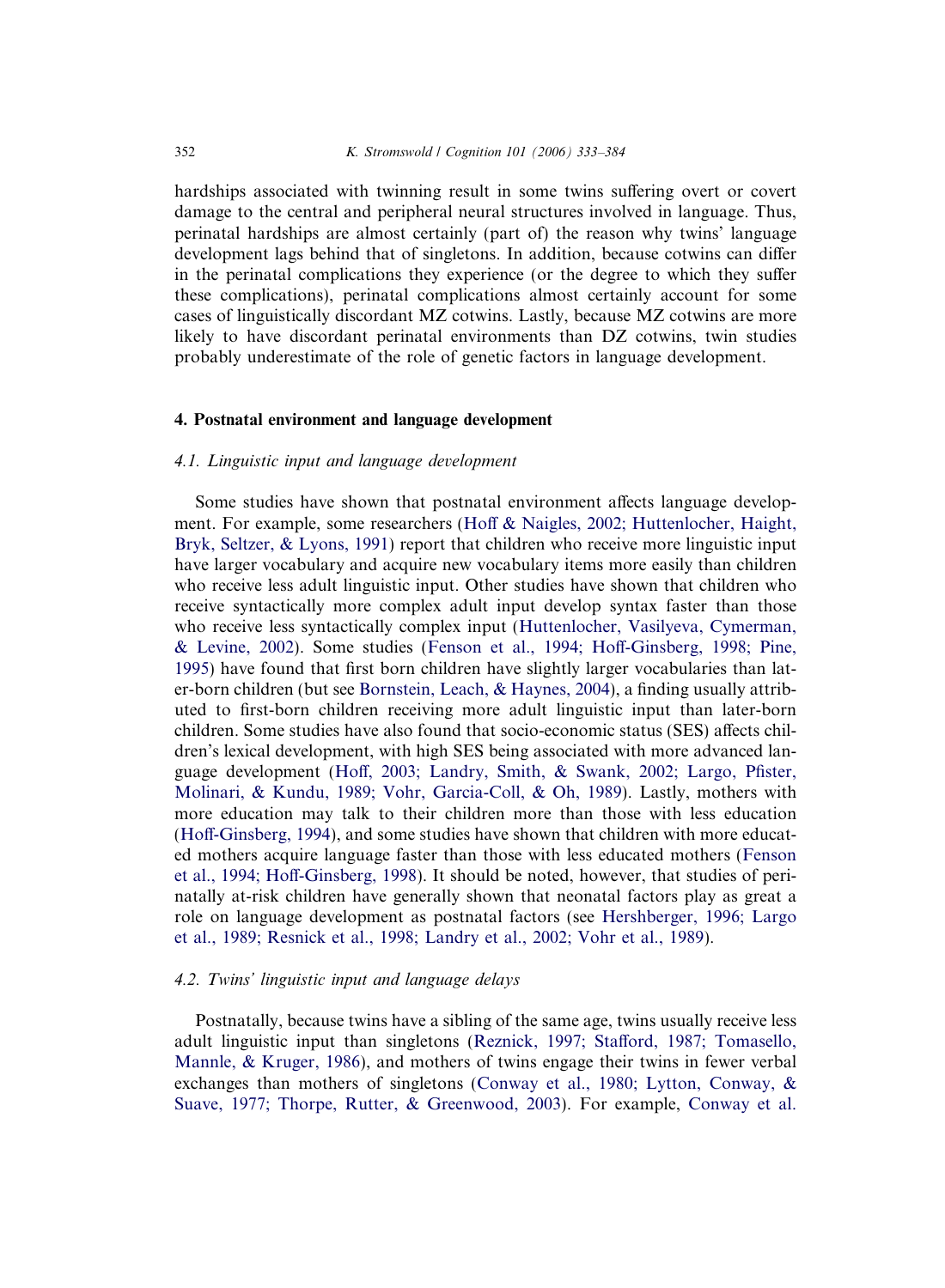hardships associated with twinning result in some twins suffering overt or covert damage to the central and peripheral neural structures involved in language. Thus, perinatal hardships are almost certainly (part of) the reason why twins' language development lags behind that of singletons. In addition, because cotwins can differ in the perinatal complications they experience (or the degree to which they suffer these complications), perinatal complications almost certainly account for some cases of linguistically discordant MZ cotwins. Lastly, because MZ cotwins are more likely to have discordant perinatal environments than DZ cotwins, twin studies probably underestimate of the role of genetic factors in language development.

## 4. Postnatal environment and language development

### *4.1. Linguistic input and language development*

Some studies have shown that postnatal environment affects language development. For example, some researchers (Hoff & Naigles, 2002; Huttenlocher, Haight, Bryk, Seltzer, & Lyons, 1991) report that children who receive more linguistic input have larger vocabulary and acquire new vocabulary items more easily than children who receive less adult linguistic input. Other studies have shown that children who receive syntactically more complex adult input develop syntax faster than those who receive less syntactically complex input (Huttenlocher, Vasilyeva, Cymerman, & Levine, 2002). Some studies (Fenson et al., 1994; Hoff-Ginsberg, 1998; Pine, 1995) have found that first born children have slightly larger vocabularies than later-born children (but see Bornstein, Leach, & Haynes, 2004), a finding usually attributed to first-born children receiving more adult linguistic input than later-born children. Some studies have also found that socio-economic status (SES) affects children's lexical development, with high SES being associated with more advanced language development (Hoff, 2003; Landry, Smith, & Swank, 2002; Largo, Pfister, Molinari, & Kundu, 1989; Vohr, Garcia-Coll, & Oh, 1989). Lastly, mothers with more education may talk to their children more than those with less education (Hoff-Ginsberg, 1994), and some studies have shown that children with more educated mothers acquire language faster than those with less educated mothers (Fenson et al., 1994; Hoff-Ginsberg, 1998). It should be noted, however, that studies of perinatally at-risk children have generally shown that neonatal factors play as great a role on language development as postnatal factors (see Hershberger, 1996; Largo et al., 1989; Resnick et al., 1998; Landry et al., 2002; Vohr et al., 1989).

### *4.2. Twins' linguistic input and language delays*

Postnatally, because twins have a sibling of the same age, twins usually receive less adult linguistic input than singletons (Reznick, 1997; Stafford, 1987; Tomasello, Mannle, & Kruger, 1986), and mothers of twins engage their twins in fewer verbal exchanges than mothers of singletons (Conway et al., 1980; Lytton, Conway, & Suave, 1977; Thorpe, Rutter, & Greenwood, 2003). For example, Conway et al.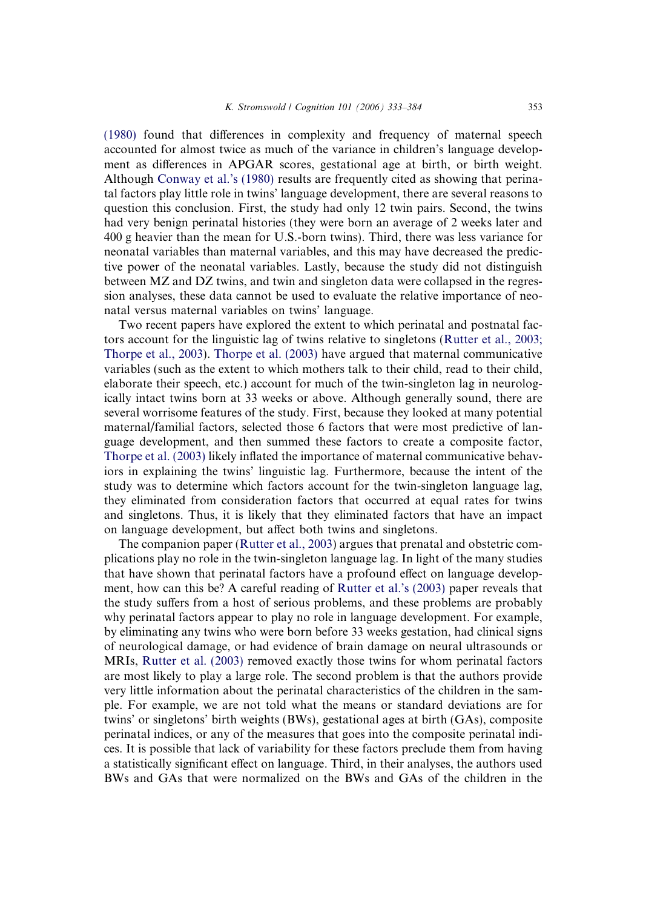(1980) found that differences in complexity and frequency of maternal speech accounted for almost twice as much of the variance in children's language development as differences in APGAR scores, gestational age at birth, or birth weight. Although Conway et al.'s (1980) results are frequently cited as showing that perinatal factors play little role in twins' language development, there are several reasons to question this conclusion. First, the study had only 12 twin pairs. Second, the twins had very benign perinatal histories (they were born an average of 2 weeks later and 400 g heavier than the mean for U.S.-born twins). Third, there was less variance for neonatal variables than maternal variables, and this may have decreased the predictive power of the neonatal variables. Lastly, because the study did not distinguish between MZ and DZ twins, and twin and singleton data were collapsed in the regression analyses, these data cannot be used to evaluate the relative importance of neonatal versus maternal variables on twins' language.

Two recent papers have explored the extent to which perinatal and postnatal factors account for the linguistic lag of twins relative to singletons (Rutter et al., 2003; Thorpe et al., 2003). Thorpe et al. (2003) have argued that maternal communicative variables (such as the extent to which mothers talk to their child, read to their child, elaborate their speech, etc.) account for much of the twin-singleton lag in neurologically intact twins born at 33 weeks or above. Although generally sound, there are several worrisome features of the study. First, because they looked at many potential maternal/familial factors, selected those 6 factors that were most predictive of language development, and then summed these factors to create a composite factor, Thorpe et al. (2003) likely inflated the importance of maternal communicative behaviors in explaining the twins' linguistic lag. Furthermore, because the intent of the study was to determine which factors account for the twin-singleton language lag, they eliminated from consideration factors that occurred at equal rates for twins and singletons. Thus, it is likely that they eliminated factors that have an impact on language development, but affect both twins and singletons.

The companion paper (Rutter et al., 2003) argues that prenatal and obstetric complications play no role in the twin-singleton language lag. In light of the many studies that have shown that perinatal factors have a profound effect on language development, how can this be? A careful reading of Rutter et al.'s (2003) paper reveals that the study suffers from a host of serious problems, and these problems are probably why perinatal factors appear to play no role in language development. For example, by eliminating any twins who were born before 33 weeks gestation, had clinical signs of neurological damage, or had evidence of brain damage on neural ultrasounds or MRIs, Rutter et al. (2003) removed exactly those twins for whom perinatal factors are most likely to play a large role. The second problem is that the authors provide very little information about the perinatal characteristics of the children in the sample. For example, we are not told what the means or standard deviations are for twins' or singletons' birth weights (BWs), gestational ages at birth (GAs), composite perinatal indices, or any of the measures that goes into the composite perinatal indices. It is possible that lack of variability for these factors preclude them from having a statistically significant effect on language. Third, in their analyses, the authors used BWs and GAs that were normalized on the BWs and GAs of the children in the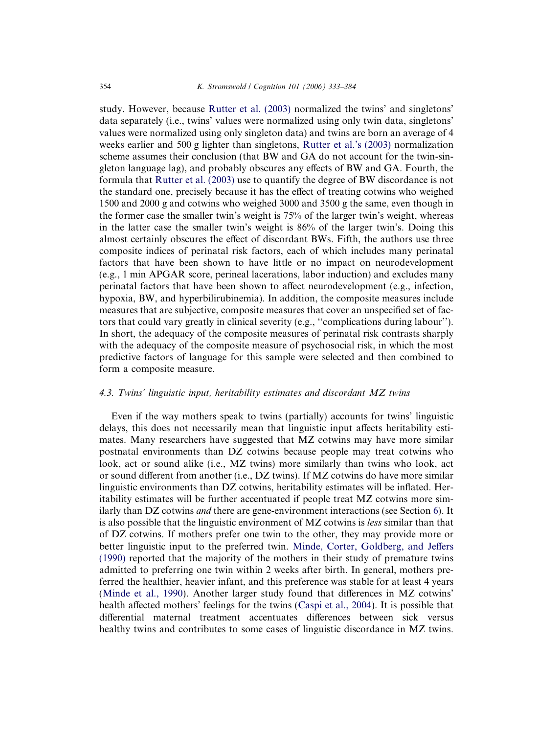study. However, because Rutter et al. (2003) normalized the twins' and singletons' data separately (i.e., twins' values were normalized using only twin data, singletons' values were normalized using only singleton data) and twins are born an average of 4 weeks earlier and 500 g lighter than singletons, Rutter et al.'s (2003) normalization scheme assumes their conclusion (that BW and GA do not account for the twin-singleton language lag), and probably obscures any effects of BW and GA. Fourth, the formula that Rutter et al. (2003) use to quantify the degree of BW discordance is not the standard one, precisely because it has the effect of treating cotwins who weighed 1500 and 2000 g and cotwins who weighed 3000 and 3500 g the same, even though in the former case the smaller twin's weight is 75% of the larger twin's weight, whereas in the latter case the smaller twin's weight is 86% of the larger twin's. Doing this almost certainly obscures the effect of discordant BWs. Fifth, the authors use three composite indices of perinatal risk factors, each of which includes many perinatal factors that have been shown to have little or no impact on neurodevelopment (e.g., 1 min APGAR score, perineal lacerations, labor induction) and excludes many perinatal factors that have been shown to affect neurodevelopment (e.g., infection, hypoxia, BW, and hyperbilirubinemia). In addition, the composite measures include measures that are subjective, composite measures that cover an unspecified set of factors that could vary greatly in clinical severity (e.g., ''complications during labour''). In short, the adequacy of the composite measures of perinatal risk contrasts sharply with the adequacy of the composite measure of psychosocial risk, in which the most predictive factors of language for this sample were selected and then combined to form a composite measure.

### *4.3. Twins' linguistic input, heritability estimates and discordant MZ twins*

Even if the way mothers speak to twins (partially) accounts for twins' linguistic delays, this does not necessarily mean that linguistic input affects heritability estimates. Many researchers have suggested that MZ cotwins may have more similar postnatal environments than DZ cotwins because people may treat cotwins who look, act or sound alike (i.e., MZ twins) more similarly than twins who look, act or sound different from another (i.e., DZ twins). If MZ cotwins do have more similar linguistic environments than DZ cotwins, heritability estimates will be inflated. Heritability estimates will be further accentuated if people treat MZ cotwins more similarly than DZ cotwins *and* there are gene-environment interactions (see Section 6). It is also possible that the linguistic environment of MZ cotwins is *less* similar than that of DZ cotwins. If mothers prefer one twin to the other, they may provide more or better linguistic input to the preferred twin. Minde, Corter, Goldberg, and Jeffers (1990) reported that the majority of the mothers in their study of premature twins admitted to preferring one twin within 2 weeks after birth. In general, mothers preferred the healthier, heavier infant, and this preference was stable for at least 4 years (Minde et al., 1990). Another larger study found that differences in MZ cotwins' health affected mothers' feelings for the twins (Caspi et al., 2004). It is possible that differential maternal treatment accentuates differences between sick versus healthy twins and contributes to some cases of linguistic discordance in MZ twins.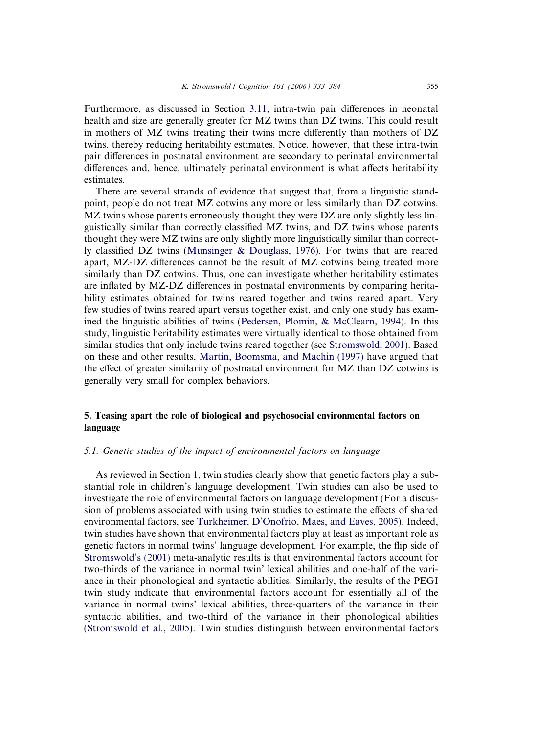Furthermore, as discussed in Section 3.11, intra-twin pair differences in neonatal health and size are generally greater for MZ twins than DZ twins. This could result in mothers of MZ twins treating their twins more differently than mothers of DZ twins, thereby reducing heritability estimates. Notice, however, that these intra-twin pair differences in postnatal environment are secondary to perinatal environmental differences and, hence, ultimately perinatal environment is what affects heritability estimates.

There are several strands of evidence that suggest that, from a linguistic standpoint, people do not treat MZ cotwins any more or less similarly than DZ cotwins. MZ twins whose parents erroneously thought they were DZ are only slightly less linguistically similar than correctly classified MZ twins, and DZ twins whose parents thought they were MZ twins are only slightly more linguistically similar than correctly classified DZ twins (Munsinger & Douglass, 1976). For twins that are reared apart, MZ-DZ differences cannot be the result of MZ cotwins being treated more similarly than DZ cotwins. Thus, one can investigate whether heritability estimates are inflated by MZ-DZ differences in postnatal environments by comparing heritability estimates obtained for twins reared together and twins reared apart. Very few studies of twins reared apart versus together exist, and only one study has examined the linguistic abilities of twins (Pedersen, Plomin, & McClearn, 1994). In this study, linguistic heritability estimates were virtually identical to those obtained from similar studies that only include twins reared together (see Stromswold, 2001). Based on these and other results, Martin, Boomsma, and Machin (1997) have argued that the effect of greater similarity of postnatal environment for MZ than DZ cotwins is generally very small for complex behaviors.

## 5. Teasing apart the role of biological and psychosocial environmental factors on language

### *5.1. Genetic studies of the impact of environmental factors on language*

As reviewed in Section 1, twin studies clearly show that genetic factors play a substantial role in children's language development. Twin studies can also be used to investigate the role of environmental factors on language development (For a discussion of problems associated with using twin studies to estimate the effects of shared environmental factors, see Turkheimer, D'Onofrio, Maes, and Eaves, 2005). Indeed, twin studies have shown that environmental factors play at least as important role as genetic factors in normal twins' language development. For example, the flip side of Stromswold's (2001) meta-analytic results is that environmental factors account for two-thirds of the variance in normal twin' lexical abilities and one-half of the variance in their phonological and syntactic abilities. Similarly, the results of the PEGI twin study indicate that environmental factors account for essentially all of the variance in normal twins' lexical abilities, three-quarters of the variance in their syntactic abilities, and two-third of the variance in their phonological abilities (Stromswold et al., 2005). Twin studies distinguish between environmental factors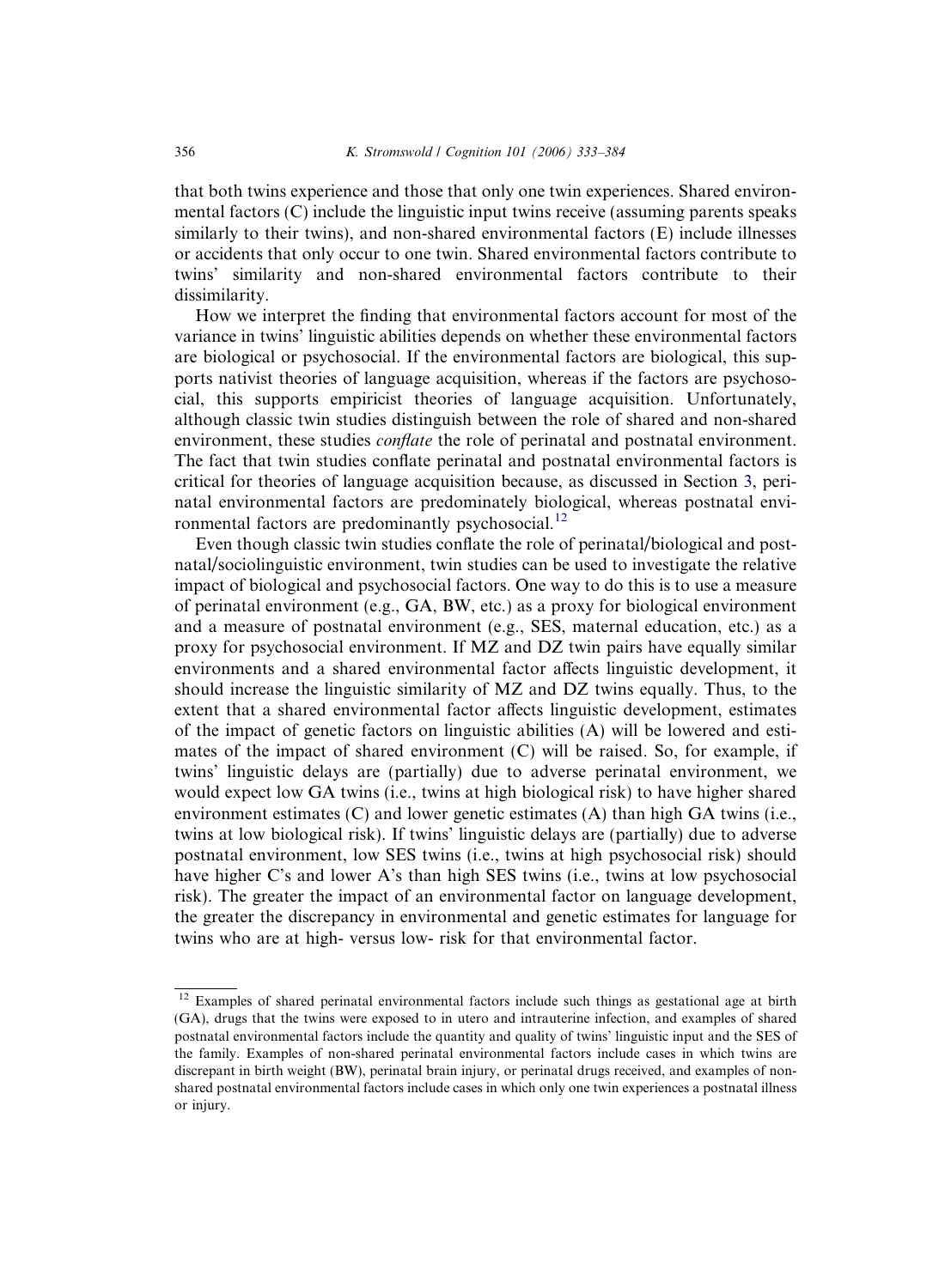that both twins experience and those that only one twin experiences. Shared environmental factors (C) include the linguistic input twins receive (assuming parents speaks similarly to their twins), and non-shared environmental factors (E) include illnesses or accidents that only occur to one twin. Shared environmental factors contribute to twins' similarity and non-shared environmental factors contribute to their dissimilarity.

How we interpret the finding that environmental factors account for most of the variance in twins' linguistic abilities depends on whether these environmental factors are biological or psychosocial. If the environmental factors are biological, this supports nativist theories of language acquisition, whereas if the factors are psychosocial, this supports empiricist theories of language acquisition. Unfortunately, although classic twin studies distinguish between the role of shared and non-shared environment, these studies *conflate* the role of perinatal and postnatal environment. The fact that twin studies conflate perinatal and postnatal environmental factors is critical for theories of language acquisition because, as discussed in Section 3, perinatal environmental factors are predominately biological, whereas postnatal environmental factors are predominantly psychosocial.[12]

Even though classic twin studies conflate the role of perinatal/biological and postnatal/sociolinguistic environment, twin studies can be used to investigate the relative impact of biological and psychosocial factors. One way to do this is to use a measure of perinatal environment (e.g., GA, BW, etc.) as a proxy for biological environment and a measure of postnatal environment (e.g., SES, maternal education, etc.) as a proxy for psychosocial environment. If MZ and DZ twin pairs have equally similar environments and a shared environmental factor affects linguistic development, it should increase the linguistic similarity of MZ and DZ twins equally. Thus, to the extent that a shared environmental factor affects linguistic development, estimates of the impact of genetic factors on linguistic abilities (A) will be lowered and estimates of the impact of shared environment (C) will be raised. So, for example, if twins' linguistic delays are (partially) due to adverse perinatal environment, we would expect low GA twins (i.e., twins at high biological risk) to have higher shared environment estimates (C) and lower genetic estimates (A) than high GA twins (i.e., twins at low biological risk). If twins' linguistic delays are (partially) due to adverse postnatal environment, low SES twins (i.e., twins at high psychosocial risk) should have higher C's and lower A's than high SES twins (i.e., twins at low psychosocial risk). The greater the impact of an environmental factor on language development, the greater the discrepancy in environmental and genetic estimates for language for twins who are at high- versus low- risk for that environmental factor.

[12] Examples of shared perinatal environmental factors include such things as gestational age at birth (GA), drugs that the twins were exposed to in utero and intrauterine infection, and examples of shared postnatal environmental factors include the quantity and quality of twins' linguistic input and the SES of the family. Examples of non-shared perinatal environmental factors include cases in which twins are discrepant in birth weight (BW), perinatal brain injury, or perinatal drugs received, and examples of non-shared postnatal environmental factors include cases in which only one twin experiences a postnatal illness or injury.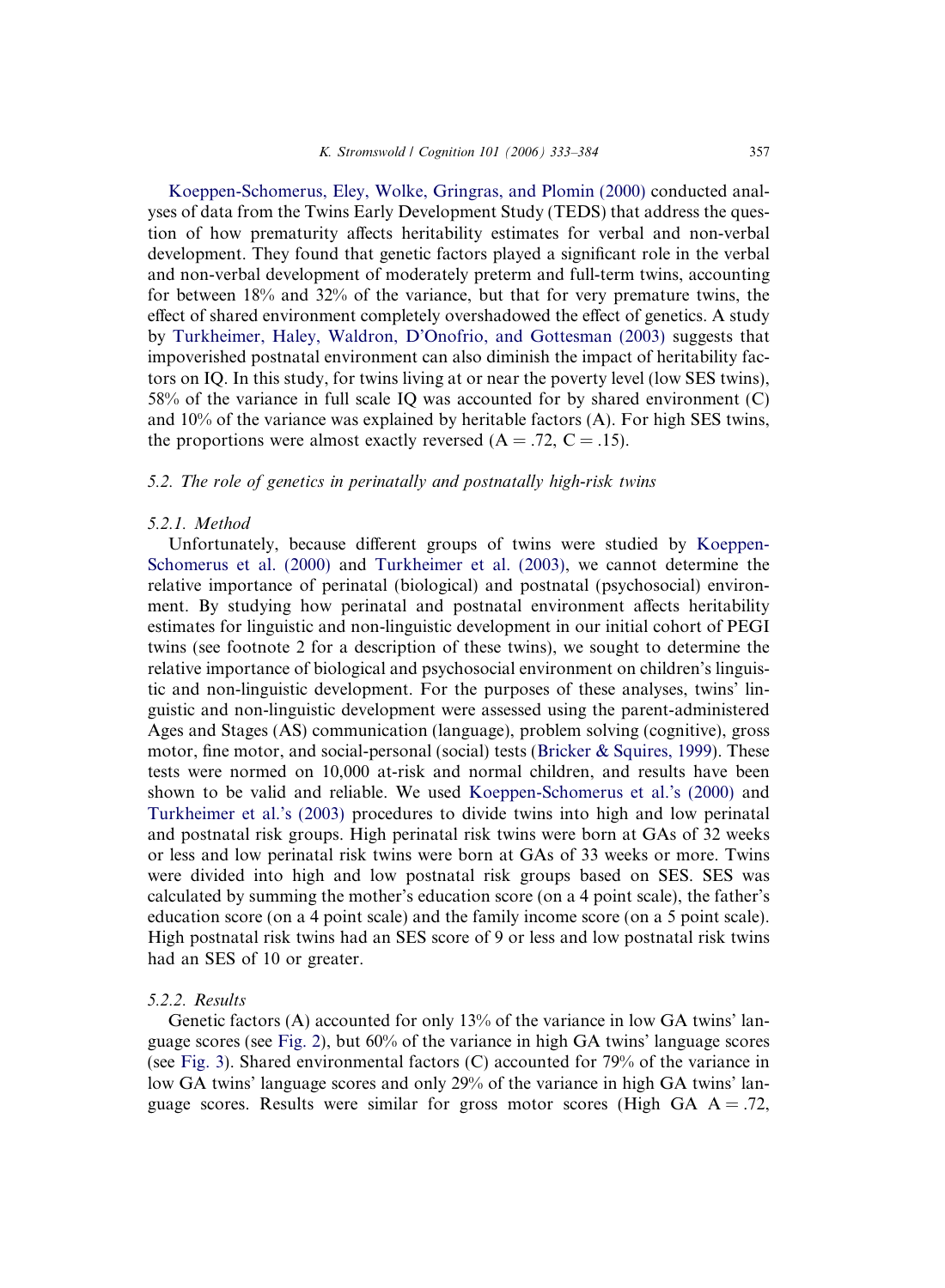Koeppen-Schomerus, Eley, Wolke, Gringras, and Plomin (2000) conducted analyses of data from the Twins Early Development Study (TEDS) that address the question of how prematurity affects heritability estimates for verbal and non-verbal development. They found that genetic factors played a significant role in the verbal and non-verbal development of moderately preterm and full-term twins, accounting for between 18% and 32% of the variance, but that for very premature twins, the effect of shared environment completely overshadowed the effect of genetics. A study by Turkheimer, Haley, Waldron, D'Onofrio, and Gottesman (2003) suggests that impoverished postnatal environment can also diminish the impact of heritability factors on IQ. In this study, for twins living at or near the poverty level (low SES twins), 58% of the variance in full scale IQ was accounted for by shared environment (C) and 10% of the variance was explained by heritable factors (A). For high SES twins, the proportions were almost exactly reversed ($A = .72$, $C = .15$).

### *5.2. The role of genetics in perinatally and postnatally high-risk twins*

#### *5.2.1. Method*

Unfortunately, because different groups of twins were studied by Koeppen-Schomerus et al. (2000) and Turkheimer et al. (2003), we cannot determine the relative importance of perinatal (biological) and postnatal (psychosocial) environment. By studying how perinatal and postnatal environment affects heritability estimates for linguistic and non-linguistic development in our initial cohort of PEGI twins (see footnote 2 for a description of these twins), we sought to determine the relative importance of biological and psychosocial environment on children's linguistic and non-linguistic development. For the purposes of these analyses, twins' linguistic and non-linguistic development were assessed using the parent-administered Ages and Stages (AS) communication (language), problem solving (cognitive), gross motor, fine motor, and social-personal (social) tests (Bricker & Squires, 1999). These tests were normed on 10,000 at-risk and normal children, and results have been shown to be valid and reliable. We used Koeppen-Schomerus et al.'s (2000) and Turkheimer et al.'s (2003) procedures to divide twins into high and low perinatal and postnatal risk groups. High perinatal risk twins were born at GAs of 32 weeks or less and low perinatal risk twins were born at GAs of 33 weeks or more. Twins were divided into high and low postnatal risk groups based on SES. SES was calculated by summing the mother's education score (on a 4 point scale), the father's education score (on a 4 point scale) and the family income score (on a 5 point scale). High postnatal risk twins had an SES score of 9 or less and low postnatal risk twins had an SES of 10 or greater.

#### *5.2.2. Results*

Genetic factors (A) accounted for only 13% of the variance in low GA twins' language scores (see Fig. 2), but 60% of the variance in high GA twins' language scores (see Fig. 3). Shared environmental factors (C) accounted for 79% of the variance in low GA twins' language scores and only 29% of the variance in high GA twins' language scores. Results were similar for gross motor scores (High GA $A = .72$,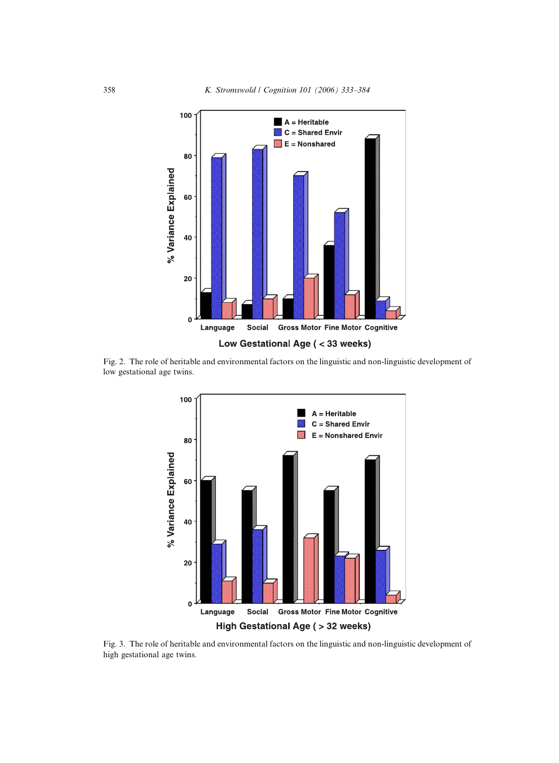Fig. 2. The role of heritable and environmental factors on the linguistic and non-linguistic development of low gestational age twins.

Fig. 3. The role of heritable and environmental factors on the linguistic and non-linguistic development of high gestational age twins.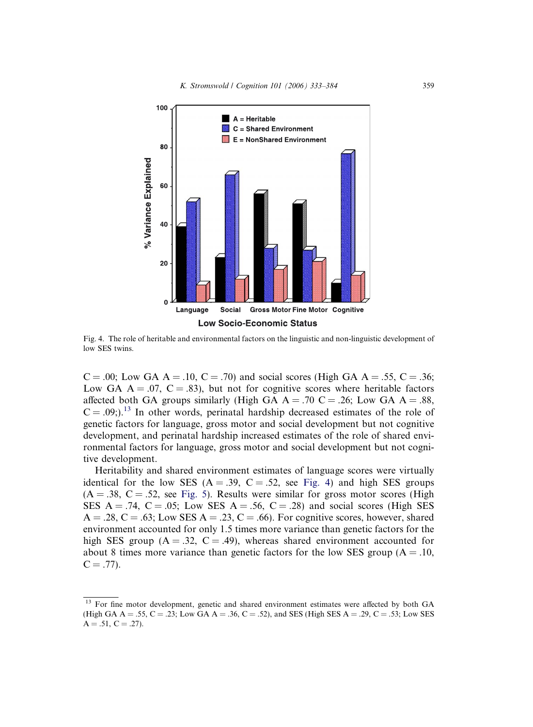Fig. 4. The role of heritable and environmental factors on the linguistic and non-linguistic development of low SES twins.

C = .00; Low GA A = .10, C = .70) and social scores (High GA A = .55, C = .36; Low GA A = .07, C = .83), but not for cognitive scores where heritable factors affected both GA groups similarly (High GA A = .70 C = .26; Low GA A = .88, C = .09;).[13] In other words, perinatal hardship decreased estimates of the role of genetic factors for language, gross motor and social development but not cognitive development, and perinatal hardship increased estimates of the role of shared environmental factors for language, gross motor and social development but not cognitive development.

Heritability and shared environment estimates of language scores were virtually identical for the low SES (A = .39, C = .52, see Fig. 4) and high SES groups (A = .38, C = .52, see Fig. 5). Results were similar for gross motor scores (High SES A = .74, C = .05; Low SES A = .56, C = .28) and social scores (High SES A = .28, C = .63; Low SES A = .23, C = .66). For cognitive scores, however, shared environment accounted for only 1.5 times more variance than genetic factors for the high SES group (A = .32, C = .49), whereas shared environment accounted for about 8 times more variance than genetic factors for the low SES group (A = .10, C = .77).

[13] For fine motor development, genetic and shared environment estimates were affected by both GA (High GA A = .55, C = .23; Low GA A = .36, C = .52), and SES (High SES A = .29, C = .53; Low SES A = .51, C = .27).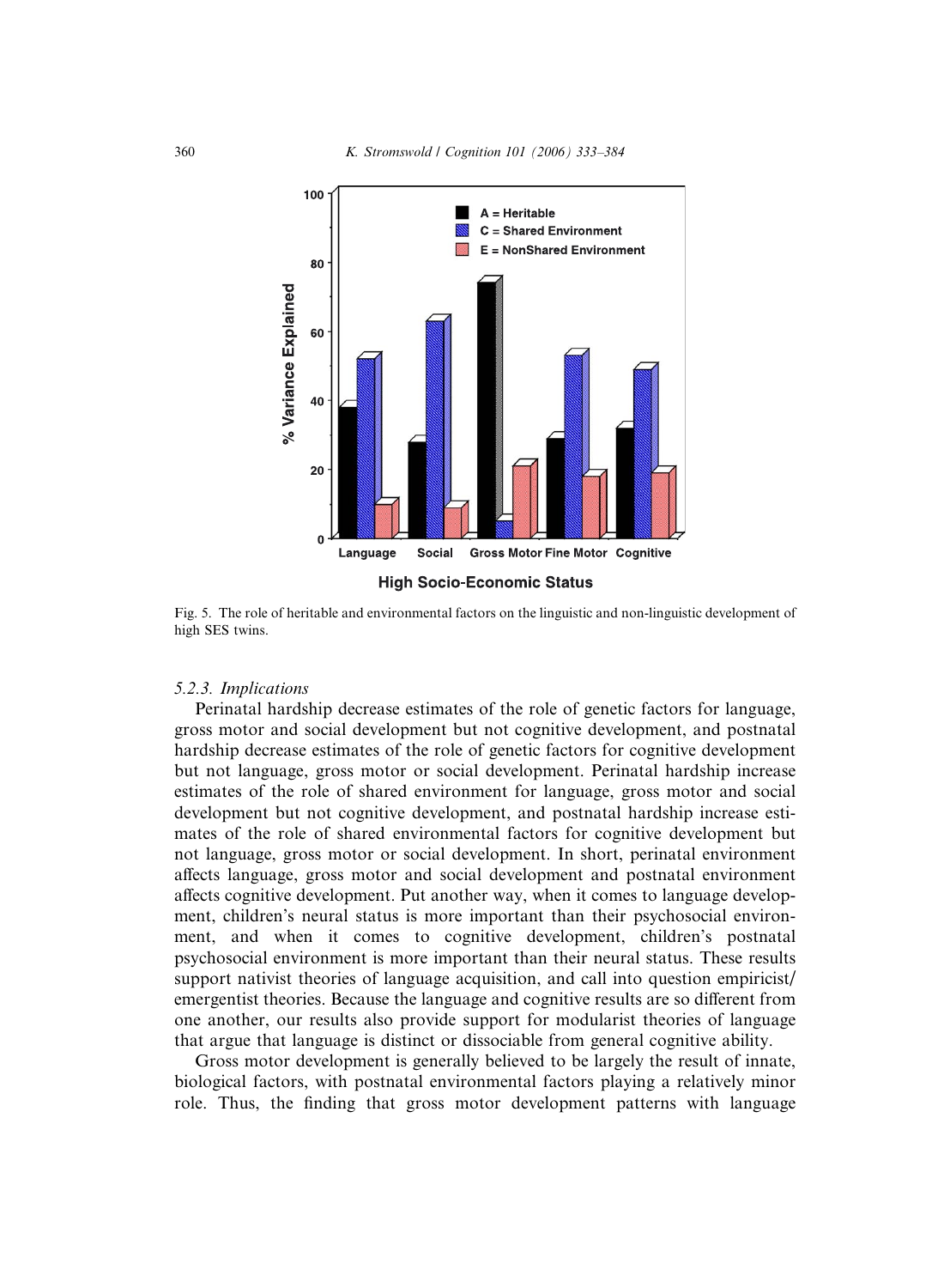Fig. 5. The role of heritable and environmental factors on the linguistic and non-linguistic development of high SES twins.

#### 5.2.3. Implications

Perinatal hardship decrease estimates of the role of genetic factors for language, gross motor and social development but not cognitive development, and postnatal hardship decrease estimates of the role of genetic factors for cognitive development but not language, gross motor or social development. Perinatal hardship increase estimates of the role of shared environment for language, gross motor and social development but not cognitive development, and postnatal hardship increase estimates of the role of shared environmental factors for cognitive development but not language, gross motor or social development. In short, perinatal environment affects language, gross motor and social development and postnatal environment affects cognitive development. Put another way, when it comes to language development, children's neural status is more important than their psychosocial environment, and when it comes to cognitive development, children's postnatal psychosocial environment is more important than their neural status. These results support nativist theories of language acquisition, and call into question empiricist/emergentist theories. Because the language and cognitive results are so different from one another, our results also provide support for modularist theories of language that argue that language is distinct or dissociable from general cognitive ability.

Gross motor development is generally believed to be largely the result of innate, biological factors, with postnatal environmental factors playing a relatively minor role. Thus, the finding that gross motor development patterns with language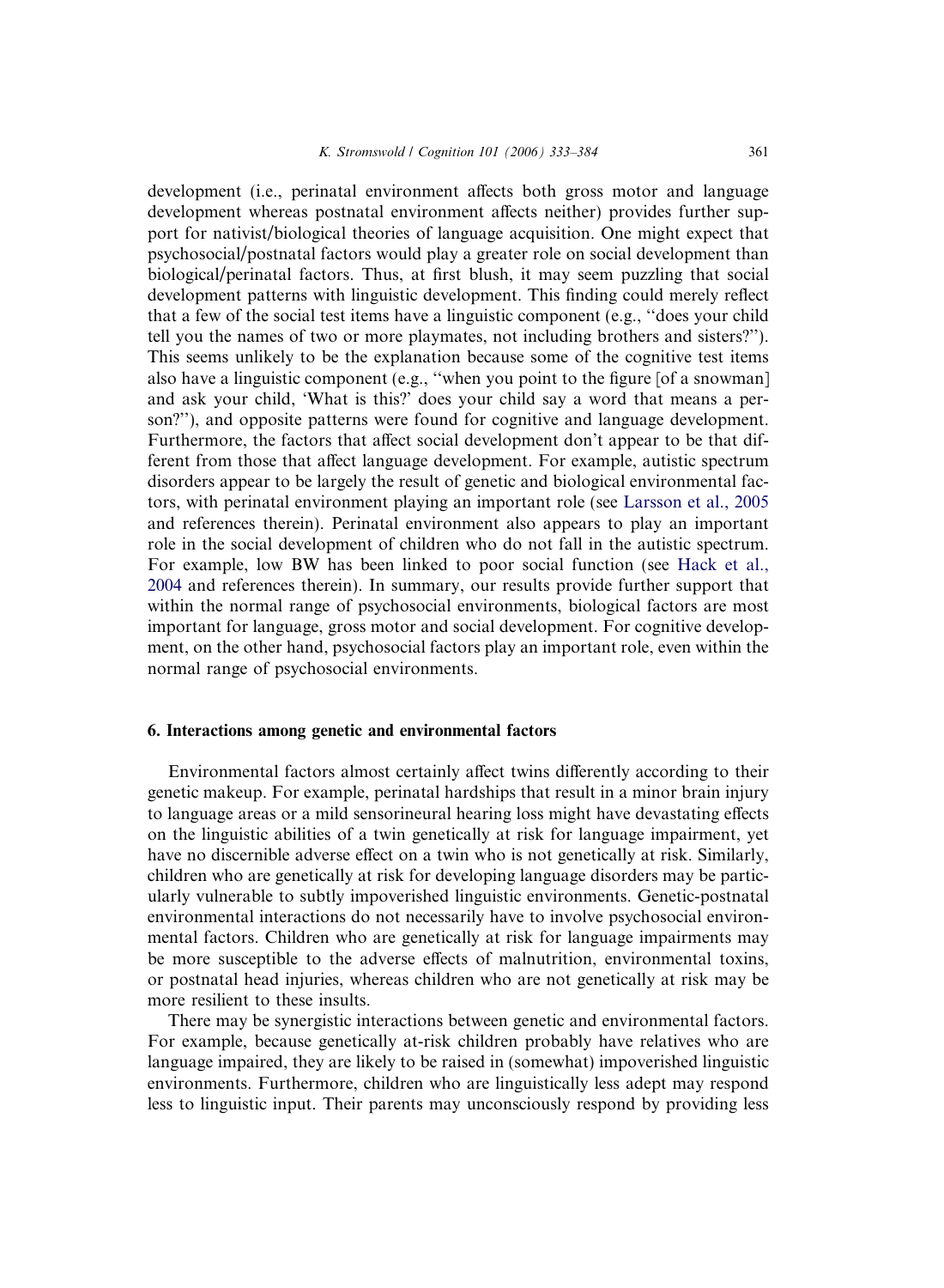development (i.e., perinatal environment affects both gross motor and language development whereas postnatal environment affects neither) provides further support for nativist/biological theories of language acquisition. One might expect that psychosocial/postnatal factors would play a greater role on social development than biological/perinatal factors. Thus, at first blush, it may seem puzzling that social development patterns with linguistic development. This finding could merely reflect that a few of the social test items have a linguistic component (e.g., "does your child tell you the names of two or more playmates, not including brothers and sisters?"). This seems unlikely to be the explanation because some of the cognitive test items also have a linguistic component (e.g., "when you point to the figure [of a snowman] and ask your child, 'What is this?' does your child say a word that means a person?"), and opposite patterns were found for cognitive and language development. Furthermore, the factors that affect social development don't appear to be that different from those that affect language development. For example, autistic spectrum disorders appear to be largely the result of genetic and biological environmental factors, with perinatal environment playing an important role (see Larsson et al., 2005 and references therein). Perinatal environment also appears to play an important role in the social development of children who do not fall in the autistic spectrum. For example, low BW has been linked to poor social function (see Hack et al., 2004 and references therein). In summary, our results provide further support that within the normal range of psychosocial environments, biological factors are most important for language, gross motor and social development. For cognitive development, on the other hand, psychosocial factors play an important role, even within the normal range of psychosocial environments.

## 6. Interactions among genetic and environmental factors

Environmental factors almost certainly affect twins differently according to their genetic makeup. For example, perinatal hardships that result in a minor brain injury to language areas or a mild sensorineural hearing loss might have devastating effects on the linguistic abilities of a twin genetically at risk for language impairment, yet have no discernible adverse effect on a twin who is not genetically at risk. Similarly, children who are genetically at risk for developing language disorders may be particularly vulnerable to subtly impoverished linguistic environments. Genetic-postnatal environmental interactions do not necessarily have to involve psychosocial environmental factors. Children who are genetically at risk for language impairments may be more susceptible to the adverse effects of malnutrition, environmental toxins, or postnatal head injuries, whereas children who are not genetically at risk may be more resilient to these insults.

There may be synergistic interactions between genetic and environmental factors. For example, because genetically at-risk children probably have relatives who are language impaired, they are likely to be raised in (somewhat) impoverished linguistic environments. Furthermore, children who are linguistically less adept may respond less to linguistic input. Their parents may unconsciously respond by providing less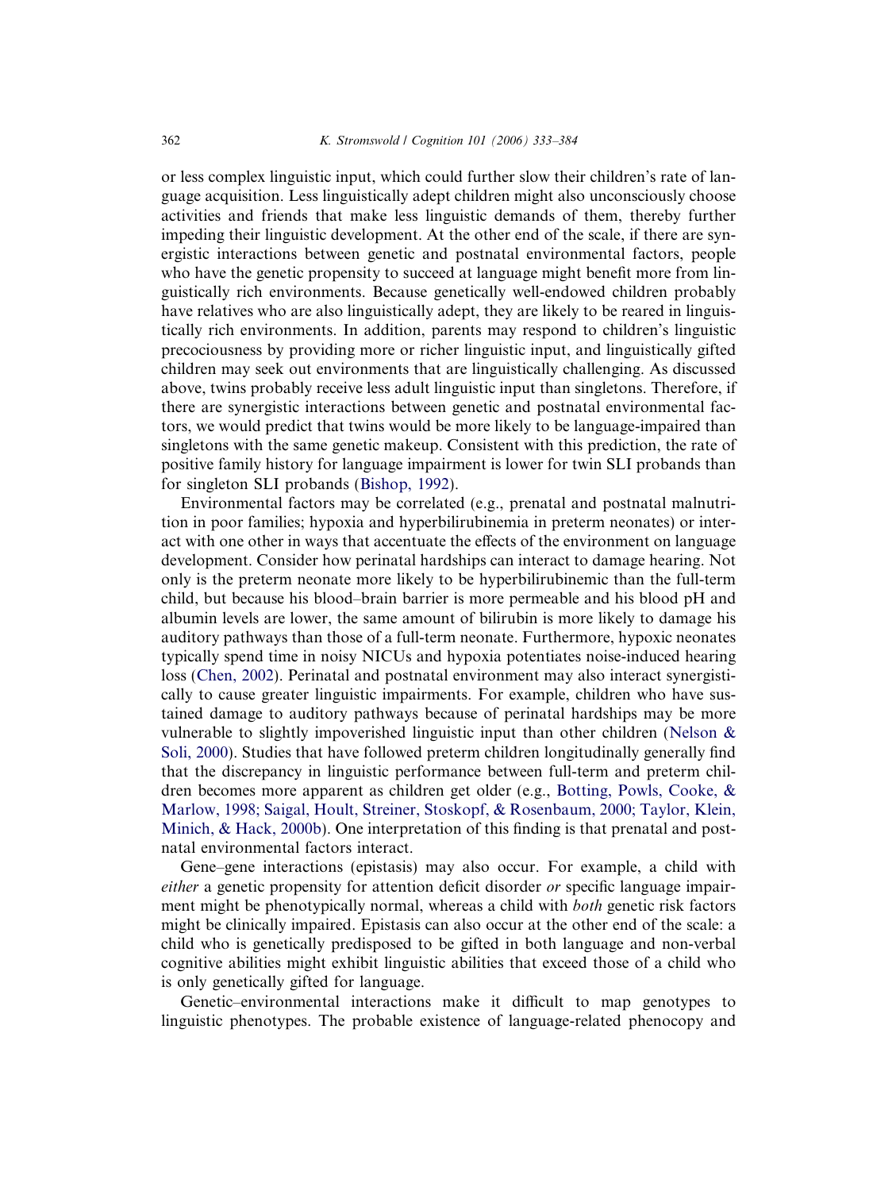or less complex linguistic input, which could further slow their children's rate of language acquisition. Less linguistically adept children might also unconsciously choose activities and friends that make less linguistic demands of them, thereby further impeding their linguistic development. At the other end of the scale, if there are synergistic interactions between genetic and postnatal environmental factors, people who have the genetic propensity to succeed at language might benefit more from linguistically rich environments. Because genetically well-endowed children probably have relatives who are also linguistically adept, they are likely to be reared in linguistically rich environments. In addition, parents may respond to children's linguistic precociousness by providing more or richer linguistic input, and linguistically gifted children may seek out environments that are linguistically challenging. As discussed above, twins probably receive less adult linguistic input than singletons. Therefore, if there are synergistic interactions between genetic and postnatal environmental factors, we would predict that twins would be more likely to be language-impaired than singletons with the same genetic makeup. Consistent with this prediction, the rate of positive family history for language impairment is lower for twin SLI probands than for singleton SLI probands (Bishop, 1992).

Environmental factors may be correlated (e.g., prenatal and postnatal malnutrition in poor families; hypoxia and hyperbilirubinemia in preterm neonates) or interact with one other in ways that accentuate the effects of the environment on language development. Consider how perinatal hardships can interact to damage hearing. Not only is the preterm neonate more likely to be hyperbilirubinemic than the full-term child, but because his blood–brain barrier is more permeable and his blood pH and albumin levels are lower, the same amount of bilirubin is more likely to damage his auditory pathways than those of a full-term neonate. Furthermore, hypoxic neonates typically spend time in noisy NICUs and hypoxia potentiates noise-induced hearing loss (Chen, 2002). Perinatal and postnatal environment may also interact synergistically to cause greater linguistic impairments. For example, children who have sustained damage to auditory pathways because of perinatal hardships may be more vulnerable to slightly impoverished linguistic input than other children (Nelson & Soli, 2000). Studies that have followed preterm children longitudinally generally find that the discrepancy in linguistic performance between full-term and preterm children becomes more apparent as children get older (e.g., Botting, Powls, Cooke, & Marlow, 1998; Saigal, Hoult, Streiner, Stoskopf, & Rosenbaum, 2000; Taylor, Klein, Minich, & Hack, 2000b). One interpretation of this finding is that prenatal and postnatal environmental factors interact.

Gene–gene interactions (epistasis) may also occur. For example, a child with *either* a genetic propensity for attention deficit disorder *or* specific language impairment might be phenotypically normal, whereas a child with *both* genetic risk factors might be clinically impaired. Epistasis can also occur at the other end of the scale: a child who is genetically predisposed to be gifted in both language and non-verbal cognitive abilities might exhibit linguistic abilities that exceed those of a child who is only genetically gifted for language.

Genetic–environmental interactions make it difficult to map genotypes to linguistic phenotypes. The probable existence of language-related phenocopy and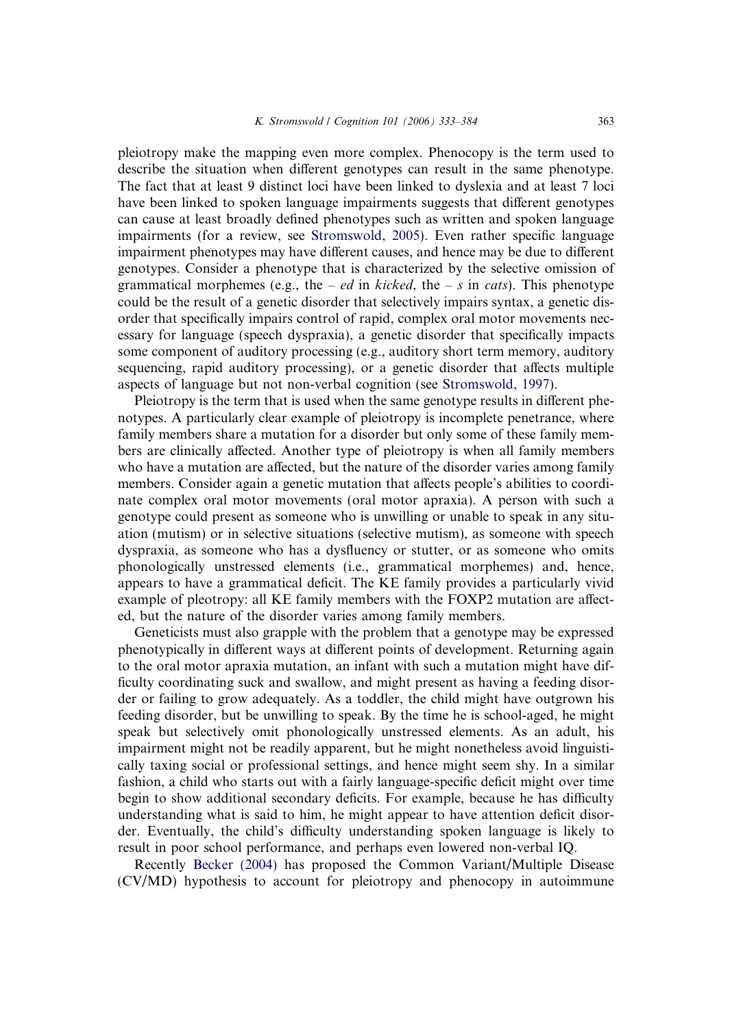pleiotropy make the mapping even more complex. Phenocopy is the term used to describe the situation when different genotypes can result in the same phenotype. The fact that at least 9 distinct loci have been linked to dyslexia and at least 7 loci have been linked to spoken language impairments suggests that different genotypes can cause at least broadly defined phenotypes such as written and spoken language impairments (for a review, see Stromswold, 2005). Even rather specific language impairment phenotypes may have different causes, and hence may be due to different genotypes. Consider a phenotype that is characterized by the selective omission of grammatical morphemes (e.g., the – *ed* in *kicked*, the – *s* in *cats*). This phenotype could be the result of a genetic disorder that selectively impairs syntax, a genetic disorder that specifically impairs control of rapid, complex oral motor movements necessary for language (speech dyspraxia), a genetic disorder that specifically impacts some component of auditory processing (e.g., auditory short term memory, auditory sequencing, rapid auditory processing), or a genetic disorder that affects multiple aspects of language but not non-verbal cognition (see Stromswold, 1997).

Pleiotropy is the term that is used when the same genotype results in different phenotypes. A particularly clear example of pleiotropy is incomplete penetrance, where family members share a mutation for a disorder but only some of these family members are clinically affected. Another type of pleiotropy is when all family members who have a mutation are affected, but the nature of the disorder varies among family members. Consider again a genetic mutation that affects people's abilities to coordinate complex oral motor movements (oral motor apraxia). A person with such a genotype could present as someone who is unwilling or unable to speak in any situation (mutism) or in selective situations (selective mutism), as someone with speech dyspraxia, as someone who has a dysfluency or stutter, or as someone who omits phonologically unstressed elements (i.e., grammatical morphemes) and, hence, appears to have a grammatical deficit. The KE family provides a particularly vivid example of pleotropy: all KE family members with the FOXP2 mutation are affected, but the nature of the disorder varies among family members.

Geneticists must also grapple with the problem that a genotype may be expressed phenotypically in different ways at different points of development. Returning again to the oral motor apraxia mutation, an infant with such a mutation might have difficulty coordinating suck and swallow, and might present as having a feeding disorder or failing to grow adequately. As a toddler, the child might have outgrown his feeding disorder, but be unwilling to speak. By the time he is school-aged, he might speak but selectively omit phonologically unstressed elements. As an adult, his impairment might not be readily apparent, but he might nonetheless avoid linguistically taxing social or professional settings, and hence might seem shy. In a similar fashion, a child who starts out with a fairly language-specific deficit might over time begin to show additional secondary deficits. For example, because he has difficulty understanding what is said to him, he might appear to have attention deficit disorder. Eventually, the child's difficulty understanding spoken language is likely to result in poor school performance, and perhaps even lowered non-verbal IQ.

Recently Becker (2004) has proposed the Common Variant/Multiple Disease (CV/MD) hypothesis to account for pleiotropy and phenocopy in autoimmune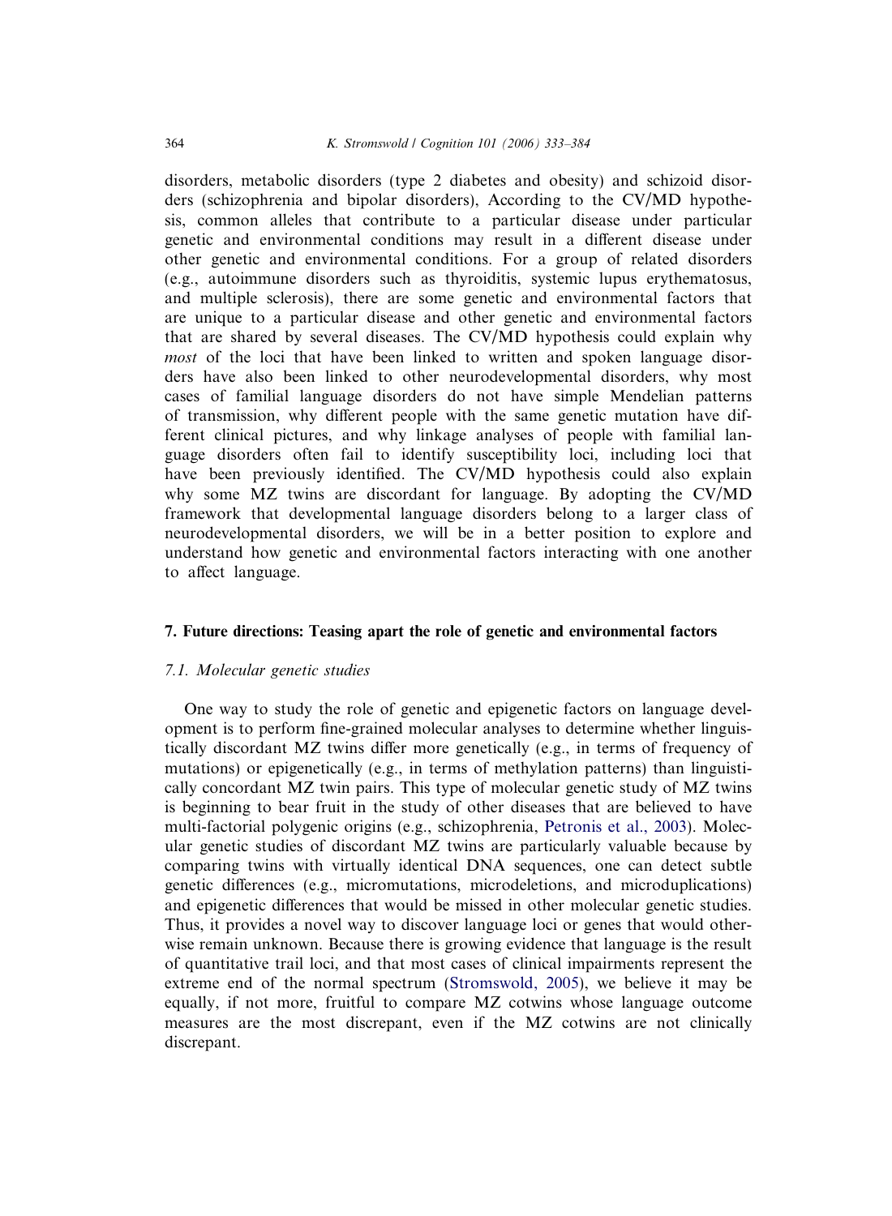disorders, metabolic disorders (type 2 diabetes and obesity) and schizoid disorders (schizophrenia and bipolar disorders), According to the CV/MD hypothesis, common alleles that contribute to a particular disease under particular genetic and environmental conditions may result in a different disease under other genetic and environmental conditions. For a group of related disorders (e.g., autoimmune disorders such as thyroiditis, systemic lupus erythematosus, and multiple sclerosis), there are some genetic and environmental factors that are unique to a particular disease and other genetic and environmental factors that are shared by several diseases. The CV/MD hypothesis could explain why *most* of the loci that have been linked to written and spoken language disorders have also been linked to other neurodevelopmental disorders, why most cases of familial language disorders do not have simple Mendelian patterns of transmission, why different people with the same genetic mutation have different clinical pictures, and why linkage analyses of people with familial language disorders often fail to identify susceptibility loci, including loci that have been previously identified. The CV/MD hypothesis could also explain why some MZ twins are discordant for language. By adopting the CV/MD framework that developmental language disorders belong to a larger class of neurodevelopmental disorders, we will be in a better position to explore and understand how genetic and environmental factors interacting with one another to affect language.

## 7. Future directions: Teasing apart the role of genetic and environmental factors

### 7.1. Molecular genetic studies

One way to study the role of genetic and epigenetic factors on language development is to perform fine-grained molecular analyses to determine whether linguistically discordant MZ twins differ more genetically (e.g., in terms of frequency of mutations) or epigenetically (e.g., in terms of methylation patterns) than linguistically concordant MZ twin pairs. This type of molecular genetic study of MZ twins is beginning to bear fruit in the study of other diseases that are believed to have multi-factorial polygenic origins (e.g., schizophrenia, Petronis et al., 2003). Molecular genetic studies of discordant MZ twins are particularly valuable because by comparing twins with virtually identical DNA sequences, one can detect subtle genetic differences (e.g., micromutations, microdeletions, and microduplications) and epigenetic differences that would be missed in other molecular genetic studies. Thus, it provides a novel way to discover language loci or genes that would otherwise remain unknown. Because there is growing evidence that language is the result of quantitative trail loci, and that most cases of clinical impairments represent the extreme end of the normal spectrum (Stromswold, 2005), we believe it may be equally, if not more, fruitful to compare MZ cotwins whose language outcome measures are the most discrepant, even if the MZ cotwins are not clinically discrepant.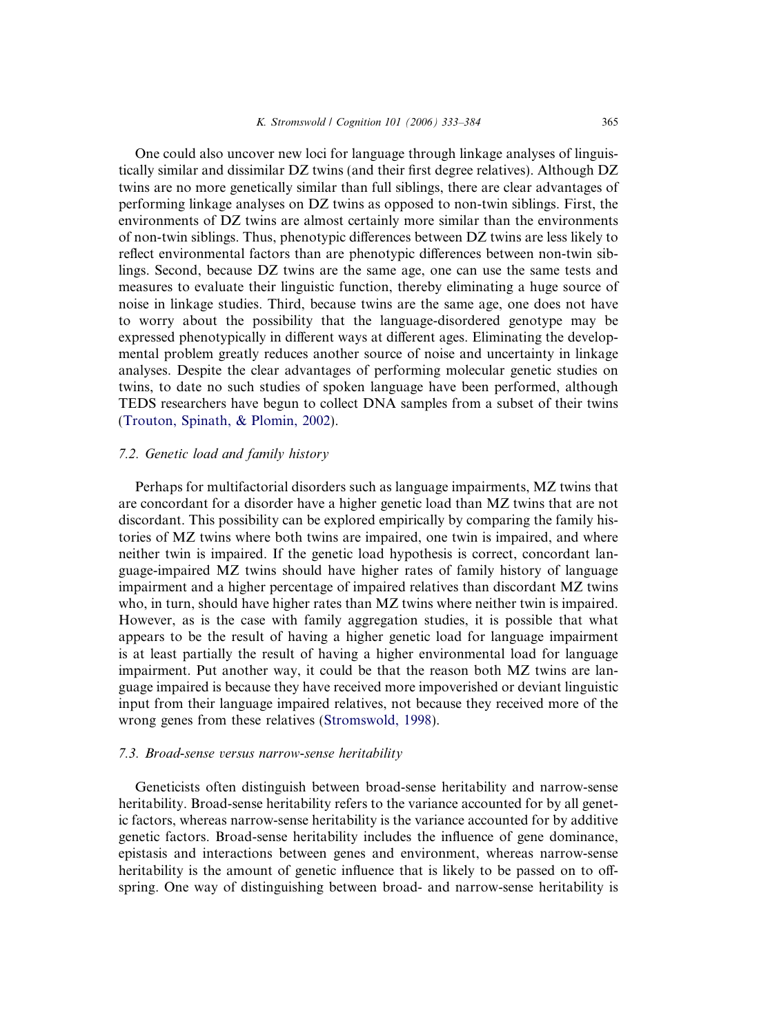One could also uncover new loci for language through linkage analyses of linguistically similar and dissimilar DZ twins (and their first degree relatives). Although DZ twins are no more genetically similar than full siblings, there are clear advantages of performing linkage analyses on DZ twins as opposed to non-twin siblings. First, the environments of DZ twins are almost certainly more similar than the environments of non-twin siblings. Thus, phenotypic differences between DZ twins are less likely to reflect environmental factors than are phenotypic differences between non-twin siblings. Second, because DZ twins are the same age, one can use the same tests and measures to evaluate their linguistic function, thereby eliminating a huge source of noise in linkage studies. Third, because twins are the same age, one does not have to worry about the possibility that the language-disordered genotype may be expressed phenotypically in different ways at different ages. Eliminating the developmental problem greatly reduces another source of noise and uncertainty in linkage analyses. Despite the clear advantages of performing molecular genetic studies on twins, to date no such studies of spoken language have been performed, although TEDS researchers have begun to collect DNA samples from a subset of their twins (Trouton, Spinath, & Plomin, 2002).

### 7.2. Genetic load and family history

Perhaps for multifactorial disorders such as language impairments, MZ twins that are concordant for a disorder have a higher genetic load than MZ twins that are not discordant. This possibility can be explored empirically by comparing the family histories of MZ twins where both twins are impaired, one twin is impaired, and where neither twin is impaired. If the genetic load hypothesis is correct, concordant language-impaired MZ twins should have higher rates of family history of language impairment and a higher percentage of impaired relatives than discordant MZ twins who, in turn, should have higher rates than MZ twins where neither twin is impaired. However, as is the case with family aggregation studies, it is possible that what appears to be the result of having a higher genetic load for language impairment is at least partially the result of having a higher environmental load for language impairment. Put another way, it could be that the reason both MZ twins are language impaired is because they have received more impoverished or deviant linguistic input from their language impaired relatives, not because they received more of the wrong genes from these relatives (Stromswold, 1998).

### 7.3. Broad-sense versus narrow-sense heritability

Geneticists often distinguish between broad-sense heritability and narrow-sense heritability. Broad-sense heritability refers to the variance accounted for by all genetic factors, whereas narrow-sense heritability is the variance accounted for by additive genetic factors. Broad-sense heritability includes the influence of gene dominance, epistasis and interactions between genes and environment, whereas narrow-sense heritability is the amount of genetic influence that is likely to be passed on to offspring. One way of distinguishing between broad- and narrow-sense heritability is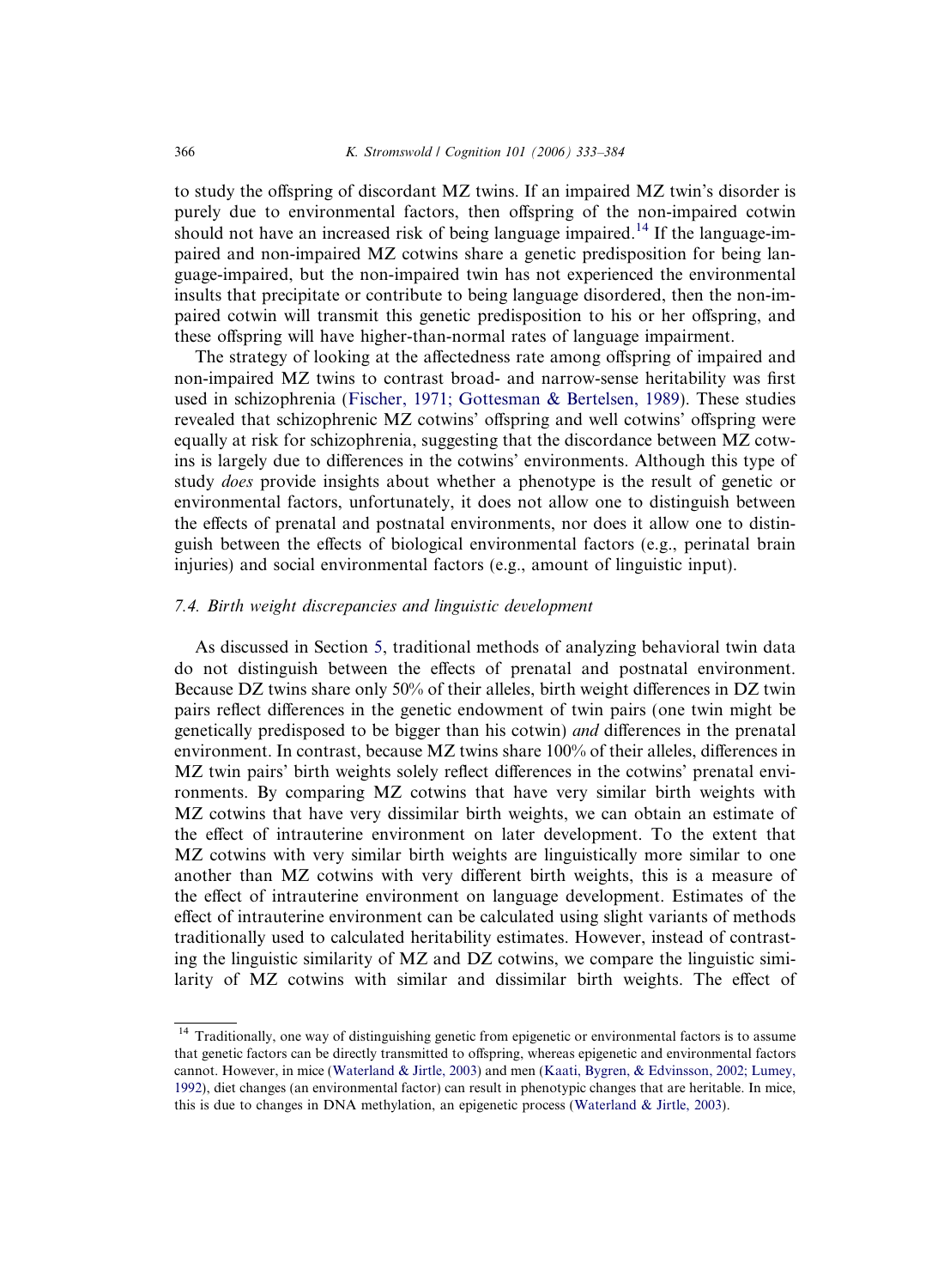to study the offspring of discordant MZ twins. If an impaired MZ twin's disorder is purely due to environmental factors, then offspring of the non-impaired cotwin should not have an increased risk of being language impaired.[14] If the language-impaired and non-impaired MZ cotwins share a genetic predisposition for being language-impaired, but the non-impaired twin has not experienced the environmental insults that precipitate or contribute to being language disordered, then the non-impaired cotwin will transmit this genetic predisposition to his or her offspring, and these offspring will have higher-than-normal rates of language impairment.

The strategy of looking at the affectedness rate among offspring of impaired and non-impaired MZ twins to contrast broad- and narrow-sense heritability was first used in schizophrenia (Fischer, 1971; Gottesman & Bertelsen, 1989). These studies revealed that schizophrenic MZ cotwins' offspring and well cotwins' offspring were equally at risk for schizophrenia, suggesting that the discordance between MZ cotwins is largely due to differences in the cotwins' environments. Although this type of study *does* provide insights about whether a phenotype is the result of genetic or environmental factors, unfortunately, it does not allow one to distinguish between the effects of prenatal and postnatal environments, nor does it allow one to distinguish between the effects of biological environmental factors (e.g., perinatal brain injuries) and social environmental factors (e.g., amount of linguistic input).

### *7.4. Birth weight discrepancies and linguistic development*

As discussed in Section 5, traditional methods of analyzing behavioral twin data do not distinguish between the effects of prenatal and postnatal environment. Because DZ twins share only 50% of their alleles, birth weight differences in DZ twin pairs reflect differences in the genetic endowment of twin pairs (one twin might be genetically predisposed to be bigger than his cotwin) *and* differences in the prenatal environment. In contrast, because MZ twins share 100% of their alleles, differences in MZ twin pairs' birth weights solely reflect differences in the cotwins' prenatal environments. By comparing MZ cotwins that have very similar birth weights with MZ cotwins that have very dissimilar birth weights, we can obtain an estimate of the effect of intrauterine environment on later development. To the extent that MZ cotwins with very similar birth weights are linguistically more similar to one another than MZ cotwins with very different birth weights, this is a measure of the effect of intrauterine environment on language development. Estimates of the effect of intrauterine environment can be calculated using slight variants of methods traditionally used to calculated heritability estimates. However, instead of contrasting the linguistic similarity of MZ and DZ cotwins, we compare the linguistic similarity of MZ cotwins with similar and dissimilar birth weights. The effect of

[14] Traditionally, one way of distinguishing genetic from epigenetic or environmental factors is to assume that genetic factors can be directly transmitted to offspring, whereas epigenetic and environmental factors cannot. However, in mice (Waterland & Jirtle, 2003) and men (Kaati, Bygren, & Edvinsson, 2002; Lumey, 1992), diet changes (an environmental factor) can result in phenotypic changes that are heritable. In mice, this is due to changes in DNA methylation, an epigenetic process (Waterland & Jirtle, 2003).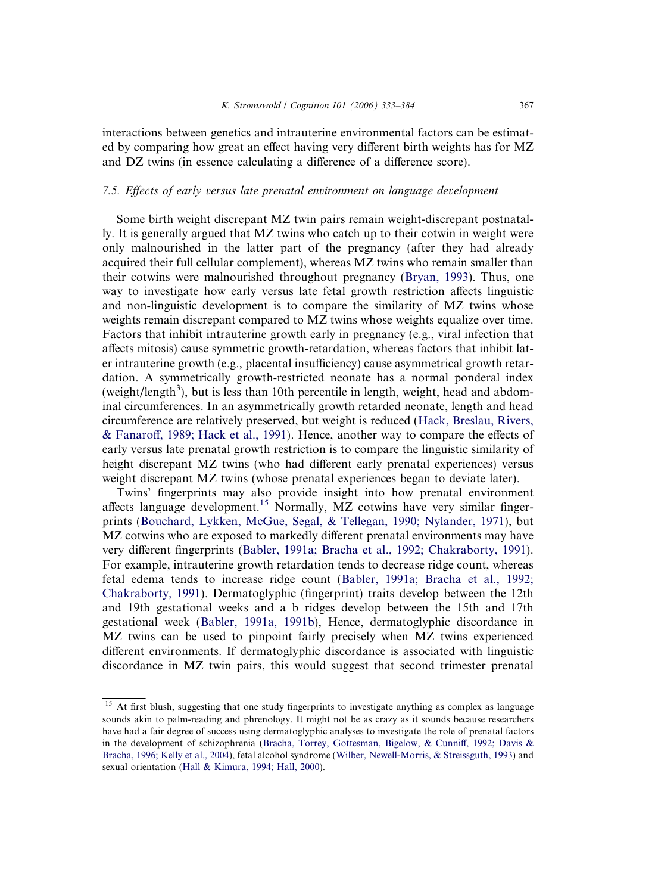interactions between genetics and intrauterine environmental factors can be estimated by comparing how great an effect having very different birth weights has for MZ and DZ twins (in essence calculating a difference of a difference score).

### 7.5. Effects of early versus late prenatal environment on language development

Some birth weight discrepant MZ twin pairs remain weight-discrepant postnatally. It is generally argued that MZ twins who catch up to their cotwin in weight were only malnourished in the latter part of the pregnancy (after they had already acquired their full cellular complement), whereas MZ twins who remain smaller than their cotwins were malnourished throughout pregnancy (Bryan, 1993). Thus, one way to investigate how early versus late fetal growth restriction affects linguistic and non-linguistic development is to compare the similarity of MZ twins whose weights remain discrepant compared to MZ twins whose weights equalize over time. Factors that inhibit intrauterine growth early in pregnancy (e.g., viral infection that affects mitosis) cause symmetric growth-retardation, whereas factors that inhibit later intrauterine growth (e.g., placental insufficiency) cause asymmetrical growth retardation. A symmetrically growth-restricted neonate has a normal ponderal index (weight/length$^3$), but is less than 10th percentile in length, weight, head and abdominal circumferences. In an asymmetrically growth retarded neonate, length and head circumference are relatively preserved, but weight is reduced (Hack, Breslau, Rivers, & Fanaroff, 1989; Hack et al., 1991). Hence, another way to compare the effects of early versus late prenatal growth restriction is to compare the linguistic similarity of height discrepant MZ twins (who had different early prenatal experiences) versus weight discrepant MZ twins (whose prenatal experiences began to deviate later).

Twins' fingerprints may also provide insight into how prenatal environment affects language development.[15] Normally, MZ cotwins have very similar fingerprints (Bouchard, Lykken, McGue, Segal, & Tellegan, 1990; Nylander, 1971), but MZ cotwins who are exposed to markedly different prenatal environments may have very different fingerprints (Babler, 1991a; Bracha et al., 1992; Chakraborty, 1991). For example, intrauterine growth retardation tends to decrease ridge count, whereas fetal edema tends to increase ridge count (Babler, 1991a; Bracha et al., 1992; Chakraborty, 1991). Dermatoglyphic (fingerprint) traits develop between the 12th and 19th gestational weeks and a–b ridges develop between the 15th and 17th gestational week (Babler, 1991a, 1991b), Hence, dermatoglyphic discordance in MZ twins can be used to pinpoint fairly precisely when MZ twins experienced different environments. If dermatoglyphic discordance is associated with linguistic discordance in MZ twin pairs, this would suggest that second trimester prenatal

[15] At first blush, suggesting that one study fingerprints to investigate anything as complex as language sounds akin to palm-reading and phrenology. It might not be as crazy as it sounds because researchers have had a fair degree of success using dermatoglyphic analyses to investigate the role of prenatal factors in the development of schizophrenia (Bracha, Torrey, Gottesman, Bigelow, & Cunniff, 1992; Davis & Bracha, 1996; Kelly et al., 2004), fetal alcohol syndrome (Wilber, Newell-Morris, & Streissguth, 1993) and sexual orientation (Hall & Kimura, 1994; Hall, 2000).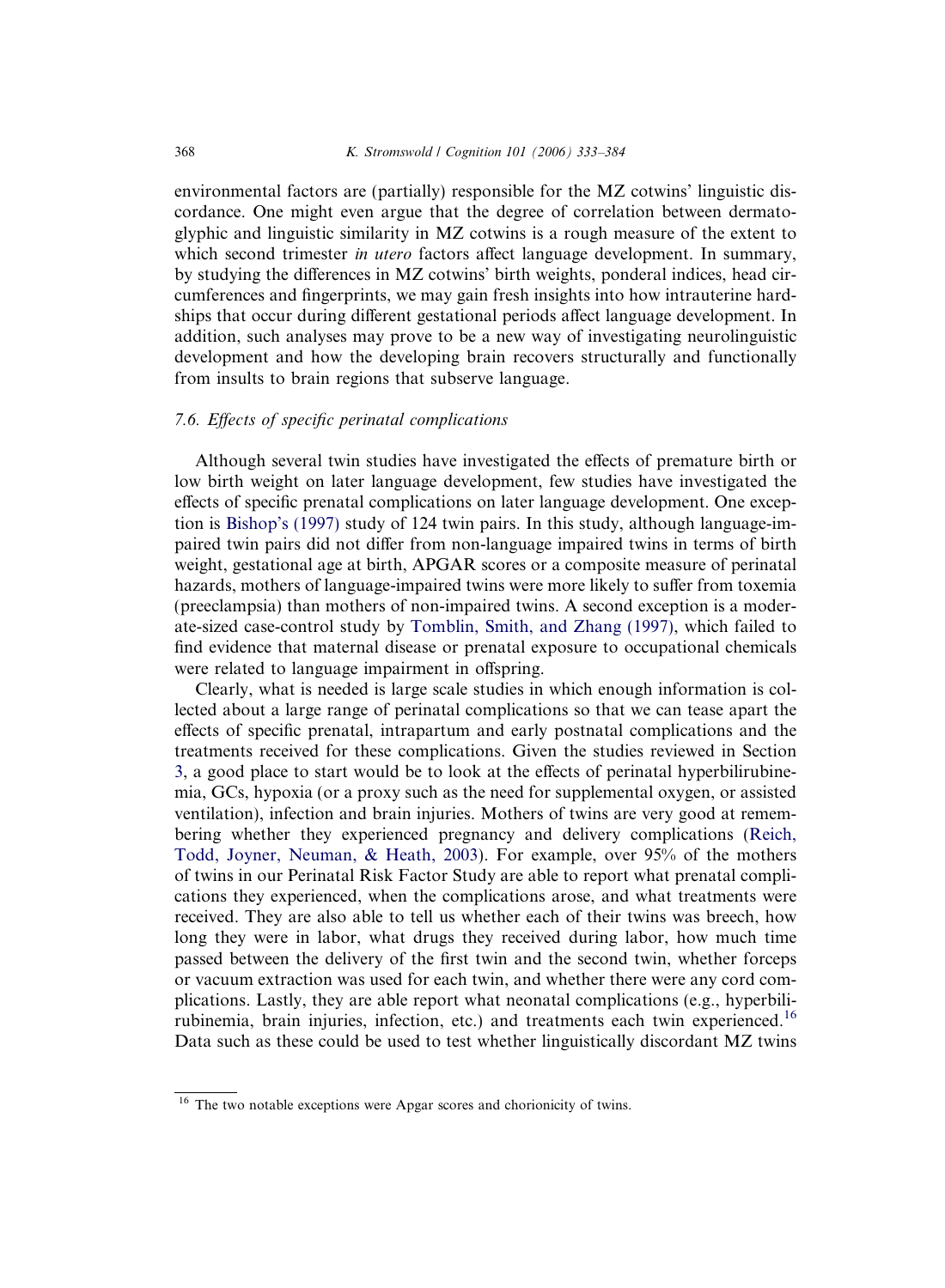environmental factors are (partially) responsible for the MZ cotwins' linguistic discordance. One might even argue that the degree of correlation between dermatoglyphic and linguistic similarity in MZ cotwins is a rough measure of the extent to which second trimester *in utero* factors affect language development. In summary, by studying the differences in MZ cotwins' birth weights, ponderal indices, head circumferences and fingerprints, we may gain fresh insights into how intrauterine hardships that occur during different gestational periods affect language development. In addition, such analyses may prove to be a new way of investigating neurolinguistic development and how the developing brain recovers structurally and functionally from insults to brain regions that subserve language.

### 7.6. Effects of specific perinatal complications

Although several twin studies have investigated the effects of premature birth or low birth weight on later language development, few studies have investigated the effects of specific prenatal complications on later language development. One exception is Bishop's (1997) study of 124 twin pairs. In this study, although language-impaired twin pairs did not differ from non-language impaired twins in terms of birth weight, gestational age at birth, APGAR scores or a composite measure of perinatal hazards, mothers of language-impaired twins were more likely to suffer from toxemia (preeclampsia) than mothers of non-impaired twins. A second exception is a moderate-sized case-control study by Tomblin, Smith, and Zhang (1997), which failed to find evidence that maternal disease or prenatal exposure to occupational chemicals were related to language impairment in offspring.

Clearly, what is needed is large scale studies in which enough information is collected about a large range of perinatal complications so that we can tease apart the effects of specific prenatal, intrapartum and early postnatal complications and the treatments received for these complications. Given the studies reviewed in Section 3, a good place to start would be to look at the effects of perinatal hyperbilirubinemia, GCs, hypoxia (or a proxy such as the need for supplemental oxygen, or assisted ventilation), infection and brain injuries. Mothers of twins are very good at remembering whether they experienced pregnancy and delivery complications (Reich, Todd, Joyner, Neuman, & Heath, 2003). For example, over 95% of the mothers of twins in our Perinatal Risk Factor Study are able to report what prenatal complications they experienced, when the complications arose, and what treatments were received. They are also able to tell us whether each of their twins was breech, how long they were in labor, what drugs they received during labor, how much time passed between the delivery of the first twin and the second twin, whether forceps or vacuum extraction was used for each twin, and whether there were any cord complications. Lastly, they are able report what neonatal complications (e.g., hyperbilirubinemia, brain injuries, infection, etc.) and treatments each twin experienced.[16] Data such as these could be used to test whether linguistically discordant MZ twins

[16] The two notable exceptions were Apgar scores and chorionicity of twins.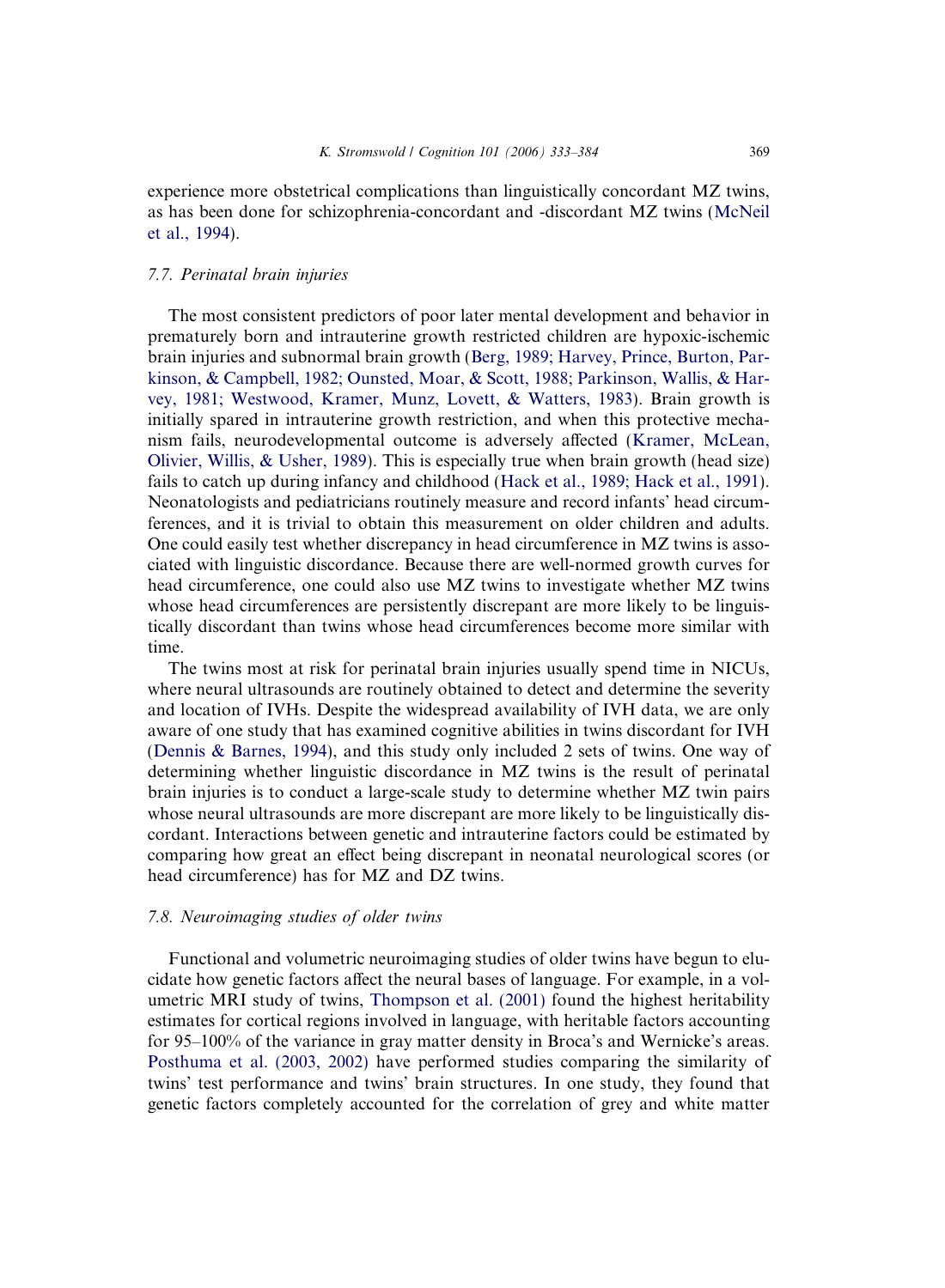experience more obstetrical complications than linguistically concordant MZ twins, as has been done for schizophrenia-concordant and -discordant MZ twins (McNeil et al., 1994).

### 7.7. Perinatal brain injuries

The most consistent predictors of poor later mental development and behavior in prematurely born and intrauterine growth restricted children are hypoxic-ischemic brain injuries and subnormal brain growth (Berg, 1989; Harvey, Prince, Burton, Parkinson, & Campbell, 1982; Ounsted, Moar, & Scott, 1988; Parkinson, Wallis, & Harvey, 1981; Westwood, Kramer, Munz, Lovett, & Watters, 1983). Brain growth is initially spared in intrauterine growth restriction, and when this protective mechanism fails, neurodevelopmental outcome is adversely affected (Kramer, McLean, Olivier, Willis, & Usher, 1989). This is especially true when brain growth (head size) fails to catch up during infancy and childhood (Hack et al., 1989; Hack et al., 1991). Neonatologists and pediatricians routinely measure and record infants' head circumferences, and it is trivial to obtain this measurement on older children and adults. One could easily test whether discrepancy in head circumference in MZ twins is associated with linguistic discordance. Because there are well-normed growth curves for head circumference, one could also use MZ twins to investigate whether MZ twins whose head circumferences are persistently discrepant are more likely to be linguistically discordant than twins whose head circumferences become more similar with time.

The twins most at risk for perinatal brain injuries usually spend time in NICUs, where neural ultrasounds are routinely obtained to detect and determine the severity and location of IVHs. Despite the widespread availability of IVH data, we are only aware of one study that has examined cognitive abilities in twins discordant for IVH (Dennis & Barnes, 1994), and this study only included 2 sets of twins. One way of determining whether linguistic discordance in MZ twins is the result of perinatal brain injuries is to conduct a large-scale study to determine whether MZ twin pairs whose neural ultrasounds are more discrepant are more likely to be linguistically discordant. Interactions between genetic and intrauterine factors could be estimated by comparing how great an effect being discrepant in neonatal neurological scores (or head circumference) has for MZ and DZ twins.

### 7.8. Neuroimaging studies of older twins

Functional and volumetric neuroimaging studies of older twins have begun to elucidate how genetic factors affect the neural bases of language. For example, in a volumetric MRI study of twins, Thompson et al. (2001) found the highest heritability estimates for cortical regions involved in language, with heritable factors accounting for 95–100% of the variance in gray matter density in Broca's and Wernicke's areas. Posthuma et al. (2003, 2002) have performed studies comparing the similarity of twins' test performance and twins' brain structures. In one study, they found that genetic factors completely accounted for the correlation of grey and white matter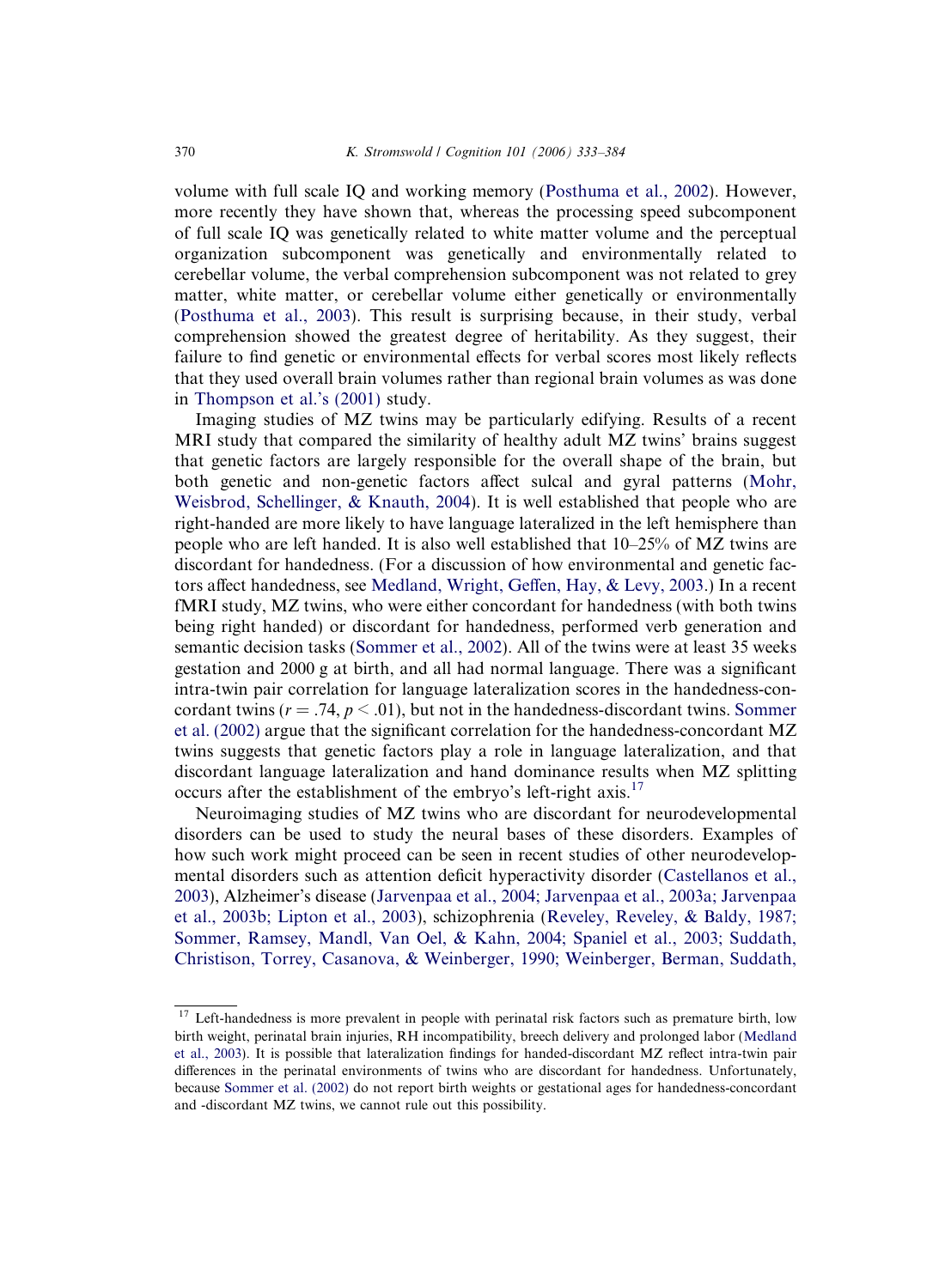volume with full scale IQ and working memory (Posthuma et al., 2002). However, more recently they have shown that, whereas the processing speed subcomponent of full scale IQ was genetically related to white matter volume and the perceptual organization subcomponent was genetically and environmentally related to cerebellar volume, the verbal comprehension subcomponent was not related to grey matter, white matter, or cerebellar volume either genetically or environmentally (Posthuma et al., 2003). This result is surprising because, in their study, verbal comprehension showed the greatest degree of heritability. As they suggest, their failure to find genetic or environmental effects for verbal scores most likely reflects that they used overall brain volumes rather than regional brain volumes as was done in Thompson et al.'s (2001) study.

Imaging studies of MZ twins may be particularly edifying. Results of a recent MRI study that compared the similarity of healthy adult MZ twins' brains suggest that genetic factors are largely responsible for the overall shape of the brain, but both genetic and non-genetic factors affect sulcal and gyral patterns (Mohr, Weisbrod, Schellinger, & Knauth, 2004). It is well established that people who are right-handed are more likely to have language lateralized in the left hemisphere than people who are left handed. It is also well established that 10–25% of MZ twins are discordant for handedness. (For a discussion of how environmental and genetic factors affect handedness, see Medland, Wright, Geffen, Hay, & Levy, 2003.) In a recent fMRI study, MZ twins, who were either concordant for handedness (with both twins being right handed) or discordant for handedness, performed verb generation and semantic decision tasks (Sommer et al., 2002). All of the twins were at least 35 weeks gestation and 2000 g at birth, and all had normal language. There was a significant intra-twin pair correlation for language lateralization scores in the handedness-concordant twins ($r = .74$, $p < .01$), but not in the handedness-discordant twins. Sommer et al. (2002) argue that the significant correlation for the handedness-concordant MZ twins suggests that genetic factors play a role in language lateralization, and that discordant language lateralization and hand dominance results when MZ splitting occurs after the establishment of the embryo's left-right axis.[17]

Neuroimaging studies of MZ twins who are discordant for neurodevelopmental disorders can be used to study the neural bases of these disorders. Examples of how such work might proceed can be seen in recent studies of other neurodevelopmental disorders such as attention deficit hyperactivity disorder (Castellanos et al., 2003), Alzheimer's disease (Jarvenpaa et al., 2004; Jarvenpaa et al., 2003a; Jarvenpaa et al., 2003b; Lipton et al., 2003), schizophrenia (Reveley, Reveley, & Baldy, 1987; Sommer, Ramsey, Mandl, Van Oel, & Kahn, 2004; Spaniel et al., 2003; Suddath, Christison, Torrey, Casanova, & Weinberger, 1990; Weinberger, Berman, Suddath,

[17] Left-handedness is more prevalent in people with perinatal risk factors such as premature birth, low birth weight, perinatal brain injuries, RH incompatibility, breech delivery and prolonged labor (Medland et al., 2003). It is possible that lateralization findings for handed-discordant MZ reflect intra-twin pair differences in the perinatal environments of twins who are discordant for handedness. Unfortunately, because Sommer et al. (2002) do not report birth weights or gestational ages for handedness-concordant and -discordant MZ twins, we cannot rule out this possibility.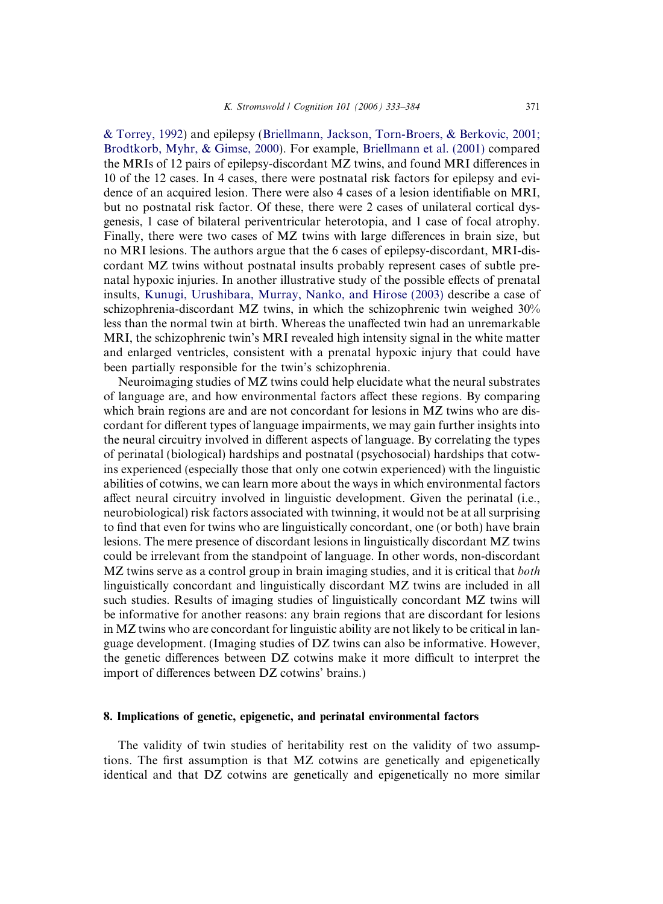& Torrey, 1992) and epilepsy (Briellmann, Jackson, Torn-Broers, & Berkovic, 2001; Brodtkorb, Myhr, & Gimse, 2000). For example, Briellmann et al. (2001) compared the MRIs of 12 pairs of epilepsy-discordant MZ twins, and found MRI differences in 10 of the 12 cases. In 4 cases, there were postnatal risk factors for epilepsy and evidence of an acquired lesion. There were also 4 cases of a lesion identifiable on MRI, but no postnatal risk factor. Of these, there were 2 cases of unilateral cortical dysgenesis, 1 case of bilateral periventricular heterotopia, and 1 case of focal atrophy. Finally, there were two cases of MZ twins with large differences in brain size, but no MRI lesions. The authors argue that the 6 cases of epilepsy-discordant, MRI-discordant MZ twins without postnatal insults probably represent cases of subtle prenatal hypoxic injuries. In another illustrative study of the possible effects of prenatal insults, Kunugi, Urushibara, Murray, Nanko, and Hirose (2003) describe a case of schizophrenia-discordant MZ twins, in which the schizophrenic twin weighed 30% less than the normal twin at birth. Whereas the unaffected twin had an unremarkable MRI, the schizophrenic twin's MRI revealed high intensity signal in the white matter and enlarged ventricles, consistent with a prenatal hypoxic injury that could have been partially responsible for the twin's schizophrenia.

Neuroimaging studies of MZ twins could help elucidate what the neural substrates of language are, and how environmental factors affect these regions. By comparing which brain regions are and are not concordant for lesions in MZ twins who are discordant for different types of language impairments, we may gain further insights into the neural circuitry involved in different aspects of language. By correlating the types of perinatal (biological) hardships and postnatal (psychosocial) hardships that cotwins experienced (especially those that only one cotwin experienced) with the linguistic abilities of cotwins, we can learn more about the ways in which environmental factors affect neural circuitry involved in linguistic development. Given the perinatal (i.e., neurobiological) risk factors associated with twinning, it would not be at all surprising to find that even for twins who are linguistically concordant, one (or both) have brain lesions. The mere presence of discordant lesions in linguistically discordant MZ twins could be irrelevant from the standpoint of language. In other words, non-discordant MZ twins serve as a control group in brain imaging studies, and it is critical that *both* linguistically concordant and linguistically discordant MZ twins are included in all such studies. Results of imaging studies of linguistically concordant MZ twins will be informative for another reasons: any brain regions that are discordant for lesions in MZ twins who are concordant for linguistic ability are not likely to be critical in language development. (Imaging studies of DZ twins can also be informative. However, the genetic differences between DZ cotwins make it more difficult to interpret the import of differences between DZ cotwins' brains.)

## 8. Implications of genetic, epigenetic, and perinatal environmental factors

The validity of twin studies of heritability rest on the validity of two assumptions. The first assumption is that MZ cotwins are genetically and epigenetically identical and that DZ cotwins are genetically and epigenetically no more similar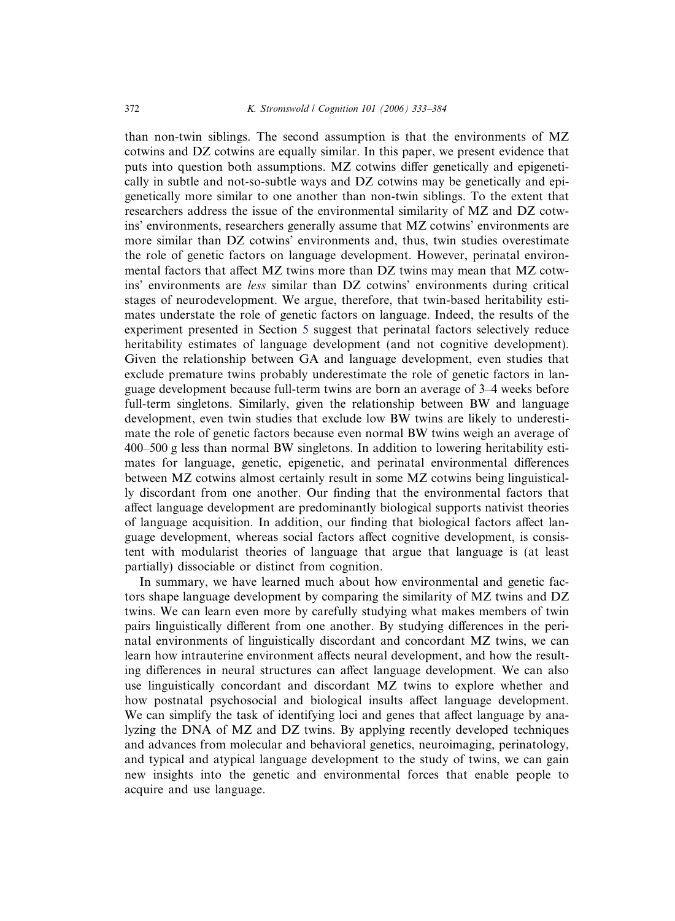than non-twin siblings. The second assumption is that the environments of MZ cotwins and DZ cotwins are equally similar. In this paper, we present evidence that puts into question both assumptions. MZ cotwins differ genetically and epigenetically in subtle and not-so-subtle ways and DZ cotwins may be genetically and epigenetically more similar to one another than non-twin siblings. To the extent that researchers address the issue of the environmental similarity of MZ and DZ cotwins' environments, researchers generally assume that MZ cotwins' environments are more similar than DZ cotwins' environments and, thus, twin studies overestimate the role of genetic factors on language development. However, perinatal environmental factors that affect MZ twins more than DZ twins may mean that MZ cotwins' environments are *less* similar than DZ cotwins' environments during critical stages of neurodevelopment. We argue, therefore, that twin-based heritability estimates understate the role of genetic factors on language. Indeed, the results of the experiment presented in Section 5 suggest that perinatal factors selectively reduce heritability estimates of language development (and not cognitive development). Given the relationship between GA and language development, even studies that exclude premature twins probably underestimate the role of genetic factors in language development because full-term twins are born an average of 3–4 weeks before full-term singletons. Similarly, given the relationship between BW and language development, even twin studies that exclude low BW twins are likely to underestimate the role of genetic factors because even normal BW twins weigh an average of 400–500 g less than normal BW singletons. In addition to lowering heritability estimates for language, genetic, epigenetic, and perinatal environmental differences between MZ cotwins almost certainly result in some MZ cotwins being linguistically discordant from one another. Our finding that the environmental factors that affect language development are predominantly biological supports nativist theories of language acquisition. In addition, our finding that biological factors affect language development, whereas social factors affect cognitive development, is consistent with modularist theories of language that argue that language is (at least partially) dissociable or distinct from cognition.

In summary, we have learned much about how environmental and genetic factors shape language development by comparing the similarity of MZ twins and DZ twins. We can learn even more by carefully studying what makes members of twin pairs linguistically different from one another. By studying differences in the perinatal environments of linguistically discordant and concordant MZ twins, we can learn how intrauterine environment affects neural development, and how the resulting differences in neural structures can affect language development. We can also use linguistically concordant and discordant MZ twins to explore whether and how postnatal psychosocial and biological insults affect language development. We can simplify the task of identifying loci and genes that affect language by analyzing the DNA of MZ and DZ twins. By applying recently developed techniques and advances from molecular and behavioral genetics, neuroimaging, perinatology, and typical and atypical language development to the study of twins, we can gain new insights into the genetic and environmental forces that enable people to acquire and use language.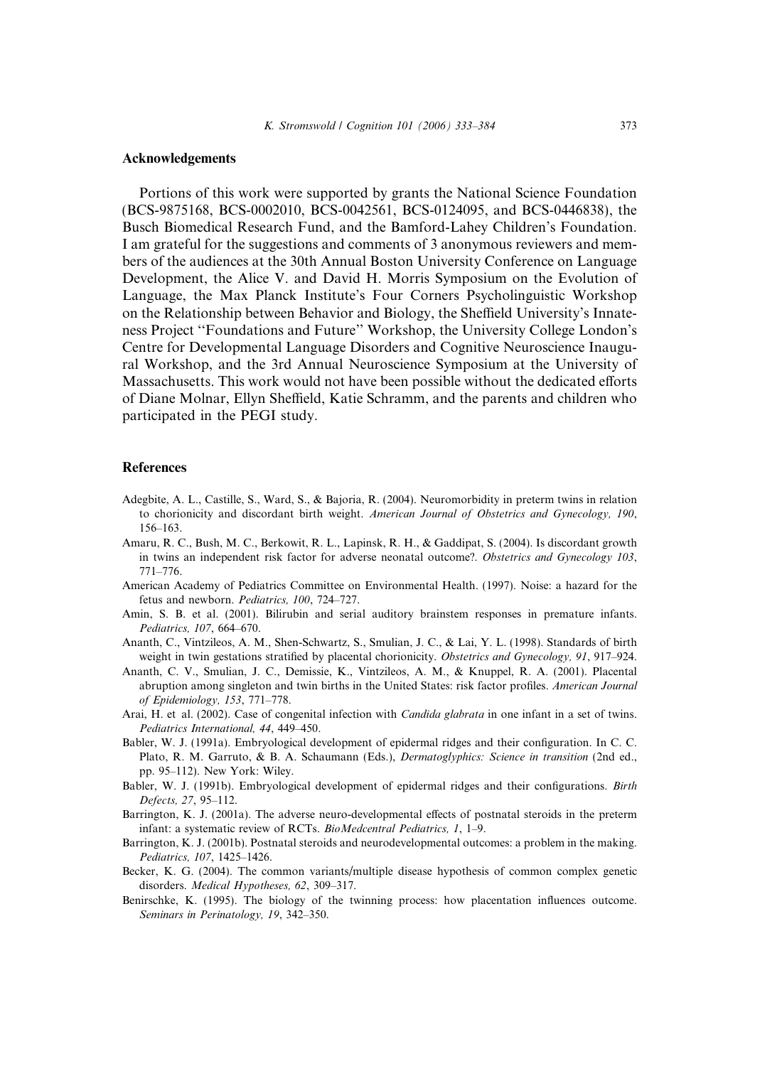## Acknowledgements

Portions of this work were supported by grants the National Science Foundation (BCS-9875168, BCS-0002010, BCS-0042561, BCS-0124095, and BCS-0446838), the Busch Biomedical Research Fund, and the Bamford-Lahey Children's Foundation. I am grateful for the suggestions and comments of 3 anonymous reviewers and members of the audiences at the 30th Annual Boston University Conference on Language Development, the Alice V. and David H. Morris Symposium on the Evolution of Language, the Max Planck Institute's Four Corners Psycholinguistic Workshop on the Relationship between Behavior and Biology, the Sheffield University's Innateness Project "Foundations and Future" Workshop, the University College London's Centre for Developmental Language Disorders and Cognitive Neuroscience Inaugural Workshop, and the 3rd Annual Neuroscience Symposium at the University of Massachusetts. This work would not have been possible without the dedicated efforts of Diane Molnar, Ellyn Sheffield, Katie Schramm, and the parents and children who participated in the PEGI study.

## References

Adegbite, A. L., Castille, S., Ward, S., & Bajoria, R. (2004). Neuromorbidity in preterm twins in relation to chorionicity and discordant birth weight. *American Journal of Obstetrics and Gynecology, 190*, 156–163.

Amaru, R. C., Bush, M. C., Berkowit, R. L., Lapinsk, R. H., & Gaddipat, S. (2004). Is discordant growth in twins an independent risk factor for adverse neonatal outcome?. *Obstetrics and Gynecology 103*, 771–776.

American Academy of Pediatrics Committee on Environmental Health. (1997). Noise: a hazard for the fetus and newborn. *Pediatrics, 100*, 724–727.

Amin, S. B. et al. (2001). Bilirubin and serial auditory brainstem responses in premature infants. *Pediatrics, 107*, 664–670.

Ananth, C., Vintzileos, A. M., Shen-Schwartz, S., Smulian, J. C., & Lai, Y. L. (1998). Standards of birth weight in twin gestations stratified by placental chorionicity. *Obstetrics and Gynecology, 91*, 917–924.

Ananth, C. V., Smulian, J. C., Demissie, K., Vintzileos, A. M., & Knuppel, R. A. (2001). Placental abruption among singleton and twin births in the United States: risk factor profiles. *American Journal of Epidemiology, 153*, 771–778.

Arai, H. et al. (2002). Case of congenital infection with *Candida glabrata* in one infant in a set of twins. *Pediatrics International, 44*, 449–450.

Babler, W. J. (1991a). Embryological development of epidermal ridges and their configuration. In C. C. Plato, R. M. Garruto, & B. A. Schaumann (Eds.), *Dermatoglyphics: Science in transition* (2nd ed., pp. 95–112). New York: Wiley.

Babler, W. J. (1991b). Embryological development of epidermal ridges and their configurations. *Birth Defects, 27*, 95–112.

Barrington, K. J. (2001a). The adverse neuro-developmental effects of postnatal steroids in the preterm infant: a systematic review of RCTs. *BioMedcentral Pediatrics, 1*, 1–9.

Barrington, K. J. (2001b). Postnatal steroids and neurodevelopmental outcomes: a problem in the making. *Pediatrics, 107*, 1425–1426.

Becker, K. G. (2004). The common variants/multiple disease hypothesis of common complex genetic disorders. *Medical Hypotheses, 62*, 309–317.

Benirschke, K. (1995). The biology of the twinning process: how placentation influences outcome. *Seminars in Perinatology, 19*, 342–350.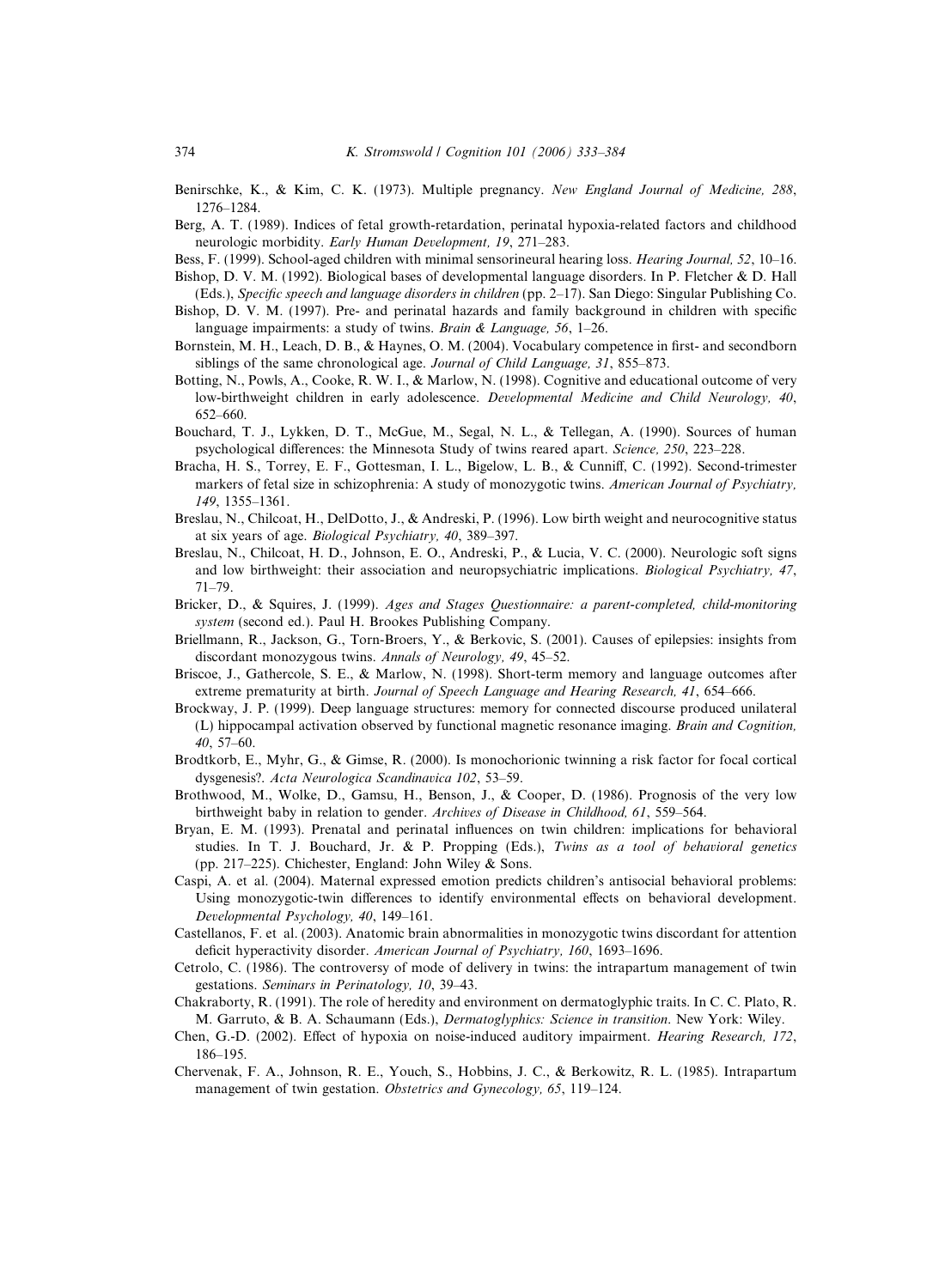Benirschke, K., & Kim, C. K. (1973). Multiple pregnancy. *New England Journal of Medicine, 288*, 1276–1284.

Berg, A. T. (1989). Indices of fetal growth-retardation, perinatal hypoxia-related factors and childhood neurologic morbidity. *Early Human Development, 19*, 271–283.

Bess, F. (1999). School-aged children with minimal sensorineural hearing loss. *Hearing Journal, 52*, 10–16.

Bishop, D. V. M. (1992). Biological bases of developmental language disorders. In P. Fletcher & D. Hall (Eds.), *Specific speech and language disorders in children* (pp. 2–17). San Diego: Singular Publishing Co.

Bishop, D. V. M. (1997). Pre- and perinatal hazards and family background in children with specific language impairments: a study of twins. *Brain & Language, 56*, 1–26.

Bornstein, M. H., Leach, D. B., & Haynes, O. M. (2004). Vocabulary competence in first- and secondborn siblings of the same chronological age. *Journal of Child Language, 31*, 855–873.

Botting, N., Powls, A., Cooke, R. W. I., & Marlow, N. (1998). Cognitive and educational outcome of very low-birthweight children in early adolescence. *Developmental Medicine and Child Neurology, 40*, 652–660.

Bouchard, T. J., Lykken, D. T., McGue, M., Segal, N. L., & Tellegan, A. (1990). Sources of human psychological differences: the Minnesota Study of twins reared apart. *Science, 250*, 223–228.

Bracha, H. S., Torrey, E. F., Gottesman, I. L., Bigelow, L. B., & Cunniff, C. (1992). Second-trimester markers of fetal size in schizophrenia: A study of monozygotic twins. *American Journal of Psychiatry, 149*, 1355–1361.

Breslau, N., Chilcoat, H., DelDotto, J., & Andreski, P. (1996). Low birth weight and neurocognitive status at six years of age. *Biological Psychiatry, 40*, 389–397.

Breslau, N., Chilcoat, H. D., Johnson, E. O., Andreski, P., & Lucia, V. C. (2000). Neurologic soft signs and low birthweight: their association and neuropsychiatric implications. *Biological Psychiatry, 47*, 71–79.

Bricker, D., & Squires, J. (1999). *Ages and Stages Questionnaire: a parent-completed, child-monitoring system* (second ed.). Paul H. Brookes Publishing Company.

Briellmann, R., Jackson, G., Torn-Broers, Y., & Berkovic, S. (2001). Causes of epilepsies: insights from discordant monozygous twins. *Annals of Neurology, 49*, 45–52.

Briscoe, J., Gathercole, S. E., & Marlow, N. (1998). Short-term memory and language outcomes after extreme prematurity at birth. *Journal of Speech Language and Hearing Research, 41*, 654–666.

Brockway, J. P. (1999). Deep language structures: memory for connected discourse produced unilateral (L) hippocampal activation observed by functional magnetic resonance imaging. *Brain and Cognition, 40*, 57–60.

Brodtkorb, E., Myhr, G., & Gimse, R. (2000). Is monochorionic twinning a risk factor for focal cortical dysgenesis?. *Acta Neurologica Scandinavica 102*, 53–59.

Brothwood, M., Wolke, D., Gamsu, H., Benson, J., & Cooper, D. (1986). Prognosis of the very low birthweight baby in relation to gender. *Archives of Disease in Childhood, 61*, 559–564.

Bryan, E. M. (1993). Prenatal and perinatal influences on twin children: implications for behavioral studies. In T. J. Bouchard, Jr. & P. Propping (Eds.), *Twins as a tool of behavioral genetics* (pp. 217–225). Chichester, England: John Wiley & Sons.

Caspi, A. et al. (2004). Maternal expressed emotion predicts children's antisocial behavioral problems: Using monozygotic-twin differences to identify environmental effects on behavioral development. *Developmental Psychology, 40*, 149–161.

Castellanos, F. et al. (2003). Anatomic brain abnormalities in monozygotic twins discordant for attention deficit hyperactivity disorder. *American Journal of Psychiatry, 160*, 1693–1696.

Cetrolo, C. (1986). The controversy of mode of delivery in twins: the intrapartum management of twin gestations. *Seminars in Perinatology, 10*, 39–43.

Chakraborty, R. (1991). The role of heredity and environment on dermatoglyphic traits. In C. C. Plato, R. M. Garruto, & B. A. Schaumann (Eds.), *Dermatoglyphics: Science in transition*. New York: Wiley.

Chen, G.-D. (2002). Effect of hypoxia on noise-induced auditory impairment. *Hearing Research, 172*, 186–195.

Chervenak, F. A., Johnson, R. E., Youch, S., Hobbins, J. C., & Berkowitz, R. L. (1985). Intrapartum management of twin gestation. *Obstetrics and Gynecology, 65*, 119–124.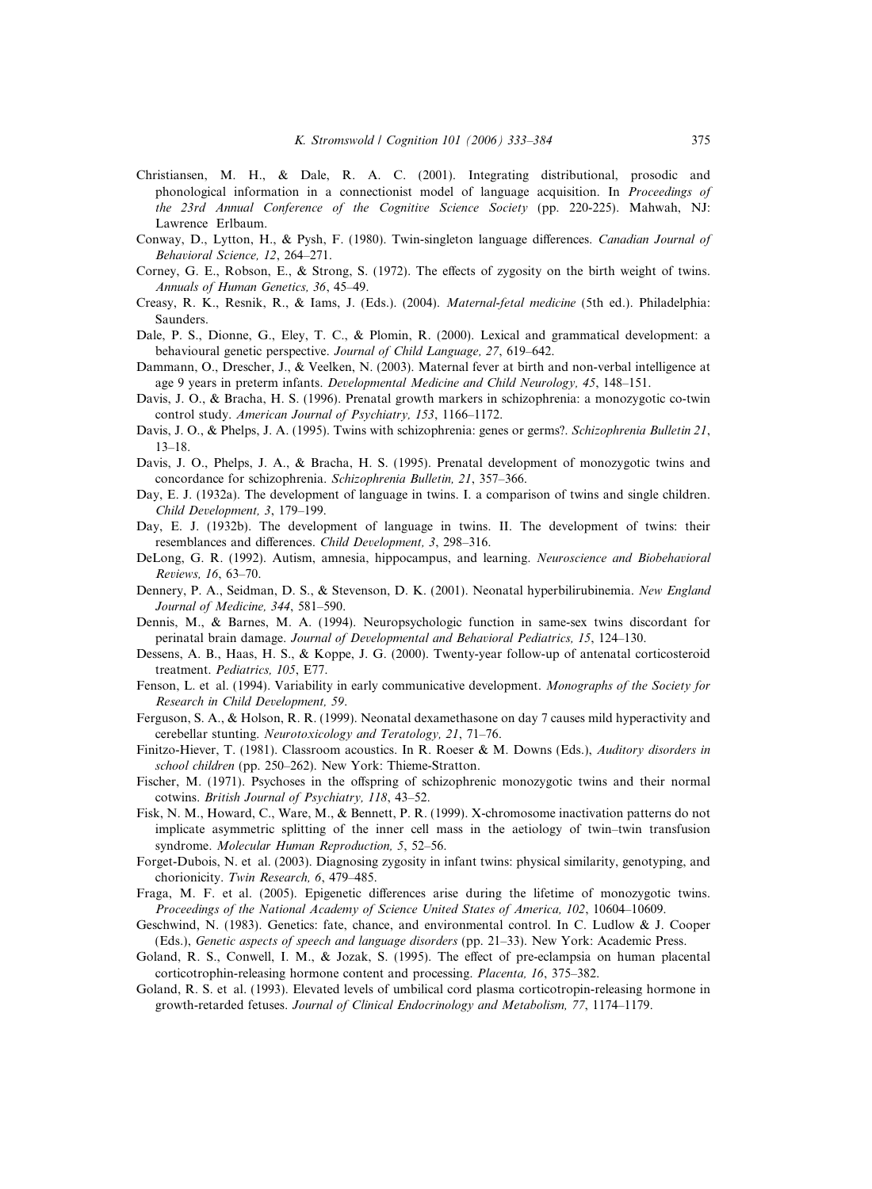Christiansen, M. H., & Dale, R. A. C. (2001). Integrating distributional, prosodic and phonological information in a connectionist model of language acquisition. In *Proceedings of the 23rd Annual Conference of the Cognitive Science Society* (pp. 220-225). Mahwah, NJ: Lawrence Erlbaum.

Conway, D., Lytton, H., & Pysh, F. (1980). Twin-singleton language differences. *Canadian Journal of Behavioral Science, 12*, 264–271.

Corney, G. E., Robson, E., & Strong, S. (1972). The effects of zygosity on the birth weight of twins. *Annuals of Human Genetics, 36*, 45–49.

Creasy, R. K., Resnik, R., & Iams, J. (Eds.). (2004). *Maternal-fetal medicine* (5th ed.). Philadelphia: Saunders.

Dale, P. S., Dionne, G., Eley, T. C., & Plomin, R. (2000). Lexical and grammatical development: a behavioural genetic perspective. *Journal of Child Language, 27*, 619–642.

Dammann, O., Drescher, J., & Veelken, N. (2003). Maternal fever at birth and non-verbal intelligence at age 9 years in preterm infants. *Developmental Medicine and Child Neurology, 45*, 148–151.

Davis, J. O., & Bracha, H. S. (1996). Prenatal growth markers in schizophrenia: a monozygotic co-twin control study. *American Journal of Psychiatry, 153*, 1166–1172.

Davis, J. O., & Phelps, J. A. (1995). Twins with schizophrenia: genes or germs?. *Schizophrenia Bulletin 21*, 13–18.

Davis, J. O., Phelps, J. A., & Bracha, H. S. (1995). Prenatal development of monozygotic twins and concordance for schizophrenia. *Schizophrenia Bulletin, 21*, 357–366.

Day, E. J. (1932a). The development of language in twins. I. a comparison of twins and single children. *Child Development, 3*, 179–199.

Day, E. J. (1932b). The development of language in twins. II. The development of twins: their resemblances and differences. *Child Development, 3*, 298–316.

DeLong, G. R. (1992). Autism, amnesia, hippocampus, and learning. *Neuroscience and Biobehavioral Reviews, 16*, 63–70.

Dennery, P. A., Seidman, D. S., & Stevenson, D. K. (2001). Neonatal hyperbilirubinemia. *New England Journal of Medicine, 344*, 581–590.

Dennis, M., & Barnes, M. A. (1994). Neuropsychologic function in same-sex twins discordant for perinatal brain damage. *Journal of Developmental and Behavioral Pediatrics, 15*, 124–130.

Dessens, A. B., Haas, H. S., & Koppe, J. G. (2000). Twenty-year follow-up of antenatal corticosteroid treatment. *Pediatrics, 105*, E77.

Fenson, L. et al. (1994). Variability in early communicative development. *Monographs of the Society for Research in Child Development, 59*.

Ferguson, S. A., & Holson, R. R. (1999). Neonatal dexamethasone on day 7 causes mild hyperactivity and cerebellar stunting. *Neurotoxicology and Teratology, 21*, 71–76.

Finitzo-Hiever, T. (1981). Classroom acoustics. In R. Roeser & M. Downs (Eds.), *Auditory disorders in school children* (pp. 250–262). New York: Thieme-Stratton.

Fischer, M. (1971). Psychoses in the offspring of schizophrenic monozygotic twins and their normal cotwins. *British Journal of Psychiatry, 118*, 43–52.

Fisk, N. M., Howard, C., Ware, M., & Bennett, P. R. (1999). X-chromosome inactivation patterns do not implicate asymmetric splitting of the inner cell mass in the aetiology of twin–twin transfusion syndrome. *Molecular Human Reproduction, 5*, 52–56.

Forget-Dubois, N. et al. (2003). Diagnosing zygosity in infant twins: physical similarity, genotyping, and chorionicity. *Twin Research, 6*, 479–485.

Fraga, M. F. et al. (2005). Epigenetic differences arise during the lifetime of monozygotic twins. *Proceedings of the National Academy of Science United States of America, 102*, 10604–10609.

Geschwind, N. (1983). Genetics: fate, chance, and environmental control. In C. Ludlow & J. Cooper (Eds.), *Genetic aspects of speech and language disorders* (pp. 21–33). New York: Academic Press.

Goland, R. S., Conwell, I. M., & Jozak, S. (1995). The effect of pre-eclampsia on human placental corticotrophin-releasing hormone content and processing. *Placenta, 16*, 375–382.

Goland, R. S. et al. (1993). Elevated levels of umbilical cord plasma corticotropin-releasing hormone in growth-retarded fetuses. *Journal of Clinical Endocrinology and Metabolism, 77*, 1174–1179.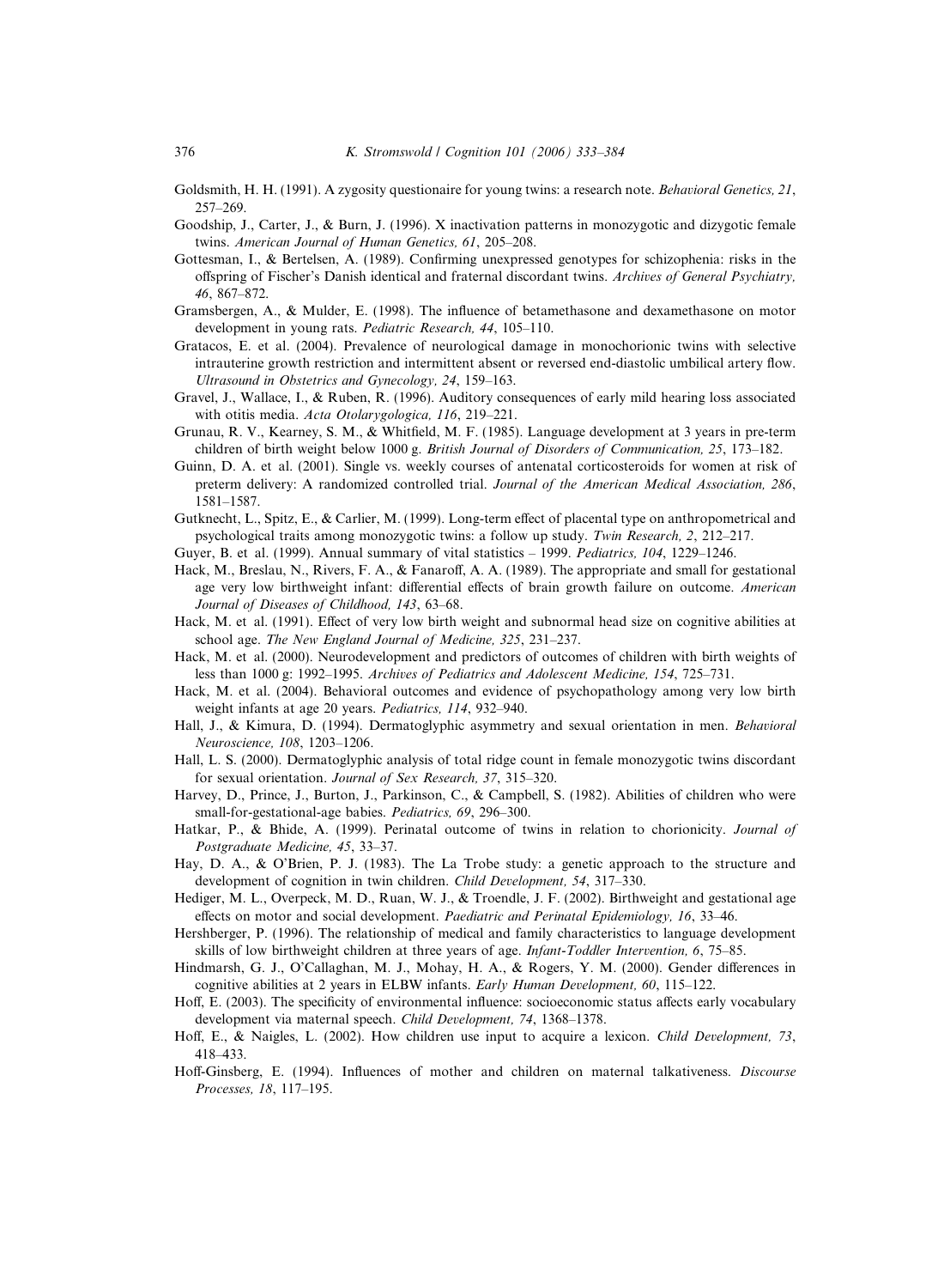Goldsmith, H. H. (1991). A zygosity questionaire for young twins: a research note. *Behavioral Genetics, 21*, 257–269.

Goodship, J., Carter, J., & Burn, J. (1996). X inactivation patterns in monozygotic and dizygotic female twins. *American Journal of Human Genetics, 61*, 205–208.

Gottesman, I., & Bertelsen, A. (1989). Confirming unexpressed genotypes for schizophenia: risks in the offspring of Fischer's Danish identical and fraternal discordant twins. *Archives of General Psychiatry, 46*, 867–872.

Gramsbergen, A., & Mulder, E. (1998). The influence of betamethasone and dexamethasone on motor development in young rats. *Pediatric Research, 44*, 105–110.

Gratacos, E. et al. (2004). Prevalence of neurological damage in monochorionic twins with selective intrauterine growth restriction and intermittent absent or reversed end-diastolic umbilical artery flow. *Ultrasound in Obstetrics and Gynecology, 24*, 159–163.

Gravel, J., Wallace, I., & Ruben, R. (1996). Auditory consequences of early mild hearing loss associated with otitis media. *Acta Otolarygologica, 116*, 219–221.

Grunau, R. V., Kearney, S. M., & Whitfield, M. F. (1985). Language development at 3 years in pre-term children of birth weight below 1000 g. *British Journal of Disorders of Communication, 25*, 173–182.

Guinn, D. A. et al. (2001). Single vs. weekly courses of antenatal corticosteroids for women at risk of preterm delivery: A randomized controlled trial. *Journal of the American Medical Association, 286*, 1581–1587.

Gutknecht, L., Spitz, E., & Carlier, M. (1999). Long-term effect of placental type on anthropometrical and psychological traits among monozygotic twins: a follow up study. *Twin Research, 2*, 212–217.

Guyer, B. et al. (1999). Annual summary of vital statistics – 1999. *Pediatrics, 104*, 1229–1246.

Hack, M., Breslau, N., Rivers, F. A., & Fanaroff, A. A. (1989). The appropriate and small for gestational age very low birthweight infant: differential effects of brain growth failure on outcome. *American Journal of Diseases of Childhood, 143*, 63–68.

Hack, M. et al. (1991). Effect of very low birth weight and subnormal head size on cognitive abilities at school age. *The New England Journal of Medicine, 325*, 231–237.

Hack, M. et al. (2000). Neurodevelopment and predictors of outcomes of children with birth weights of less than 1000 g: 1992–1995. *Archives of Pediatrics and Adolescent Medicine, 154*, 725–731.

Hack, M. et al. (2004). Behavioral outcomes and evidence of psychopathology among very low birth weight infants at age 20 years. *Pediatrics, 114*, 932–940.

Hall, J., & Kimura, D. (1994). Dermatoglyphic asymmetry and sexual orientation in men. *Behavioral Neuroscience, 108*, 1203–1206.

Hall, L. S. (2000). Dermatoglyphic analysis of total ridge count in female monozygotic twins discordant for sexual orientation. *Journal of Sex Research, 37*, 315–320.

Harvey, D., Prince, J., Burton, J., Parkinson, C., & Campbell, S. (1982). Abilities of children who were small-for-gestational-age babies. *Pediatrics, 69*, 296–300.

Hatkar, P., & Bhide, A. (1999). Perinatal outcome of twins in relation to chorionicity. *Journal of Postgraduate Medicine, 45*, 33–37.

Hay, D. A., & O'Brien, P. J. (1983). The La Trobe study: a genetic approach to the structure and development of cognition in twin children. *Child Development, 54*, 317–330.

Hediger, M. L., Overpeck, M. D., Ruan, W. J., & Troendle, J. F. (2002). Birthweight and gestational age effects on motor and social development. *Paediatric and Perinatal Epidemiology, 16*, 33–46.

Hershberger, P. (1996). The relationship of medical and family characteristics to language development skills of low birthweight children at three years of age. *Infant-Toddler Intervention, 6*, 75–85.

Hindmarsh, G. J., O'Callaghan, M. J., Mohay, H. A., & Rogers, Y. M. (2000). Gender differences in cognitive abilities at 2 years in ELBW infants. *Early Human Development, 60*, 115–122.

Hoff, E. (2003). The specificity of environmental influence: socioeconomic status affects early vocabulary development via maternal speech. *Child Development, 74*, 1368–1378.

Hoff, E., & Naigles, L. (2002). How children use input to acquire a lexicon. *Child Development, 73*, 418–433.

Hoff-Ginsberg, E. (1994). Influences of mother and children on maternal talkativeness. *Discourse Processes, 18*, 117–195.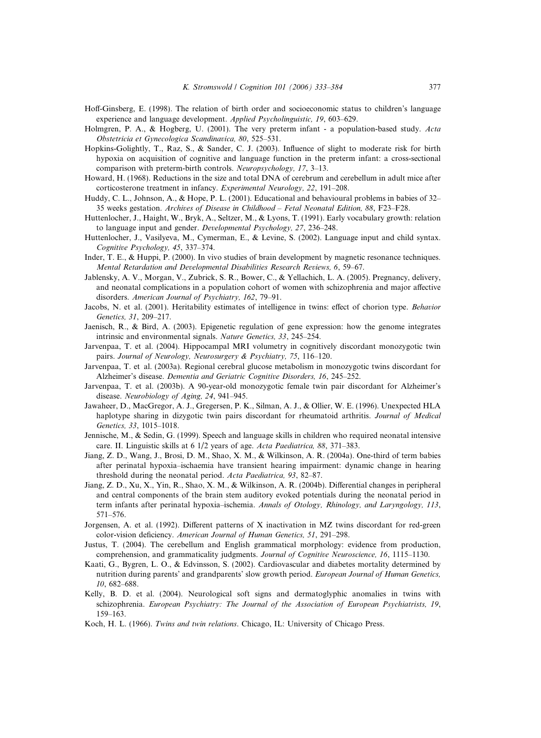Hoff-Ginsberg, E. (1998). The relation of birth order and socioeconomic status to children's language experience and language development. *Applied Psycholinguistic, 19*, 603–629.

Holmgren, P. A., & Hogberg, U. (2001). The very preterm infant - a population-based study. *Acta Obstetricia et Gynecologica Scandinavica, 80*, 525–531.

Hopkins-Golightly, T., Raz, S., & Sander, C. J. (2003). Influence of slight to moderate risk for birth hypoxia on acquisition of cognitive and language function in the preterm infant: a cross-sectional comparison with preterm-birth controls. *Neuropsychology, 17*, 3–13.

Howard, H. (1968). Reductions in the size and total DNA of cerebrum and cerebellum in adult mice after corticosterone treatment in infancy. *Experimental Neurology, 22*, 191–208.

Huddy, C. L., Johnson, A., & Hope, P. L. (2001). Educational and behavioural problems in babies of 32–35 weeks gestation. *Archives of Disease in Childhood – Fetal Neonatal Edition, 88*, F23–F28.

Huttenlocher, J., Haight, W., Bryk, A., Seltzer, M., & Lyons, T. (1991). Early vocabulary growth: relation to language input and gender. *Developmental Psychology, 27*, 236–248.

Huttenlocher, J., Vasilyeva, M., Cymerman, E., & Levine, S. (2002). Language input and child syntax. *Cognitive Psychology, 45*, 337–374.

Inder, T. E., & Huppi, P. (2000). In vivo studies of brain development by magnetic resonance techniques. *Mental Retardation and Developmental Disabilities Research Reviews, 6*, 59–67.

Jablensky, A. V., Morgan, V., Zubrick, S. R., Bower, C., & Yellachich, L. A. (2005). Pregnancy, delivery, and neonatal complications in a population cohort of women with schizophrenia and major affective disorders. *American Journal of Psychiatry, 162*, 79–91.

Jacobs, N. et al. (2001). Heritability estimates of intelligence in twins: effect of chorion type. *Behavior Genetics, 31*, 209–217.

Jaenisch, R., & Bird, A. (2003). Epigenetic regulation of gene expression: how the genome integrates intrinsic and environmental signals. *Nature Genetics, 33*, 245–254.

Jarvenpaa, T. et al. (2004). Hippocampal MRI volumetry in cognitively discordant monozygotic twin pairs. *Journal of Neurology, Neurosurgery & Psychiatry, 75*, 116–120.

Jarvenpaa, T. et al. (2003a). Regional cerebral glucose metabolism in monozygotic twins discordant for Alzheimer's disease. *Dementia and Geriatric Cognitive Disorders, 16*, 245–252.

Jarvenpaa, T. et al. (2003b). A 90-year-old monozygotic female twin pair discordant for Alzheimer's disease. *Neurobiology of Aging, 24*, 941–945.

Jawaheer, D., MacGregor, A. J., Gregersen, P. K., Silman, A. J., & Ollier, W. E. (1996). Unexpected HLA haplotype sharing in dizygotic twin pairs discordant for rheumatoid arthritis. *Journal of Medical Genetics, 33*, 1015–1018.

Jennische, M., & Sedin, G. (1999). Speech and language skills in children who required neonatal intensive care. II. Linguistic skills at 6 1/2 years of age. *Acta Paediatrica, 88*, 371–383.

Jiang, Z. D., Wang, J., Brosi, D. M., Shao, X. M., & Wilkinson, A. R. (2004a). One-third of term babies after perinatal hypoxia–ischaemia have transient hearing impairment: dynamic change in hearing threshold during the neonatal period. *Acta Paediatrica, 93*, 82–87.

Jiang, Z. D., Xu, X., Yin, R., Shao, X. M., & Wilkinson, A. R. (2004b). Differential changes in peripheral and central components of the brain stem auditory evoked potentials during the neonatal period in term infants after perinatal hypoxia–ischemia. *Annals of Otology, Rhinology, and Laryngology, 113*, 571–576.

Jorgensen, A. et al. (1992). Different patterns of X inactivation in MZ twins discordant for red-green color-vision deficiency. *American Journal of Human Genetics, 51*, 291–298.

Justus, T. (2004). The cerebellum and English grammatical morphology: evidence from production, comprehension, and grammaticality judgments. *Journal of Cognitive Neuroscience, 16*, 1115–1130.

Kaati, G., Bygren, L. O., & Edvinsson, S. (2002). Cardiovascular and diabetes mortality determined by nutrition during parents' and grandparents' slow growth period. *European Journal of Human Genetics, 10*, 682–688.

Kelly, B. D. et al. (2004). Neurological soft signs and dermatoglyphic anomalies in twins with schizophrenia. *European Psychiatry: The Journal of the Association of European Psychiatrists, 19*, 159–163.

Koch, H. L. (1966). *Twins and twin relations*. Chicago, IL: University of Chicago Press.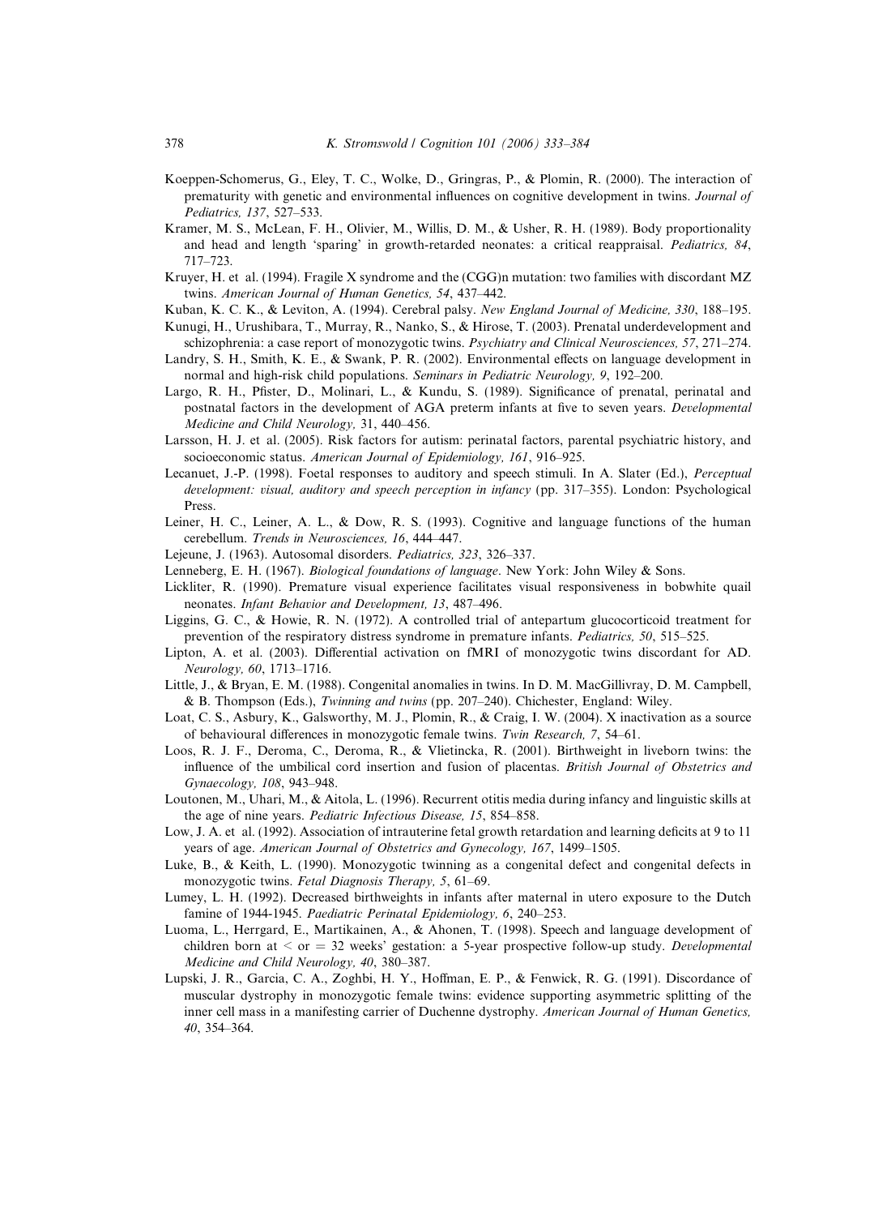Koeppen-Schomerus, G., Eley, T. C., Wolke, D., Gringras, P., & Plomin, R. (2000). The interaction of prematurity with genetic and environmental influences on cognitive development in twins. *Journal of Pediatrics, 137*, 527–533.

Kramer, M. S., McLean, F. H., Olivier, M., Willis, D. M., & Usher, R. H. (1989). Body proportionality and head and length 'sparing' in growth-retarded neonates: a critical reappraisal. *Pediatrics, 84*, 717–723.

Kruyer, H. et al. (1994). Fragile X syndrome and the (CGG)n mutation: two families with discordant MZ twins. *American Journal of Human Genetics, 54*, 437–442.

Kuban, K. C. K., & Leviton, A. (1994). Cerebral palsy. *New England Journal of Medicine, 330*, 188–195.

Kunugi, H., Urushibara, T., Murray, R., Nanko, S., & Hirose, T. (2003). Prenatal underdevelopment and schizophrenia: a case report of monozygotic twins. *Psychiatry and Clinical Neurosciences, 57*, 271–274.

Landry, S. H., Smith, K. E., & Swank, P. R. (2002). Environmental effects on language development in normal and high-risk child populations. *Seminars in Pediatric Neurology, 9*, 192–200.

Largo, R. H., Pfister, D., Molinari, L., & Kundu, S. (1989). Significance of prenatal, perinatal and postnatal factors in the development of AGA preterm infants at five to seven years. *Developmental Medicine and Child Neurology,* 31, 440–456.

Larsson, H. J. et al. (2005). Risk factors for autism: perinatal factors, parental psychiatric history, and socioeconomic status. *American Journal of Epidemiology, 161*, 916–925.

Lecanuet, J.-P. (1998). Foetal responses to auditory and speech stimuli. In A. Slater (Ed.), *Perceptual development: visual, auditory and speech perception in infancy* (pp. 317–355). London: Psychological Press.

Leiner, H. C., Leiner, A. L., & Dow, R. S. (1993). Cognitive and language functions of the human cerebellum. *Trends in Neurosciences, 16*, 444–447.

Lejeune, J. (1963). Autosomal disorders. *Pediatrics, 323*, 326–337.

Lenneberg, E. H. (1967). *Biological foundations of language*. New York: John Wiley & Sons.

Lickliter, R. (1990). Premature visual experience facilitates visual responsiveness in bobwhite quail neonates. *Infant Behavior and Development, 13*, 487–496.

Liggins, G. C., & Howie, R. N. (1972). A controlled trial of antepartum glucocorticoid treatment for prevention of the respiratory distress syndrome in premature infants. *Pediatrics, 50*, 515–525.

Lipton, A. et al. (2003). Differential activation on fMRI of monozygotic twins discordant for AD. *Neurology, 60*, 1713–1716.

Little, J., & Bryan, E. M. (1988). Congenital anomalies in twins. In D. M. MacGillivray, D. M. Campbell, & B. Thompson (Eds.), *Twinning and twins* (pp. 207–240). Chichester, England: Wiley.

Loat, C. S., Asbury, K., Galsworthy, M. J., Plomin, R., & Craig, I. W. (2004). X inactivation as a source of behavioural differences in monozygotic female twins. *Twin Research, 7*, 54–61.

Loos, R. J. F., Deroma, C., Deroma, R., & Vlietincka, R. (2001). Birthweight in liveborn twins: the influence of the umbilical cord insertion and fusion of placentas. *British Journal of Obstetrics and Gynaecology, 108*, 943–948.

Loutonen, M., Uhari, M., & Aitola, L. (1996). Recurrent otitis media during infancy and linguistic skills at the age of nine years. *Pediatric Infectious Disease, 15*, 854–858.

Low, J. A. et al. (1992). Association of intrauterine fetal growth retardation and learning deficits at 9 to 11 years of age. *American Journal of Obstetrics and Gynecology, 167*, 1499–1505.

Luke, B., & Keith, L. (1990). Monozygotic twinning as a congenital defect and congenital defects in monozygotic twins. *Fetal Diagnosis Therapy, 5*, 61–69.

Lumey, L. H. (1992). Decreased birthweights in infants after maternal in utero exposure to the Dutch famine of 1944-1945. *Paediatric Perinatal Epidemiology, 6*, 240–253.

Luoma, L., Herrgard, E., Martikainen, A., & Ahonen, T. (1998). Speech and language development of children born at < or = 32 weeks' gestation: a 5-year prospective follow-up study. *Developmental Medicine and Child Neurology, 40*, 380–387.

Lupski, J. R., Garcia, C. A., Zoghbi, H. Y., Hoffman, E. P., & Fenwick, R. G. (1991). Discordance of muscular dystrophy in monozygotic female twins: evidence supporting asymmetric splitting of the inner cell mass in a manifesting carrier of Duchenne dystrophy. *American Journal of Human Genetics, 40*, 354–364.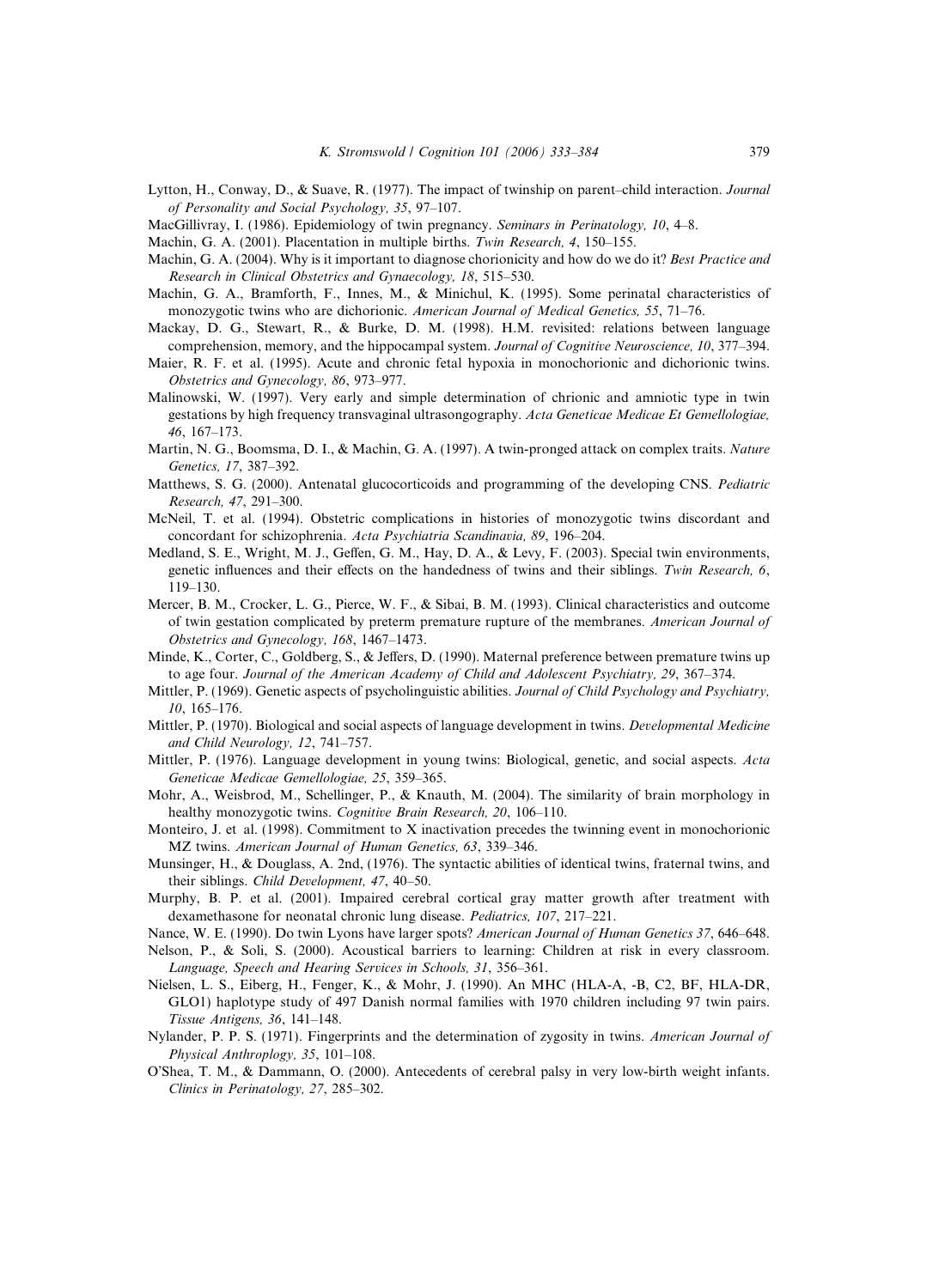Lytton, H., Conway, D., & Suave, R. (1977). The impact of twinship on parent–child interaction. *Journal of Personality and Social Psychology, 35*, 97–107.

MacGillivray, I. (1986). Epidemiology of twin pregnancy. *Seminars in Perinatology, 10*, 4–8.

Machin, G. A. (2001). Placentation in multiple births. *Twin Research, 4*, 150–155.

Machin, G. A. (2004). Why is it important to diagnose chorionicity and how do we do it? *Best Practice and Research in Clinical Obstetrics and Gynaecology, 18*, 515–530.

Machin, G. A., Bramforth, F., Innes, M., & Minichul, K. (1995). Some perinatal characteristics of monozygotic twins who are dichorionic. *American Journal of Medical Genetics, 55*, 71–76.

Mackay, D. G., Stewart, R., & Burke, D. M. (1998). H.M. revisited: relations between language comprehension, memory, and the hippocampal system. *Journal of Cognitive Neuroscience, 10*, 377–394.

Maier, R. F. et al. (1995). Acute and chronic fetal hypoxia in monochorionic and dichorionic twins. *Obstetrics and Gynecology, 86*, 973–977.

Malinowski, W. (1997). Very early and simple determination of chrionic and amniotic type in twin gestations by high frequency transvaginal ultrasongography. *Acta Geneticae Medicae Et Gemellologiae, 46*, 167–173.

Martin, N. G., Boomsma, D. I., & Machin, G. A. (1997). A twin-pronged attack on complex traits. *Nature Genetics, 17*, 387–392.

Matthews, S. G. (2000). Antenatal glucocorticoids and programming of the developing CNS. *Pediatric Research, 47*, 291–300.

McNeil, T. et al. (1994). Obstetric complications in histories of monozygotic twins discordant and concordant for schizophrenia. *Acta Psychiatria Scandinavia, 89*, 196–204.

Medland, S. E., Wright, M. J., Geffen, G. M., Hay, D. A., & Levy, F. (2003). Special twin environments, genetic influences and their effects on the handedness of twins and their siblings. *Twin Research, 6*, 119–130.

Mercer, B. M., Crocker, L. G., Pierce, W. F., & Sibai, B. M. (1993). Clinical characteristics and outcome of twin gestation complicated by preterm premature rupture of the membranes. *American Journal of Obstetrics and Gynecology, 168*, 1467–1473.

Minde, K., Corter, C., Goldberg, S., & Jeffers, D. (1990). Maternal preference between premature twins up to age four. *Journal of the American Academy of Child and Adolescent Psychiatry, 29*, 367–374.

Mittler, P. (1969). Genetic aspects of psycholinguistic abilities. *Journal of Child Psychology and Psychiatry, 10*, 165–176.

Mittler, P. (1970). Biological and social aspects of language development in twins. *Developmental Medicine and Child Neurology, 12*, 741–757.

Mittler, P. (1976). Language development in young twins: Biological, genetic, and social aspects. *Acta Geneticae Medicae Gemellologiae, 25*, 359–365.

Mohr, A., Weisbrod, M., Schellinger, P., & Knauth, M. (2004). The similarity of brain morphology in healthy monozygotic twins. *Cognitive Brain Research, 20*, 106–110.

Monteiro, J. et al. (1998). Commitment to X inactivation precedes the twinning event in monochorionic MZ twins. *American Journal of Human Genetics, 63*, 339–346.

Munsinger, H., & Douglass, A. 2nd, (1976). The syntactic abilities of identical twins, fraternal twins, and their siblings. *Child Development, 47*, 40–50.

Murphy, B. P. et al. (2001). Impaired cerebral cortical gray matter growth after treatment with dexamethasone for neonatal chronic lung disease. *Pediatrics, 107*, 217–221.

Nance, W. E. (1990). Do twin Lyons have larger spots? *American Journal of Human Genetics 37*, 646–648.

Nelson, P., & Soli, S. (2000). Acoustical barriers to learning: Children at risk in every classroom. *Language, Speech and Hearing Services in Schools, 31*, 356–361.

Nielsen, L. S., Eiberg, H., Fenger, K., & Mohr, J. (1990). An MHC (HLA-A, -B, C2, BF, HLA-DR, GLO1) haplotype study of 497 Danish normal families with 1970 children including 97 twin pairs. *Tissue Antigens, 36*, 141–148.

Nylander, P. P. S. (1971). Fingerprints and the determination of zygosity in twins. *American Journal of Physical Anthroplogy, 35*, 101–108.

O'Shea, T. M., & Dammann, O. (2000). Antecedents of cerebral palsy in very low-birth weight infants. *Clinics in Perinatology, 27*, 285–302.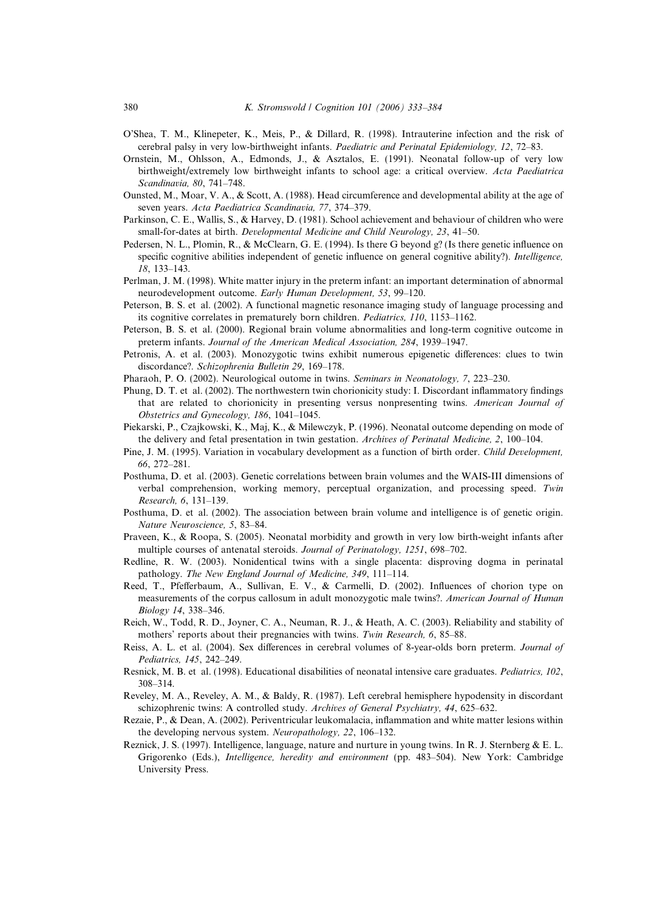O'Shea, T. M., Klinepeter, K., Meis, P., & Dillard, R. (1998). Intrauterine infection and the risk of cerebral palsy in very low-birthweight infants. *Paediatric and Perinatal Epidemiology, 12*, 72–83.

Ornstein, M., Ohlsson, A., Edmonds, J., & Asztalos, E. (1991). Neonatal follow-up of very low birthweight/extremely low birthweight infants to school age: a critical overview. *Acta Paediatrica Scandinavia, 80*, 741–748.

Ounsted, M., Moar, V. A., & Scott, A. (1988). Head circumference and developmental ability at the age of seven years. *Acta Paediatrica Scandinavia, 77*, 374–379.

Parkinson, C. E., Wallis, S., & Harvey, D. (1981). School achievement and behaviour of children who were small-for-dates at birth. *Developmental Medicine and Child Neurology, 23*, 41–50.

Pedersen, N. L., Plomin, R., & McClearn, G. E. (1994). Is there G beyond g? (Is there genetic influence on specific cognitive abilities independent of genetic influence on general cognitive ability?). *Intelligence, 18*, 133–143.

Perlman, J. M. (1998). White matter injury in the preterm infant: an important determination of abnormal neurodevelopment outcome. *Early Human Development, 53*, 99–120.

Peterson, B. S. et al. (2002). A functional magnetic resonance imaging study of language processing and its cognitive correlates in prematurely born children. *Pediatrics, 110*, 1153–1162.

Peterson, B. S. et al. (2000). Regional brain volume abnormalities and long-term cognitive outcome in preterm infants. *Journal of the American Medical Association, 284*, 1939–1947.

Petronis, A. et al. (2003). Monozygotic twins exhibit numerous epigenetic differences: clues to twin discordance?. *Schizophrenia Bulletin 29*, 169–178.

Pharaoh, P. O. (2002). Neurological outome in twins. *Seminars in Neonatology, 7*, 223–230.

Phung, D. T. et al. (2002). The northwestern twin chorionicity study: I. Discordant inflammatory findings that are related to chorionicity in presenting versus nonpresenting twins. *American Journal of Obstetrics and Gynecology, 186*, 1041–1045.

Piekarski, P., Czajkowski, K., Maj, K., & Milewczyk, P. (1996). Neonatal outcome depending on mode of the delivery and fetal presentation in twin gestation. *Archives of Perinatal Medicine, 2*, 100–104.

Pine, J. M. (1995). Variation in vocabulary development as a function of birth order. *Child Development, 66*, 272–281.

Posthuma, D. et al. (2003). Genetic correlations between brain volumes and the WAIS-III dimensions of verbal comprehension, working memory, perceptual organization, and processing speed. *Twin Research, 6*, 131–139.

Posthuma, D. et al. (2002). The association between brain volume and intelligence is of genetic origin. *Nature Neuroscience, 5*, 83–84.

Praveen, K., & Roopa, S. (2005). Neonatal morbidity and growth in very low birth-weight infants after multiple courses of antenatal steroids. *Journal of Perinatology, 1251*, 698–702.

Redline, R. W. (2003). Nonidentical twins with a single placenta: disproving dogma in perinatal pathology. *The New England Journal of Medicine, 349*, 111–114.

Reed, T., Pfefferbaum, A., Sullivan, E. V., & Carmelli, D. (2002). Influences of chorion type on measurements of the corpus callosum in adult monozygotic male twins?. *American Journal of Human Biology 14*, 338–346.

Reich, W., Todd, R. D., Joyner, C. A., Neuman, R. J., & Heath, A. C. (2003). Reliability and stability of mothers' reports about their pregnancies with twins. *Twin Research, 6*, 85–88.

Reiss, A. L. et al. (2004). Sex differences in cerebral volumes of 8-year-olds born preterm. *Journal of Pediatrics, 145*, 242–249.

Resnick, M. B. et al. (1998). Educational disabilities of neonatal intensive care graduates. *Pediatrics, 102*, 308–314.

Reveley, M. A., Reveley, A. M., & Baldy, R. (1987). Left cerebral hemisphere hypodensity in discordant schizophrenic twins: A controlled study. *Archives of General Psychiatry, 44*, 625–632.

Rezaie, P., & Dean, A. (2002). Periventricular leukomalacia, inflammation and white matter lesions within the developing nervous system. *Neuropathology, 22*, 106–132.

Reznick, J. S. (1997). Intelligence, language, nature and nurture in young twins. In R. J. Sternberg & E. L. Grigorenko (Eds.), *Intelligence, heredity and environment* (pp. 483–504). New York: Cambridge University Press.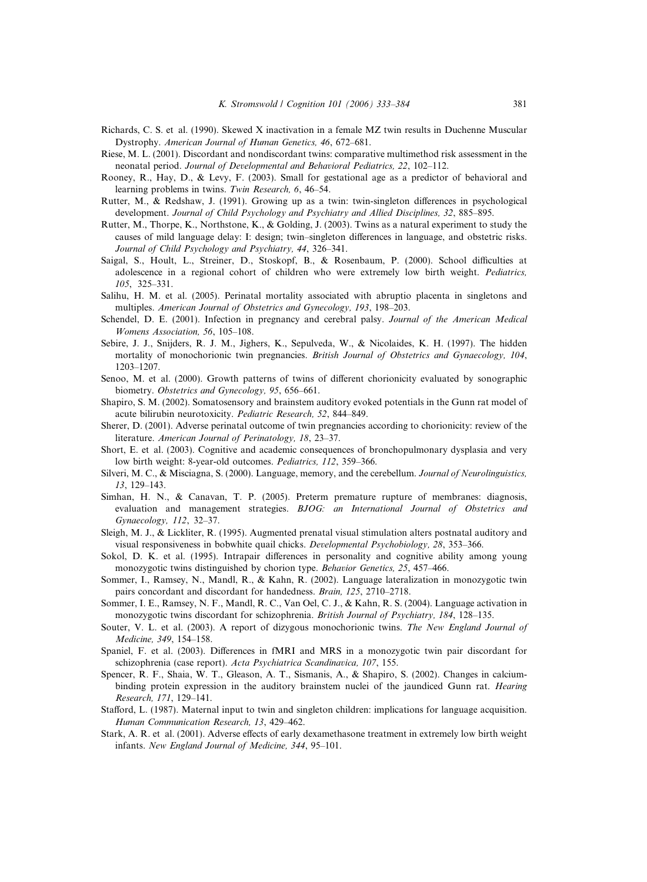Richards, C. S. et al. (1990). Skewed X inactivation in a female MZ twin results in Duchenne Muscular Dystrophy. *American Journal of Human Genetics, 46*, 672–681.

Riese, M. L. (2001). Discordant and nondiscordant twins: comparative multimethod risk assessment in the neonatal period. *Journal of Developmental and Behavioral Pediatrics, 22*, 102–112.

Rooney, R., Hay, D., & Levy, F. (2003). Small for gestational age as a predictor of behavioral and learning problems in twins. *Twin Research, 6*, 46–54.

Rutter, M., & Redshaw, J. (1991). Growing up as a twin: twin-singleton differences in psychological development. *Journal of Child Psychology and Psychiatry and Allied Disciplines, 32*, 885–895.

Rutter, M., Thorpe, K., Northstone, K., & Golding, J. (2003). Twins as a natural experiment to study the causes of mild language delay: I: design; twin–singleton differences in language, and obstetric risks. *Journal of Child Psychology and Psychiatry, 44*, 326–341.

Saigal, S., Hoult, L., Streiner, D., Stoskopf, B., & Rosenbaum, P. (2000). School difficulties at adolescence in a regional cohort of children who were extremely low birth weight. *Pediatrics, 105*, 325–331.

Salihu, H. M. et al. (2005). Perinatal mortality associated with abruptio placenta in singletons and multiples. *American Journal of Obstetrics and Gynecology, 193*, 198–203.

Schendel, D. E. (2001). Infection in pregnancy and cerebral palsy. *Journal of the American Medical Womens Association, 56*, 105–108.

Sebire, J. J., Snijders, R. J. M., Jighers, K., Sepulveda, W., & Nicolaides, K. H. (1997). The hidden mortality of monochorionic twin pregnancies. *British Journal of Obstetrics and Gynaecology, 104*, 1203–1207.

Senoo, M. et al. (2000). Growth patterns of twins of different chorionicity evaluated by sonographic biometry. *Obstetrics and Gynecology, 95*, 656–661.

Shapiro, S. M. (2002). Somatosensory and brainstem auditory evoked potentials in the Gunn rat model of acute bilirubin neurotoxicity. *Pediatric Research, 52*, 844–849.

Sherer, D. (2001). Adverse perinatal outcome of twin pregnancies according to chorionicity: review of the literature. *American Journal of Perinatology, 18*, 23–37.

Short, E. et al. (2003). Cognitive and academic consequences of bronchopulmonary dysplasia and very low birth weight: 8-year-old outcomes. *Pediatrics, 112*, 359–366.

Silveri, M. C., & Misciagna, S. (2000). Language, memory, and the cerebellum. *Journal of Neurolinguistics, 13*, 129–143.

Simhan, H. N., & Canavan, T. P. (2005). Preterm premature rupture of membranes: diagnosis, evaluation and management strategies. *BJOG: an International Journal of Obstetrics and Gynaecology, 112*, 32–37.

Sleigh, M. J., & Lickliter, R. (1995). Augmented prenatal visual stimulation alters postnatal auditory and visual responsiveness in bobwhite quail chicks. *Developmental Psychobiology, 28*, 353–366.

Sokol, D. K. et al. (1995). Intrapair differences in personality and cognitive ability among young monozygotic twins distinguished by chorion type. *Behavior Genetics, 25*, 457–466.

Sommer, I., Ramsey, N., Mandl, R., & Kahn, R. (2002). Language lateralization in monozygotic twin pairs concordant and discordant for handedness. *Brain, 125*, 2710–2718.

Sommer, I. E., Ramsey, N. F., Mandl, R. C., Van Oel, C. J., & Kahn, R. S. (2004). Language activation in monozygotic twins discordant for schizophrenia. *British Journal of Psychiatry, 184*, 128–135.

Souter, V. L. et al. (2003). A report of dizygous monochorionic twins. *The New England Journal of Medicine, 349*, 154–158.

Spaniel, F. et al. (2003). Differences in fMRI and MRS in a monozygotic twin pair discordant for schizophrenia (case report). *Acta Psychiatrica Scandinavica, 107*, 155.

Spencer, R. F., Shaia, W. T., Gleason, A. T., Sismanis, A., & Shapiro, S. (2002). Changes in calcium-binding protein expression in the auditory brainstem nuclei of the jaundiced Gunn rat. *Hearing Research, 171*, 129–141.

Stafford, L. (1987). Maternal input to twin and singleton children: implications for language acquisition. *Human Communication Research, 13*, 429–462.

Stark, A. R. et al. (2001). Adverse effects of early dexamethasone treatment in extremely low birth weight infants. *New England Journal of Medicine, 344*, 95–101.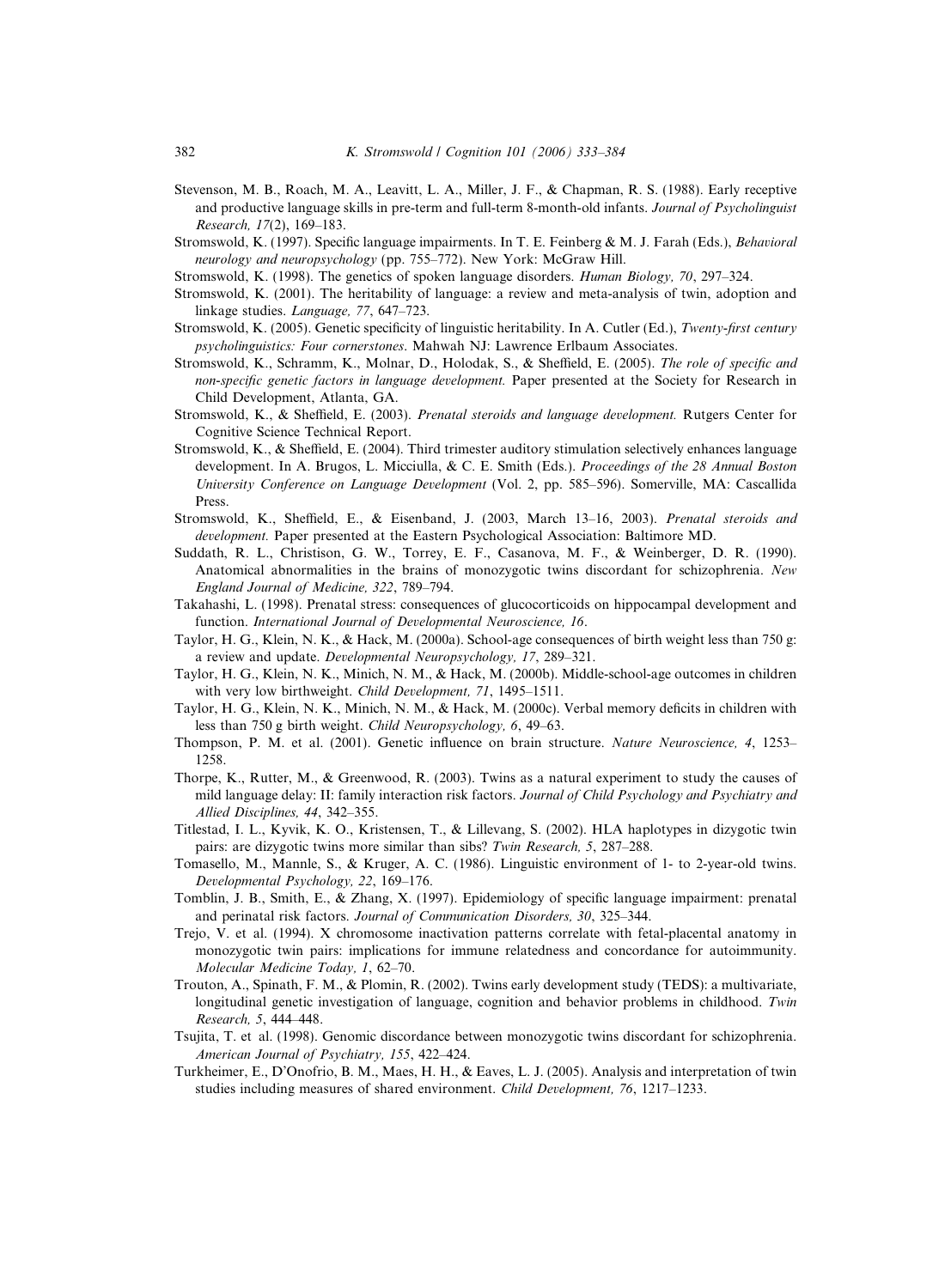Stevenson, M. B., Roach, M. A., Leavitt, L. A., Miller, J. F., & Chapman, R. S. (1988). Early receptive and productive language skills in pre-term and full-term 8-month-old infants. *Journal of Psycholinguist Research, 17*(2), 169–183.

Stromswold, K. (1997). Specific language impairments. In T. E. Feinberg & M. J. Farah (Eds.), *Behavioral neurology and neuropsychology* (pp. 755–772). New York: McGraw Hill.

Stromswold, K. (1998). The genetics of spoken language disorders. *Human Biology, 70*, 297–324.

Stromswold, K. (2001). The heritability of language: a review and meta-analysis of twin, adoption and linkage studies. *Language, 77*, 647–723.

Stromswold, K. (2005). Genetic specificity of linguistic heritability. In A. Cutler (Ed.), *Twenty-first century psycholinguistics: Four cornerstones*. Mahwah NJ: Lawrence Erlbaum Associates.

Stromswold, K., Schramm, K., Molnar, D., Holodak, S., & Sheffield, E. (2005). *The role of specific and non-specific genetic factors in language development.* Paper presented at the Society for Research in Child Development, Atlanta, GA.

Stromswold, K., & Sheffield, E. (2003). *Prenatal steroids and language development.* Rutgers Center for Cognitive Science Technical Report.

Stromswold, K., & Sheffield, E. (2004). Third trimester auditory stimulation selectively enhances language development. In A. Brugos, L. Micciulla, & C. E. Smith (Eds.). *Proceedings of the 28 Annual Boston University Conference on Language Development* (Vol. 2, pp. 585–596). Somerville, MA: Cascallida Press.

Stromswold, K., Sheffield, E., & Eisenband, J. (2003, March 13–16, 2003). *Prenatal steroids and development.* Paper presented at the Eastern Psychological Association: Baltimore MD.

Suddath, R. L., Christison, G. W., Torrey, E. F., Casanova, M. F., & Weinberger, D. R. (1990). Anatomical abnormalities in the brains of monozygotic twins discordant for schizophrenia. *New England Journal of Medicine, 322*, 789–794.

Takahashi, L. (1998). Prenatal stress: consequences of glucocorticoids on hippocampal development and function. *International Journal of Developmental Neuroscience, 16*.

Taylor, H. G., Klein, N. K., & Hack, M. (2000a). School-age consequences of birth weight less than 750 g: a review and update. *Developmental Neuropsychology, 17*, 289–321.

Taylor, H. G., Klein, N. K., Minich, N. M., & Hack, M. (2000b). Middle-school-age outcomes in children with very low birthweight. *Child Development, 71*, 1495–1511.

Taylor, H. G., Klein, N. K., Minich, N. M., & Hack, M. (2000c). Verbal memory deficits in children with less than 750 g birth weight. *Child Neuropsychology, 6*, 49–63.

Thompson, P. M. et al. (2001). Genetic influence on brain structure. *Nature Neuroscience, 4*, 1253–1258.

Thorpe, K., Rutter, M., & Greenwood, R. (2003). Twins as a natural experiment to study the causes of mild language delay: II: family interaction risk factors. *Journal of Child Psychology and Psychiatry and Allied Disciplines, 44*, 342–355.

Titlestad, I. L., Kyvik, K. O., Kristensen, T., & Lillevang, S. (2002). HLA haplotypes in dizygotic twin pairs: are dizygotic twins more similar than sibs? *Twin Research, 5*, 287–288.

Tomasello, M., Mannle, S., & Kruger, A. C. (1986). Linguistic environment of 1- to 2-year-old twins. *Developmental Psychology, 22*, 169–176.

Tomblin, J. B., Smith, E., & Zhang, X. (1997). Epidemiology of specific language impairment: prenatal and perinatal risk factors. *Journal of Communication Disorders, 30*, 325–344.

Trejo, V. et al. (1994). X chromosome inactivation patterns correlate with fetal-placental anatomy in monozygotic twin pairs: implications for immune relatedness and concordance for autoimmunity. *Molecular Medicine Today, 1*, 62–70.

Trouton, A., Spinath, F. M., & Plomin, R. (2002). Twins early development study (TEDS): a multivariate, longitudinal genetic investigation of language, cognition and behavior problems in childhood. *Twin Research, 5*, 444–448.

Tsujita, T. et al. (1998). Genomic discordance between monozygotic twins discordant for schizophrenia. *American Journal of Psychiatry, 155*, 422–424.

Turkheimer, E., D'Onofrio, B. M., Maes, H. H., & Eaves, L. J. (2005). Analysis and interpretation of twin studies including measures of shared environment. *Child Development, 76*, 1217–1233.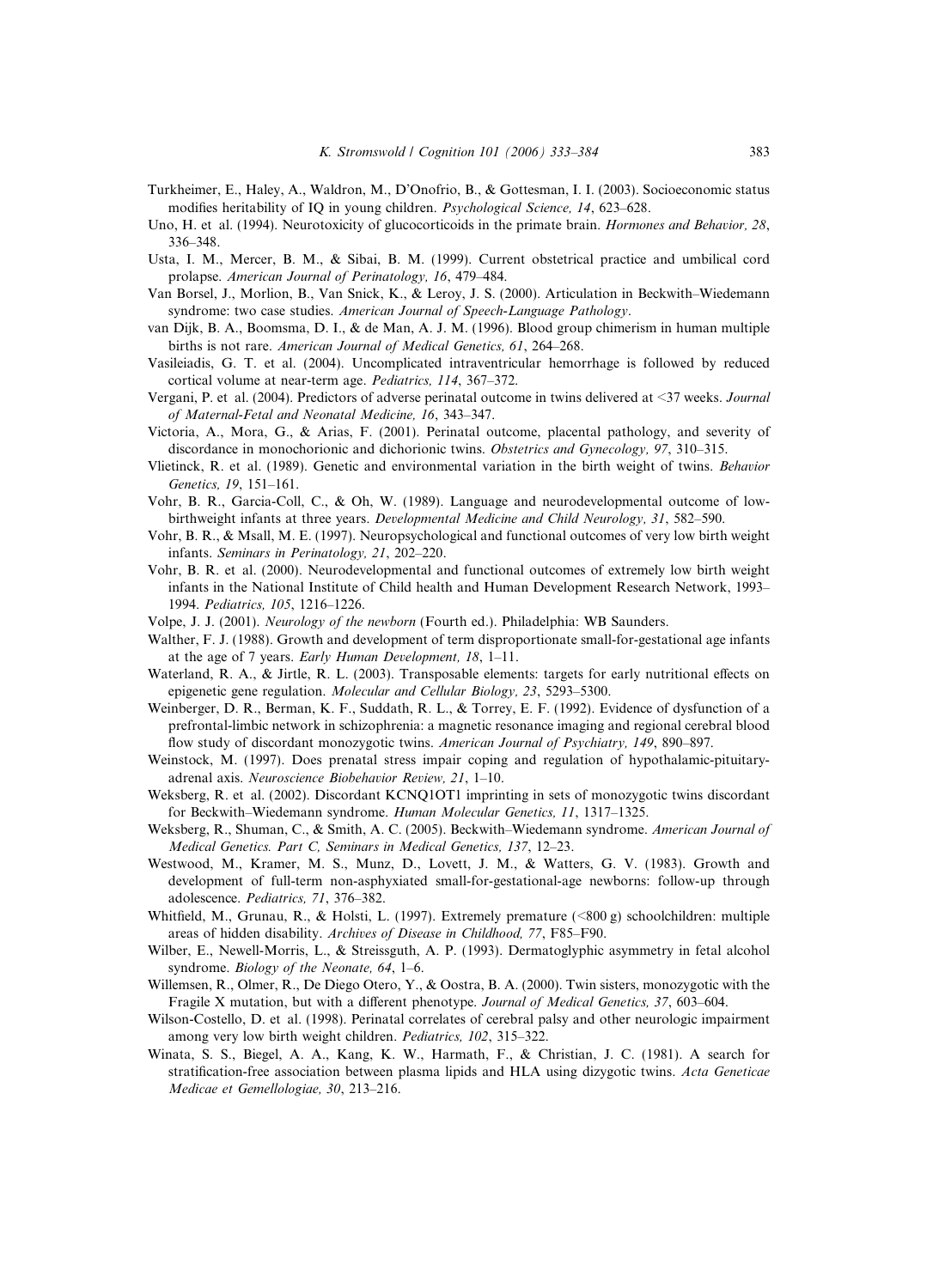Turkheimer, E., Haley, A., Waldron, M., D'Onofrio, B., & Gottesman, I. I. (2003). Socioeconomic status modifies heritability of IQ in young children. *Psychological Science, 14*, 623–628.

Uno, H. et al. (1994). Neurotoxicity of glucocorticoids in the primate brain. *Hormones and Behavior, 28*, 336–348.

Usta, I. M., Mercer, B. M., & Sibai, B. M. (1999). Current obstetrical practice and umbilical cord prolapse. *American Journal of Perinatology, 16*, 479–484.

Van Borsel, J., Morlion, B., Van Snick, K., & Leroy, J. S. (2000). Articulation in Beckwith–Wiedemann syndrome: two case studies. *American Journal of Speech-Language Pathology*.

van Dijk, B. A., Boomsma, D. I., & de Man, A. J. M. (1996). Blood group chimerism in human multiple births is not rare. *American Journal of Medical Genetics, 61*, 264–268.

Vasileiadis, G. T. et al. (2004). Uncomplicated intraventricular hemorrhage is followed by reduced cortical volume at near-term age. *Pediatrics, 114*, 367–372.

Vergani, P. et al. (2004). Predictors of adverse perinatal outcome in twins delivered at <37 weeks. *Journal of Maternal-Fetal and Neonatal Medicine, 16*, 343–347.

Victoria, A., Mora, G., & Arias, F. (2001). Perinatal outcome, placental pathology, and severity of discordance in monochorionic and dichorionic twins. *Obstetrics and Gynecology, 97*, 310–315.

Vlietinck, R. et al. (1989). Genetic and environmental variation in the birth weight of twins. *Behavior Genetics, 19*, 151–161.

Vohr, B. R., Garcia-Coll, C., & Oh, W. (1989). Language and neurodevelopmental outcome of low-birthweight infants at three years. *Developmental Medicine and Child Neurology, 31*, 582–590.

Vohr, B. R., & Msall, M. E. (1997). Neuropsychological and functional outcomes of very low birth weight infants. *Seminars in Perinatology, 21*, 202–220.

Vohr, B. R. et al. (2000). Neurodevelopmental and functional outcomes of extremely low birth weight infants in the National Institute of Child health and Human Development Research Network, 1993–1994. *Pediatrics, 105*, 1216–1226.

Volpe, J. J. (2001). *Neurology of the newborn* (Fourth ed.). Philadelphia: WB Saunders.

Walther, F. J. (1988). Growth and development of term disproportionate small-for-gestational age infants at the age of 7 years. *Early Human Development, 18*, 1–11.

Waterland, R. A., & Jirtle, R. L. (2003). Transposable elements: targets for early nutritional effects on epigenetic gene regulation. *Molecular and Cellular Biology, 23*, 5293–5300.

Weinberger, D. R., Berman, K. F., Suddath, R. L., & Torrey, E. F. (1992). Evidence of dysfunction of a prefrontal-limbic network in schizophrenia: a magnetic resonance imaging and regional cerebral blood flow study of discordant monozygotic twins. *American Journal of Psychiatry, 149*, 890–897.

Weinstock, M. (1997). Does prenatal stress impair coping and regulation of hypothalamic-pituitary-adrenal axis. *Neuroscience Biobehavior Review, 21*, 1–10.

Weksberg, R. et al. (2002). Discordant KCNQ1OT1 imprinting in sets of monozygotic twins discordant for Beckwith–Wiedemann syndrome. *Human Molecular Genetics, 11*, 1317–1325.

Weksberg, R., Shuman, C., & Smith, A. C. (2005). Beckwith–Wiedemann syndrome. *American Journal of Medical Genetics. Part C, Seminars in Medical Genetics, 137*, 12–23.

Westwood, M., Kramer, M. S., Munz, D., Lovett, J. M., & Watters, G. V. (1983). Growth and development of full-term non-asphyxiated small-for-gestational-age newborns: follow-up through adolescence. *Pediatrics, 71*, 376–382.

Whitfield, M., Grunau, R., & Holsti, L. (1997). Extremely premature (<800 g) schoolchildren: multiple areas of hidden disability. *Archives of Disease in Childhood, 77*, F85–F90.

Wilber, E., Newell-Morris, L., & Streissguth, A. P. (1993). Dermatoglyphic asymmetry in fetal alcohol syndrome. *Biology of the Neonate, 64*, 1–6.

Willemsen, R., Olmer, R., De Diego Otero, Y., & Oostra, B. A. (2000). Twin sisters, monozygotic with the Fragile X mutation, but with a different phenotype. *Journal of Medical Genetics, 37*, 603–604.

Wilson-Costello, D. et al. (1998). Perinatal correlates of cerebral palsy and other neurologic impairment among very low birth weight children. *Pediatrics, 102*, 315–322.

Winata, S. S., Biegel, A. A., Kang, K. W., Harmath, F., & Christian, J. C. (1981). A search for stratification-free association between plasma lipids and HLA using dizygotic twins. *Acta Geneticae Medicae et Gemellologiae, 30*, 213–216.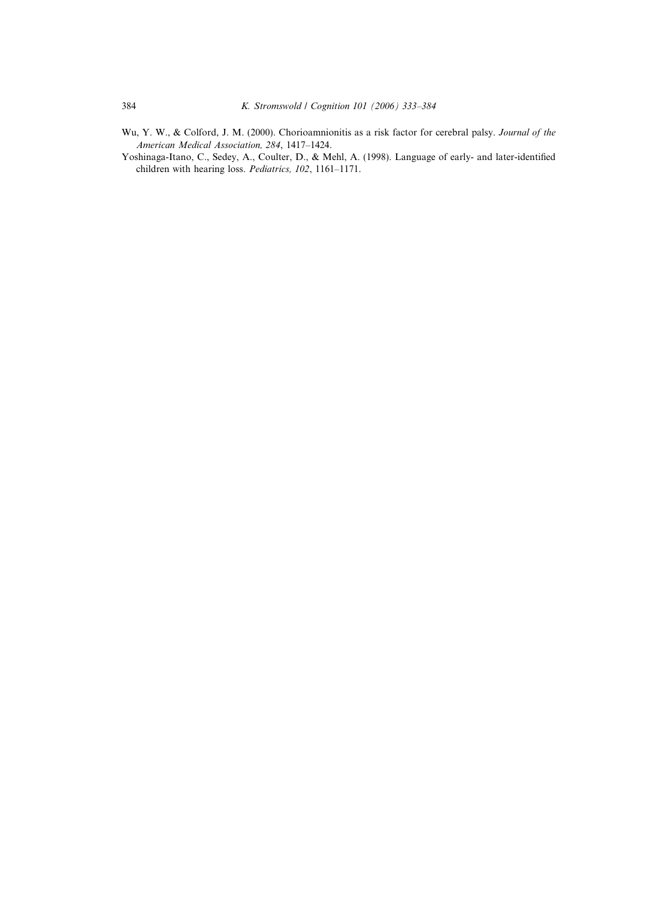Wu, Y. W., & Colford, J. M. (2000). Chorioamnionitis as a risk factor for cerebral palsy. *Journal of the American Medical Association, 284*, 1417–1424.

Yoshinaga-Itano, C., Sedey, A., Coulter, D., & Mehl, A. (1998). Language of early- and later-identified children with hearing loss. *Pediatrics, 102*, 1161–1171.